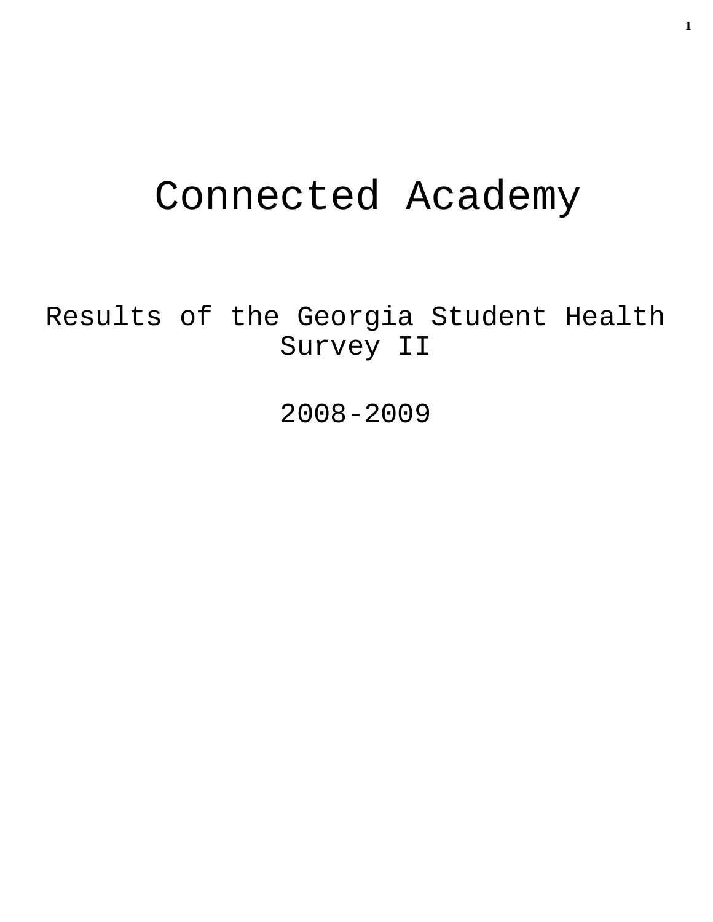# Connected Academy

## Results of the Georgia Student Health Survey II

## 2008-2009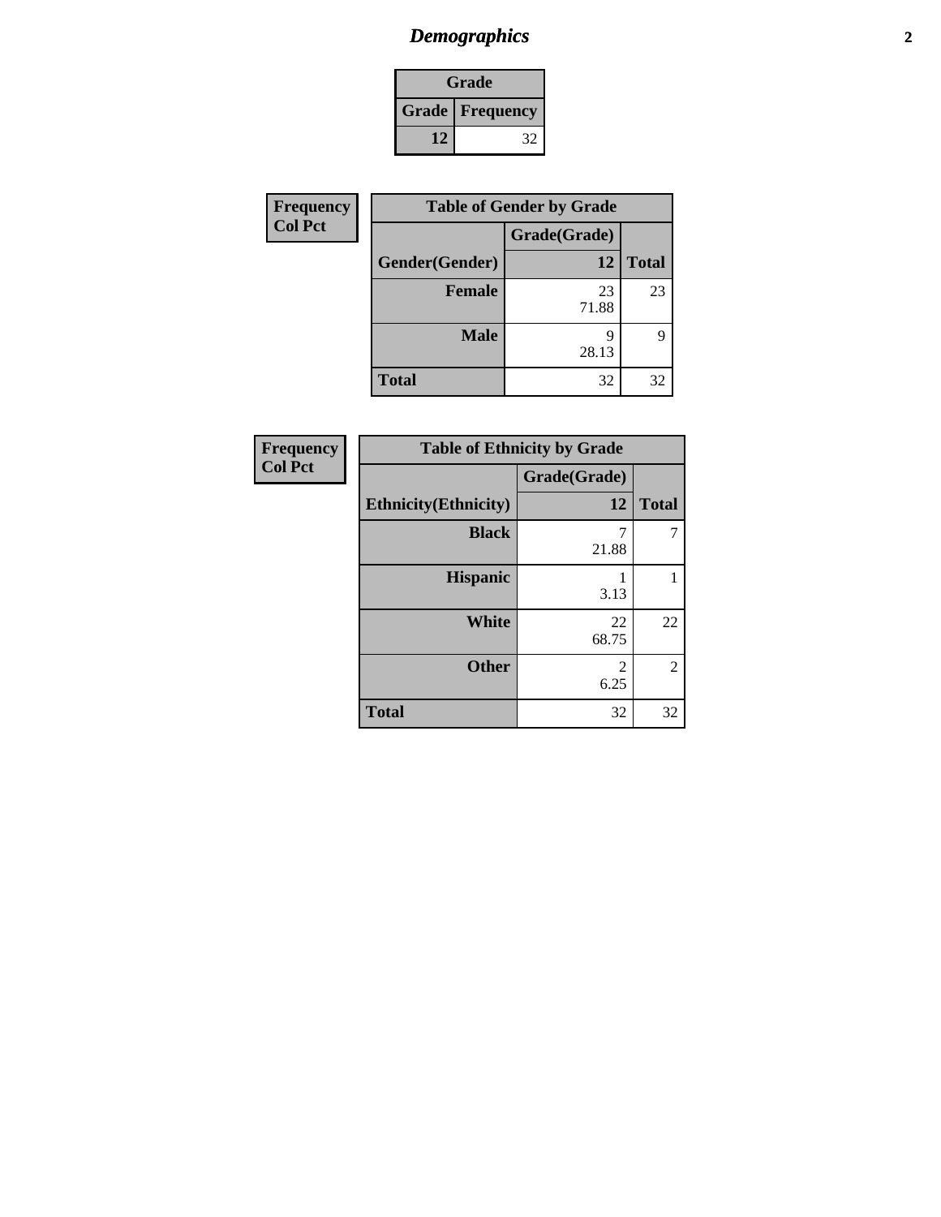# *Demographics*

| Grade | |
|---|---|
| **Grade** | **Frequency** |
| **12** | 32 |

| Frequency<br>Col Pct |
|---|

| Table of Gender by Grade | | |
|---|---|---|
| | **Grade(Grade)** | |
| **Gender(Gender)** | **12** | **Total** |
| **Female** | 23<br>71.88 | 23 |
| **Male** | 9<br>28.13 | 9 |
| **Total** | 32 | 32 |

| Frequency<br>Col Pct |
|---|

| Table of Ethnicity by Grade | | |
|---|---|---|
| | **Grade(Grade)** | |
| **Ethnicity(Ethnicity)** | **12** | **Total** |
| **Black** | 7<br>21.88 | 7 |
| **Hispanic** | 1<br>3.13 | 1 |
| **White** | 22<br>68.75 | 22 |
| **Other** | 2<br>6.25 | 2 |
| **Total** | 32 | 32 |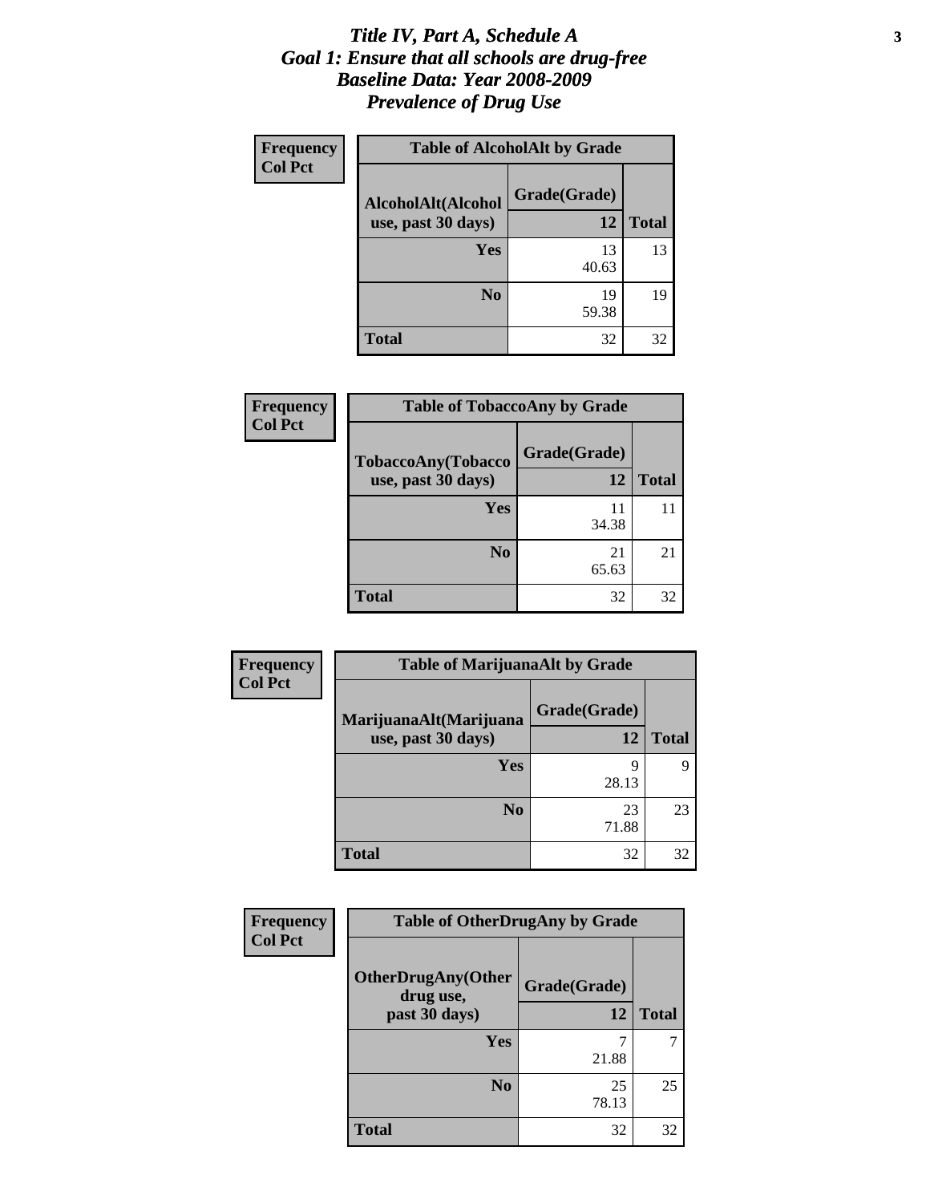# *Title IV, Part A, Schedule A*
# *Goal 1: Ensure that all schools are drug-free*
# *Baseline Data: Year 2008-2009*
# *Prevalence of Drug Use*

**Frequency**
**Col Pct**

| Table of AlcoholAlt by Grade | | |
|---|---|---|
| **AlcoholAlt(Alcohol use, past 30 days)** | **Grade(Grade)** | |
| | **12** | **Total** |
| **Yes** | 13<br>40.63 | 13 |
| **No** | 19<br>59.38 | 19 |
| **Total** | 32 | 32 |

**Frequency**
**Col Pct**

| Table of TobaccoAny by Grade | | |
|---|---|---|
| **TobaccoAny(Tobacco use, past 30 days)** | **Grade(Grade)** | |
| | **12** | **Total** |
| **Yes** | 11<br>34.38 | 11 |
| **No** | 21<br>65.63 | 21 |
| **Total** | 32 | 32 |

**Frequency**
**Col Pct**

| Table of MarijuanaAlt by Grade | | |
|---|---|---|
| **MarijuanaAlt(Marijuana use, past 30 days)** | **Grade(Grade)** | |
| | **12** | **Total** |
| **Yes** | 9<br>28.13 | 9 |
| **No** | 23<br>71.88 | 23 |
| **Total** | 32 | 32 |

**Frequency**
**Col Pct**

| Table of OtherDrugAny by Grade | | |
|---|---|---|
| **OtherDrugAny(Other drug use, past 30 days)** | **Grade(Grade)** | |
| | **12** | **Total** |
| **Yes** | 7<br>21.88 | 7 |
| **No** | 25<br>78.13 | 25 |
| **Total** | 32 | 32 |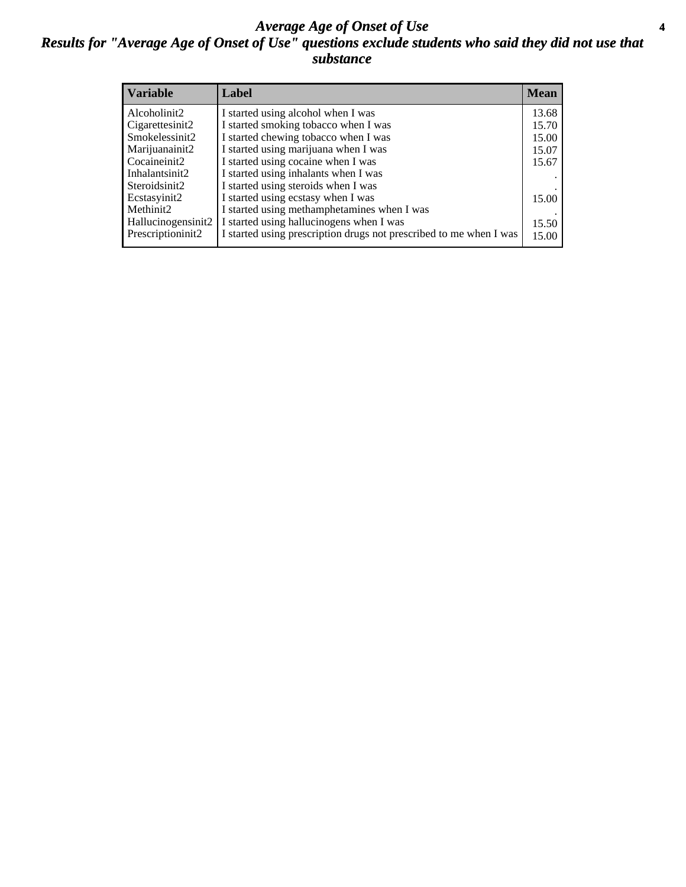# *Average Age of Onset of Use*

## *Results for "Average Age of Onset of Use" questions exclude students who said they did not use that substance*

| Variable | Label | Mean |
|---|---|---|
| Alcoholinit2 | I started using alcohol when I was | 13.68 |
| Cigarettesinit2 | I started smoking tobacco when I was | 15.70 |
| Smokelessinit2 | I started chewing tobacco when I was | 15.00 |
| Marijuanainit2 | I started using marijuana when I was | 15.07 |
| Cocaineinit2 | I started using cocaine when I was | 15.67 |
| Inhalantsinit2 | I started using inhalants when I was | . |
| Steroidsinit2 | I started using steroids when I was | . |
| Ecstasyinit2 | I started using ecstasy when I was | 15.00 |
| Methinit2 | I started using methamphetamines when I was | . |
| Hallucinogensinit2 | I started using hallucinogens when I was | 15.50 |
| Prescriptioninit2 | I started using prescription drugs not prescribed to me when I was | 15.00 |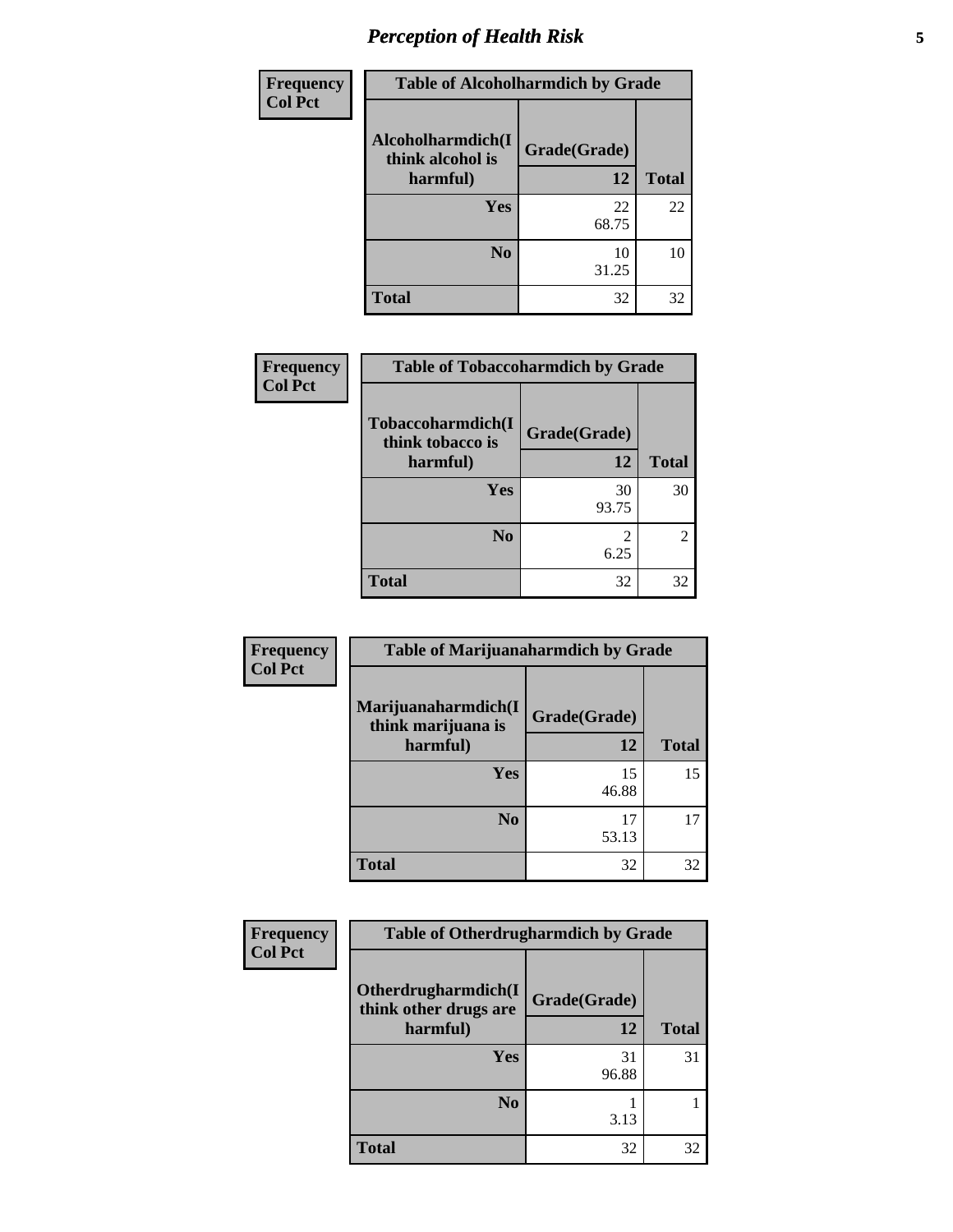## Perception of Health Risk

| Frequency<br>Col Pct | Table of Alcoholharmdich by Grade | |
|---|---|---|
| Alcoholharmdich(I think alcohol is harmful) | Grade(Grade)<br>12 | Total |
| Yes | 22<br>68.75 | 22 |
| No | 10<br>31.25 | 10 |
| Total | 32 | 32 |

| Frequency<br>Col Pct | Table of Tobaccoharmdich by Grade | |
|---|---|---|
| Tobaccoharmdich(I think tobacco is harmful) | Grade(Grade)<br>12 | Total |
| Yes | 30<br>93.75 | 30 |
| No | 2<br>6.25 | 2 |
| Total | 32 | 32 |

| Frequency<br>Col Pct | Table of Marijuanaharmdich by Grade | |
|---|---|---|
| Marijuanaharmdich(I think marijuana is harmful) | Grade(Grade)<br>12 | Total |
| Yes | 15<br>46.88 | 15 |
| No | 17<br>53.13 | 17 |
| Total | 32 | 32 |

| Frequency<br>Col Pct | Table of Otherdrugharmdich by Grade | |
|---|---|---|
| Otherdrugharmdich(I think other drugs are harmful) | Grade(Grade)<br>12 | Total |
| Yes | 31<br>96.88 | 31 |
| No | 1<br>3.13 | 1 |
| Total | 32 | 32 |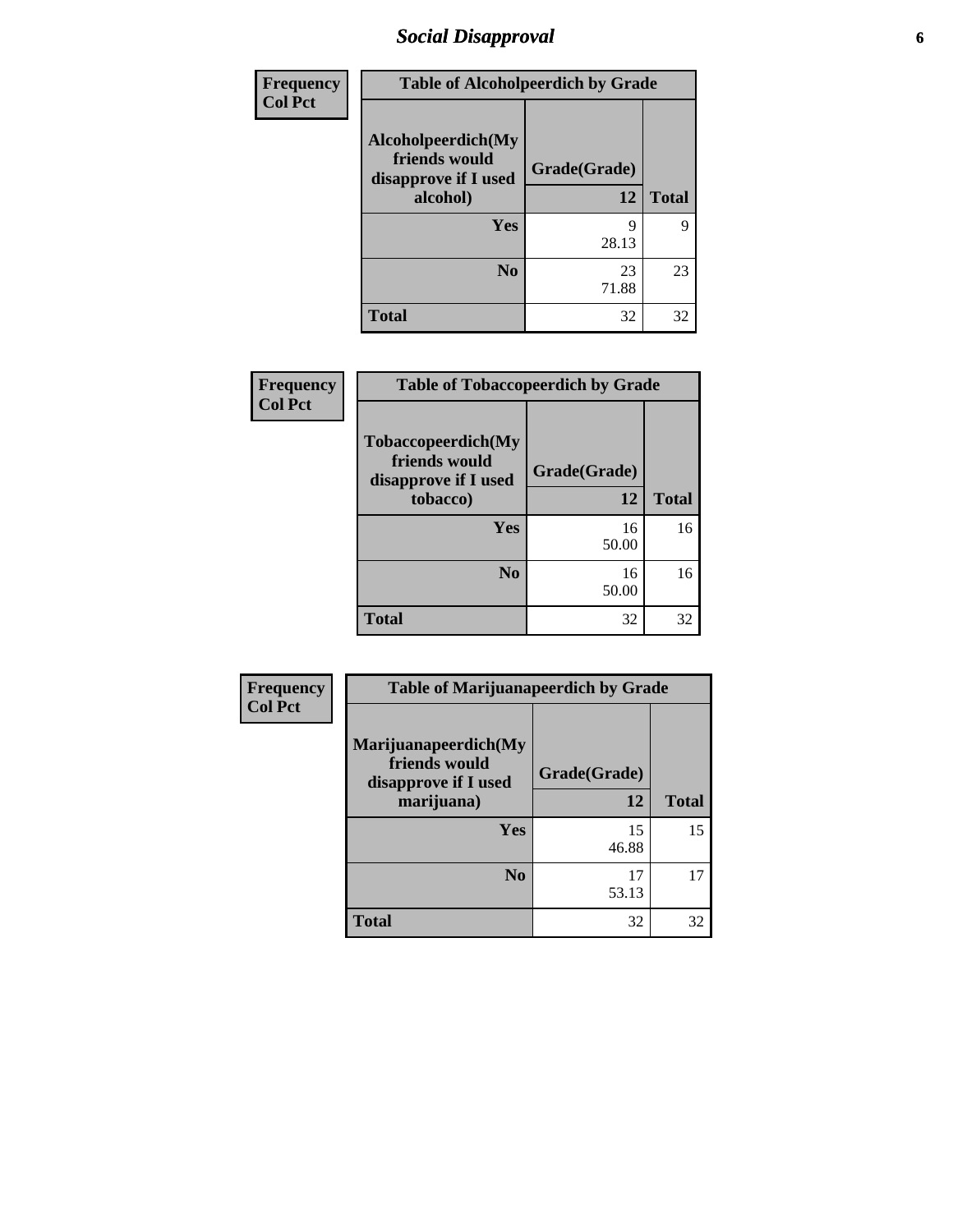# *Social Disapproval*

| Frequency<br>Col Pct |
|---|

**Table of Alcoholpeerdich by Grade**

| Alcoholpeerdich(My friends would disapprove if I used alcohol) | Grade(Grade) 12 | Total |
|---|---|---|
| Yes | 9<br>28.13 | 9 |
| No | 23<br>71.88 | 23 |
| Total | 32 | 32 |

| Frequency<br>Col Pct |
|---|

**Table of Tobaccopeerdich by Grade**

| Tobaccopeerdich(My friends would disapprove if I used tobacco) | Grade(Grade) 12 | Total |
|---|---|---|
| Yes | 16<br>50.00 | 16 |
| No | 16<br>50.00 | 16 |
| Total | 32 | 32 |

| Frequency<br>Col Pct |
|---|

**Table of Marijuanapeerdich by Grade**

| Marijuanapeerdich(My friends would disapprove if I used marijuana) | Grade(Grade) 12 | Total |
|---|---|---|
| Yes | 15<br>46.88 | 15 |
| No | 17<br>53.13 | 17 |
| Total | 32 | 32 |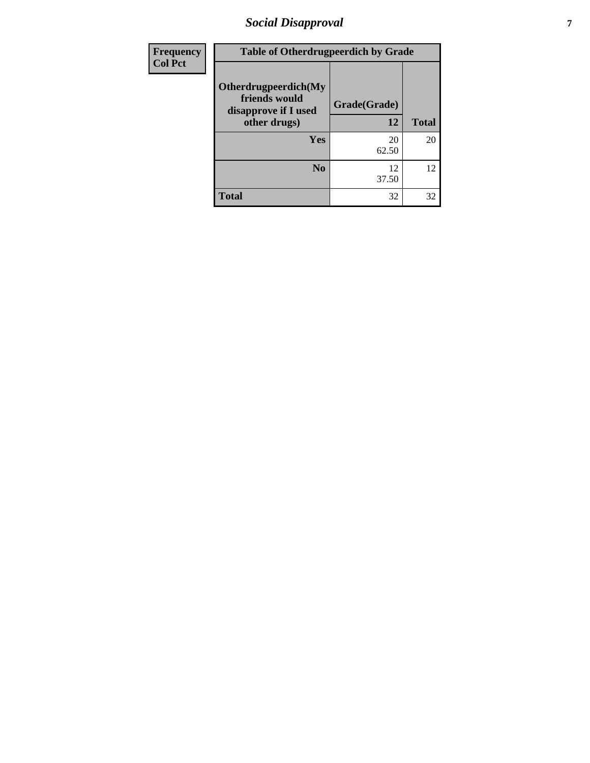| Frequency Col Pct |
|---|

| Table of Otherdrugpeerdich by Grade | | |
|---|---|---|
| Otherdrugpeerdich(My friends would disapprove if I used other drugs) | Grade(Grade) | |
| | 12 | Total |
| Yes | 20<br>62.50 | 20 |
| No | 12<br>37.50 | 12 |
| Total | 32 | 32 |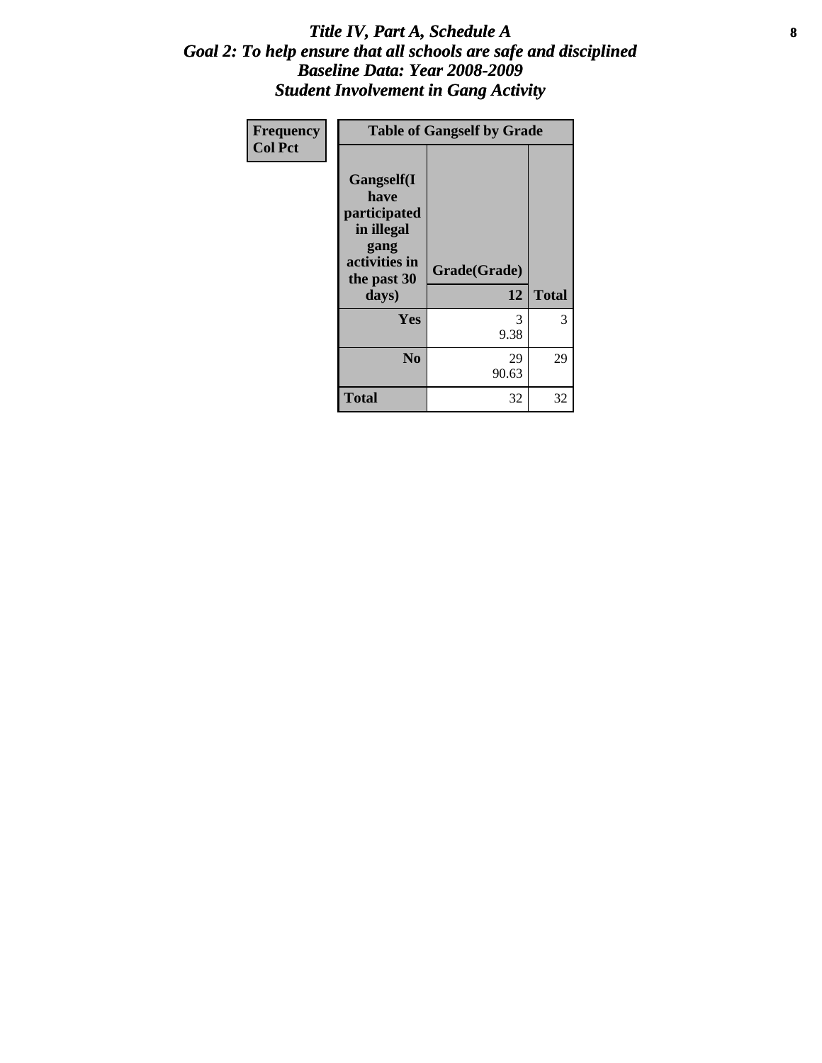# *Title IV, Part A, Schedule A*
## *Goal 2: To help ensure that all schools are safe and disciplined*
## *Baseline Data: Year 2008-2009*
## *Student Involvement in Gang Activity*

| Frequency<br>Col Pct | Table of Gangself by Grade | |
|---|---|---|
| Gangself(I have participated in illegal gang activities in the past 30 days) | Grade(Grade)<br>12 | Total |
| Yes | 3<br>9.38 | 3 |
| No | 29<br>90.63 | 29 |
| Total | 32 | 32 |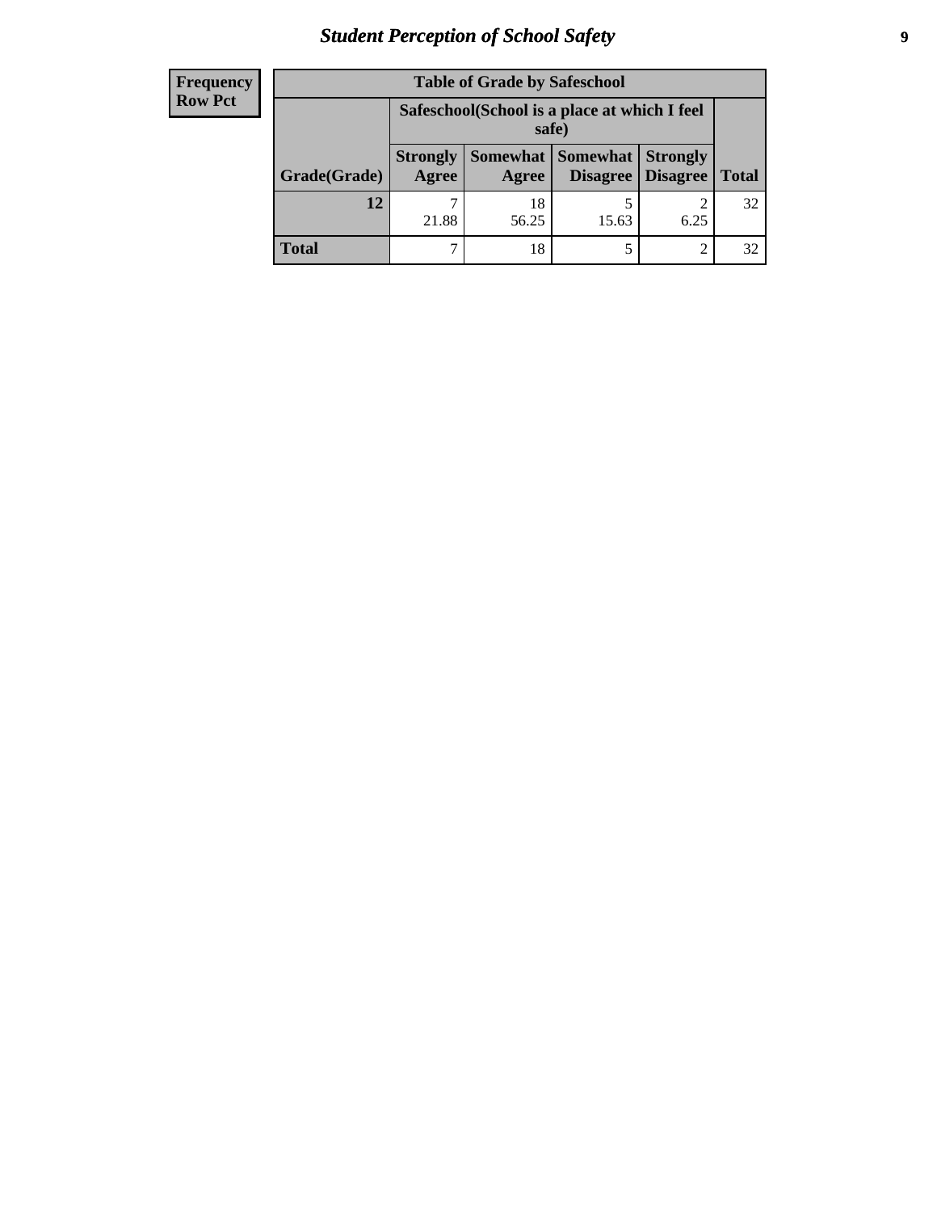| Frequency Row Pct | Table of Grade by Safeschool | | | | |
|---|---|---|---|---|---|
| | Safeschool(School is a place at which I feel safe) | | | | |
| Grade(Grade) | Strongly Agree | Somewhat Agree | Somewhat Disagree | Strongly Disagree | Total |
| 12 | 7<br>21.88 | 18<br>56.25 | 5<br>15.63 | 2<br>6.25 | 32 |
| Total | 7 | 18 | 5 | 2 | 32 |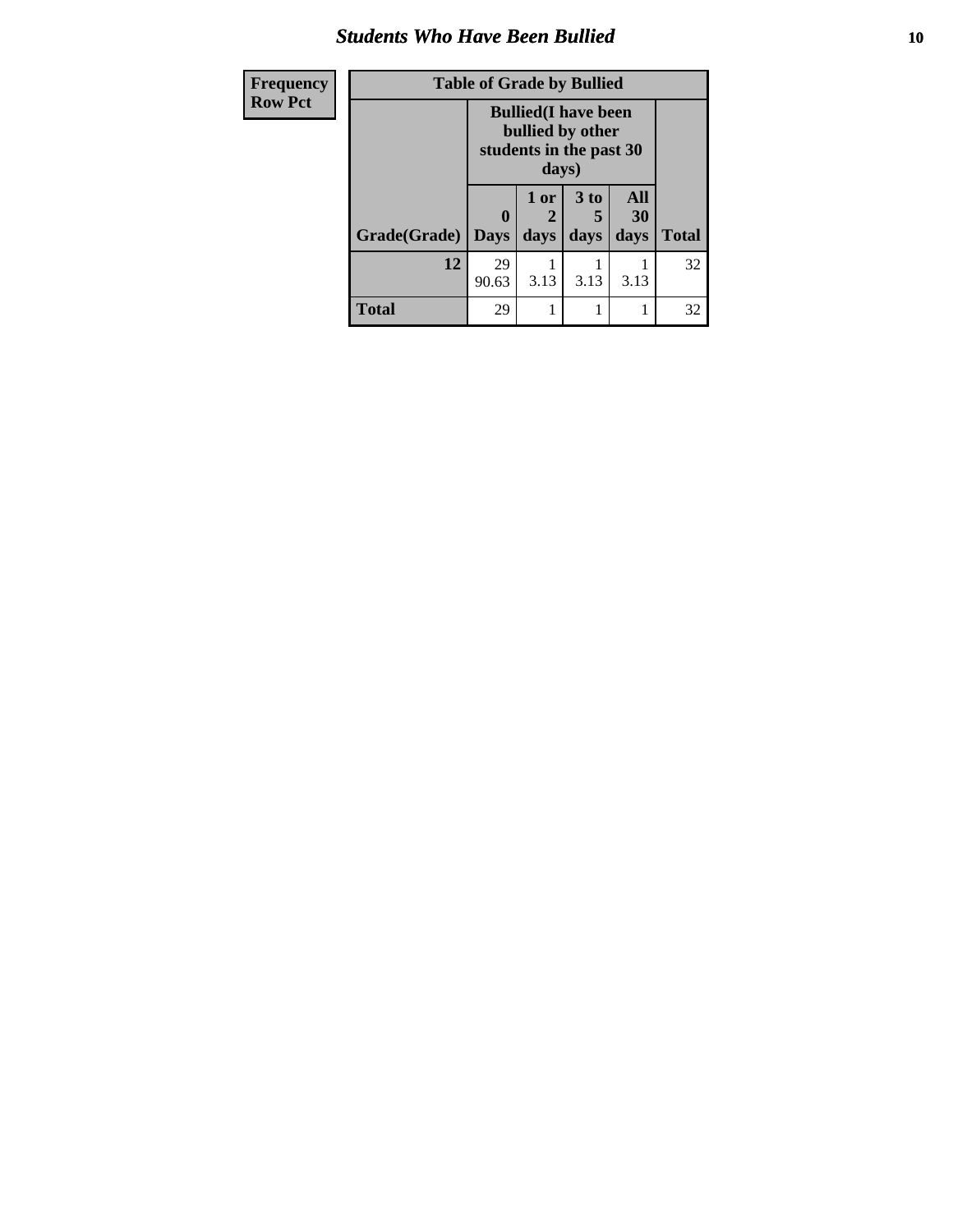# Students Who Have Been Bullied

| Frequency<br>Row Pct | Table of Grade by Bullied | | | | |
|---|---|---|---|---|---|
| | Bullied(I have been bullied by other students in the past 30 days) | | | | |
| Grade(Grade) | 0 Days | 1 or 2 days | 3 to 5 days | All 30 days | Total |
| 12 | 29<br>90.63 | 1<br>3.13 | 1<br>3.13 | 1<br>3.13 | 32 |
| Total | 29 | 1 | 1 | 1 | 32 |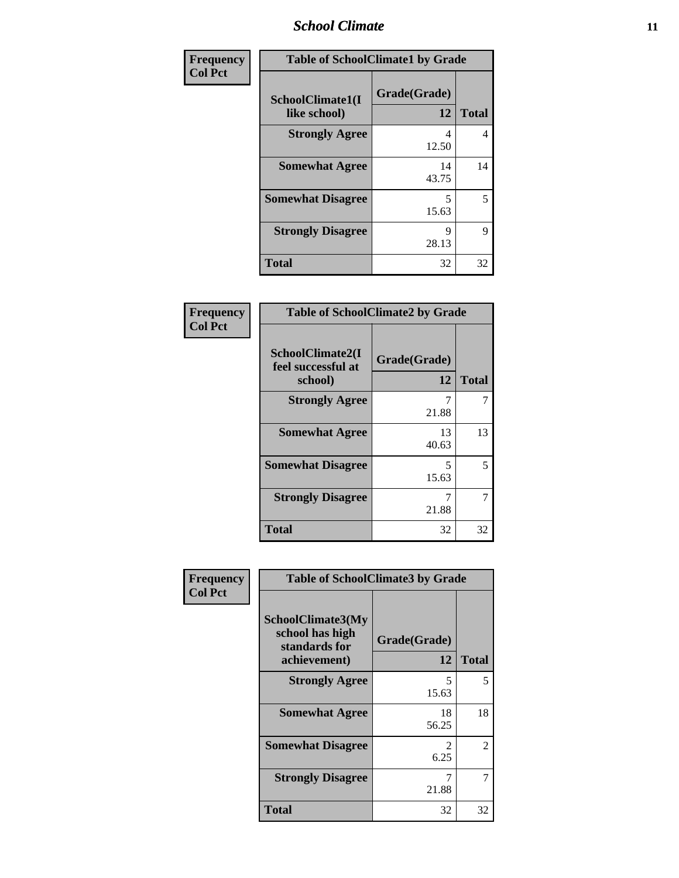| Frequency<br>Col Pct | Table of SchoolClimate1 by Grade | |
|---|---|---|
| SchoolClimate1(I like school) | Grade(Grade)<br>12 | Total |
| Strongly Agree | 4<br>12.50 | 4 |
| Somewhat Agree | 14<br>43.75 | 14 |
| Somewhat Disagree | 5<br>15.63 | 5 |
| Strongly Disagree | 9<br>28.13 | 9 |
| Total | 32 | 32 |

| Frequency<br>Col Pct | Table of SchoolClimate2 by Grade | |
|---|---|---|
| SchoolClimate2(I feel successful at school) | Grade(Grade)<br>12 | Total |
| Strongly Agree | 7<br>21.88 | 7 |
| Somewhat Agree | 13<br>40.63 | 13 |
| Somewhat Disagree | 5<br>15.63 | 5 |
| Strongly Disagree | 7<br>21.88 | 7 |
| Total | 32 | 32 |

| Frequency<br>Col Pct | Table of SchoolClimate3 by Grade | |
|---|---|---|
| SchoolClimate3(My school has high standards for achievement) | Grade(Grade)<br>12 | Total |
| Strongly Agree | 5<br>15.63 | 5 |
| Somewhat Agree | 18<br>56.25 | 18 |
| Somewhat Disagree | 2<br>6.25 | 2 |
| Strongly Disagree | 7<br>21.88 | 7 |
| Total | 32 | 32 |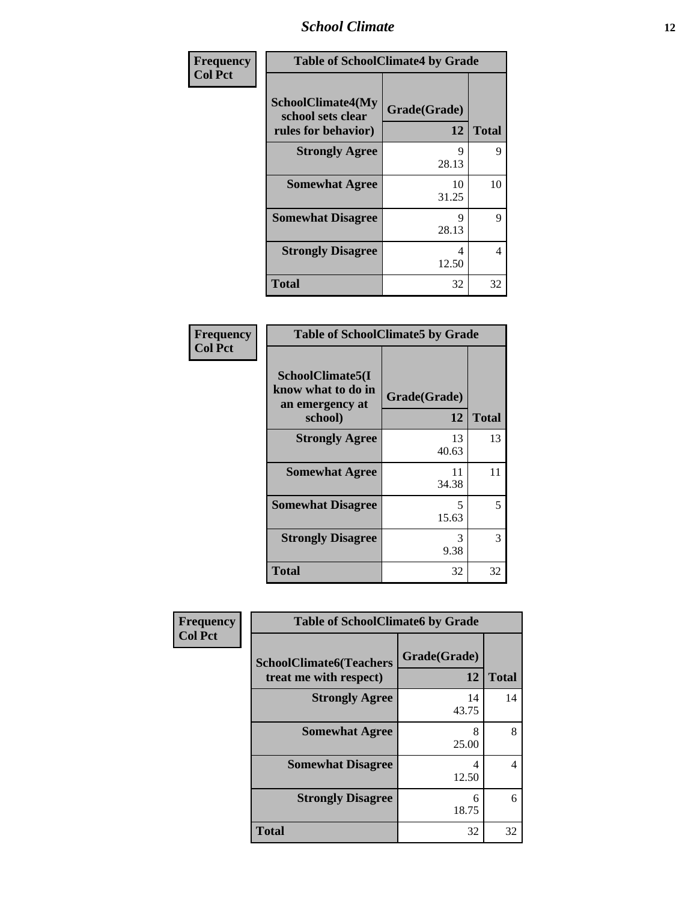| Frequency Col Pct | Table of SchoolClimate4 by Grade | |
|---|---|---|
| SchoolClimate4(My school sets clear rules for behavior) | Grade(Grade) 12 | Total |
| Strongly Agree | 9 28.13 | 9 |
| Somewhat Agree | 10 31.25 | 10 |
| Somewhat Disagree | 9 28.13 | 9 |
| Strongly Disagree | 4 12.50 | 4 |
| Total | 32 | 32 |

| Frequency Col Pct | Table of SchoolClimate5 by Grade | |
|---|---|---|
| SchoolClimate5(I know what to do in an emergency at school) | Grade(Grade) 12 | Total |
| Strongly Agree | 13 40.63 | 13 |
| Somewhat Agree | 11 34.38 | 11 |
| Somewhat Disagree | 5 15.63 | 5 |
| Strongly Disagree | 3 9.38 | 3 |
| Total | 32 | 32 |

| Frequency Col Pct | Table of SchoolClimate6 by Grade | |
|---|---|---|
| SchoolClimate6(Teachers treat me with respect) | Grade(Grade) 12 | Total |
| Strongly Agree | 14 43.75 | 14 |
| Somewhat Agree | 8 25.00 | 8 |
| Somewhat Disagree | 4 12.50 | 4 |
| Strongly Disagree | 6 18.75 | 6 |
| Total | 32 | 32 |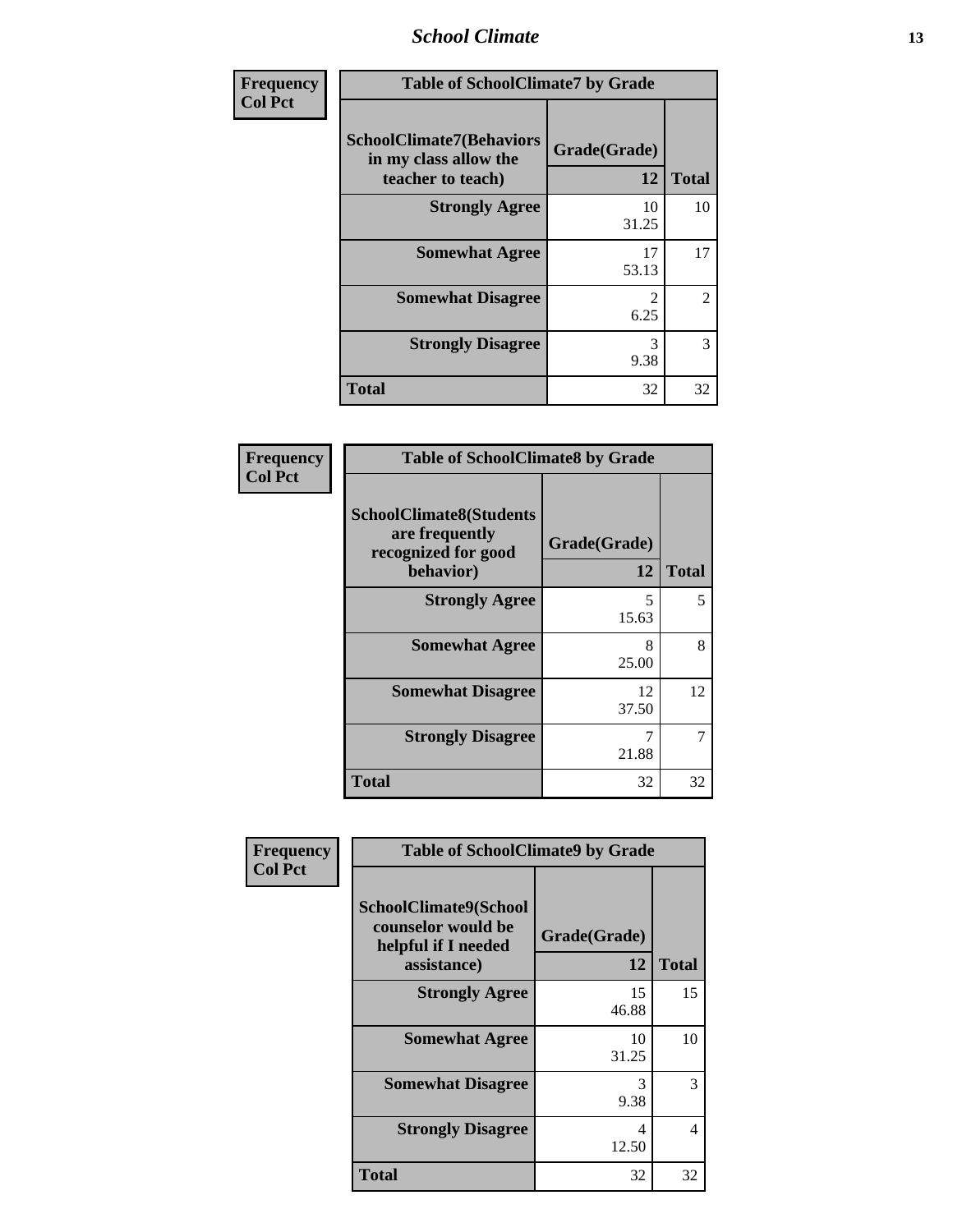| Frequency<br>Col Pct | | |
|---|---|---|

**Table of SchoolClimate7 by Grade**

| SchoolClimate7(Behaviors in my class allow the teacher to teach) | Grade(Grade) 12 | Total |
|---|---|---|
| Strongly Agree | 10<br>31.25 | 10 |
| Somewhat Agree | 17<br>53.13 | 17 |
| Somewhat Disagree | 2<br>6.25 | 2 |
| Strongly Disagree | 3<br>9.38 | 3 |
| Total | 32 | 32 |

| Frequency<br>Col Pct | | |
|---|---|---|

**Table of SchoolClimate8 by Grade**

| SchoolClimate8(Students are frequently recognized for good behavior) | Grade(Grade) 12 | Total |
|---|---|---|
| Strongly Agree | 5<br>15.63 | 5 |
| Somewhat Agree | 8<br>25.00 | 8 |
| Somewhat Disagree | 12<br>37.50 | 12 |
| Strongly Disagree | 7<br>21.88 | 7 |
| Total | 32 | 32 |

| Frequency<br>Col Pct | | |
|---|---|---|

**Table of SchoolClimate9 by Grade**

| SchoolClimate9(School counselor would be helpful if I needed assistance) | Grade(Grade) 12 | Total |
|---|---|---|
| Strongly Agree | 15<br>46.88 | 15 |
| Somewhat Agree | 10<br>31.25 | 10 |
| Somewhat Disagree | 3<br>9.38 | 3 |
| Strongly Disagree | 4<br>12.50 | 4 |
| Total | 32 | 32 |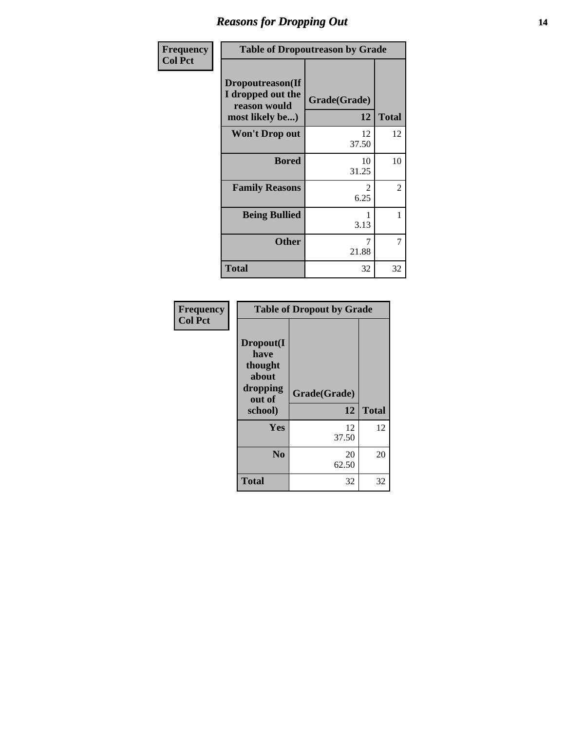# Reasons for Dropping Out

| Frequency<br>Col Pct | Table of Dropoutreason by Grade | |
|---|---|---|
| **Dropoutreason(If I dropped out the reason would most likely be...)** | **Grade(Grade)**<br>**12** | **Total** |
| **Won't Drop out** | 12<br>37.50 | 12 |
| **Bored** | 10<br>31.25 | 10 |
| **Family Reasons** | 2<br>6.25 | 2 |
| **Being Bullied** | 1<br>3.13 | 1 |
| **Other** | 7<br>21.88 | 7 |
| **Total** | 32 | 32 |

| Frequency<br>Col Pct | Table of Dropout by Grade | |
|---|---|---|
| **Dropout(I have thought about dropping out of school)** | **Grade(Grade)**<br>**12** | **Total** |
| **Yes** | 12<br>37.50 | 12 |
| **No** | 20<br>62.50 | 20 |
| **Total** | 32 | 32 |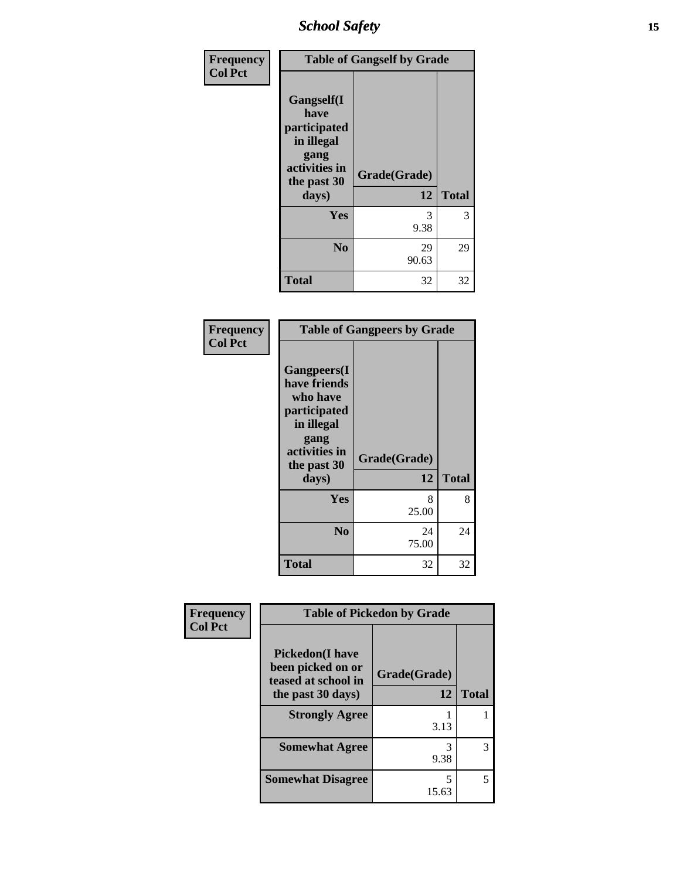| Frequency Col Pct | | |
|---|---|---|
| **Table of Gangself by Grade** | | |
| **Gangself(I have participated in illegal gang activities in the past 30 days)** | **Grade(Grade)** 12 | **Total** |
| **Yes** | 3<br>9.38 | 3 |
| **No** | 29<br>90.63 | 29 |
| **Total** | 32 | 32 |

| Frequency Col Pct | | |
|---|---|---|
| **Table of Gangpeers by Grade** | | |
| **Gangpeers(I have friends who have participated in illegal gang activities in the past 30 days)** | **Grade(Grade)** 12 | **Total** |
| **Yes** | 8<br>25.00 | 8 |
| **No** | 24<br>75.00 | 24 |
| **Total** | 32 | 32 |

| Frequency Col Pct | | |
|---|---|---|
| **Table of Pickedon by Grade** | | |
| **Pickedon(I have been picked on or teased at school in the past 30 days)** | **Grade(Grade)** 12 | **Total** |
| **Strongly Agree** | 1<br>3.13 | 1 |
| **Somewhat Agree** | 3<br>9.38 | 3 |
| **Somewhat Disagree** | 5<br>15.63 | 5 |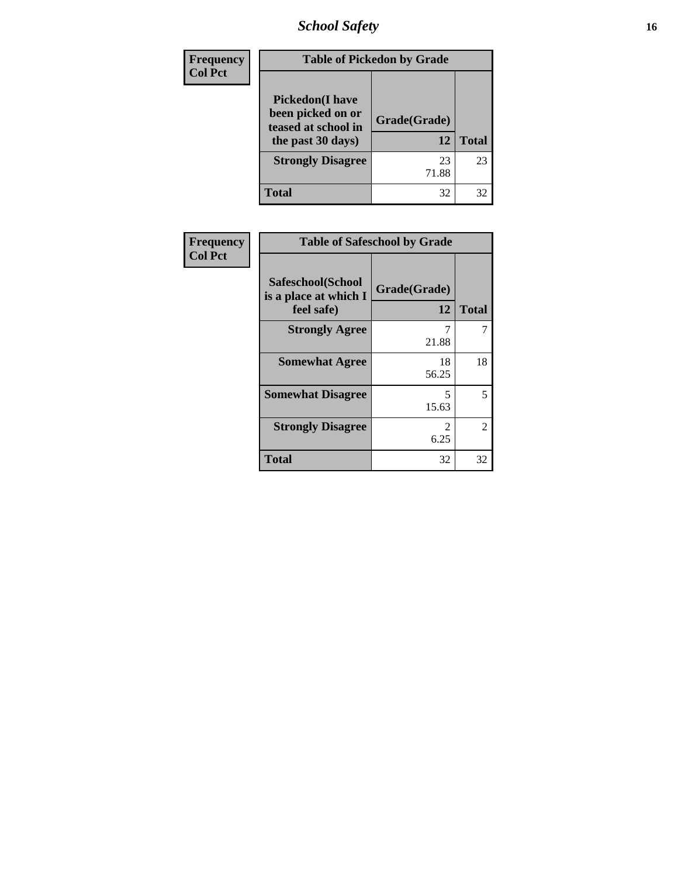| Frequency<br>Col Pct | Table of Pickedon by Grade | |
|---|---|---|
| **Pickedon(I have been picked on or teased at school in the past 30 days)** | **Grade(Grade)**<br>**12** | **Total** |
| **Strongly Disagree** | 23<br>71.88 | 23 |
| **Total** | 32 | 32 |

| Frequency<br>Col Pct | Table of Safeschool by Grade | |
|---|---|---|
| **Safeschool(School is a place at which I feel safe)** | **Grade(Grade)**<br>**12** | **Total** |
| **Strongly Agree** | 7<br>21.88 | 7 |
| **Somewhat Agree** | 18<br>56.25 | 18 |
| **Somewhat Disagree** | 5<br>15.63 | 5 |
| **Strongly Disagree** | 2<br>6.25 | 2 |
| **Total** | 32 | 32 |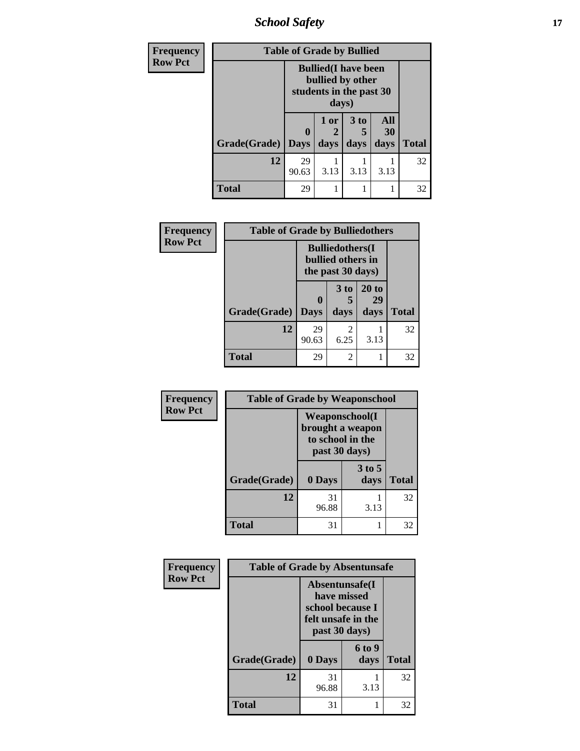| Frequency<br>Row Pct | Table of Grade by Bullied | | | | |
|---|---|---|---|---|---|
| | Bullied(I have been bullied by other students in the past 30 days) | | | | |
| Grade(Grade) | 0 Days | 1 or 2 days | 3 to 5 days | All 30 days | Total |
| 12 | 29<br>90.63 | 1<br>3.13 | 1<br>3.13 | 1<br>3.13 | 32 |
| Total | 29 | 1 | 1 | 1 | 32 |

| Frequency<br>Row Pct | Table of Grade by Bulliedothers | | | |
|---|---|---|---|---|
| | Bulliedothers(I bullied others in the past 30 days) | | | |
| Grade(Grade) | 0 Days | 3 to 5 days | 20 to 29 days | Total |
| 12 | 29<br>90.63 | 2<br>6.25 | 1<br>3.13 | 32 |
| Total | 29 | 2 | 1 | 32 |

| Frequency<br>Row Pct | Table of Grade by Weaponschool | | |
|---|---|---|---|
| | Weaponschool(I brought a weapon to school in the past 30 days) | | |
| Grade(Grade) | 0 Days | 3 to 5 days | Total |
| 12 | 31<br>96.88 | 1<br>3.13 | 32 |
| Total | 31 | 1 | 32 |

| Frequency<br>Row Pct | Table of Grade by Absentunsafe | | |
|---|---|---|---|
| | Absentunsafe(I have missed school because I felt unsafe in the past 30 days) | | |
| Grade(Grade) | 0 Days | 6 to 9 days | Total |
| 12 | 31<br>96.88 | 1<br>3.13 | 32 |
| Total | 31 | 1 | 32 |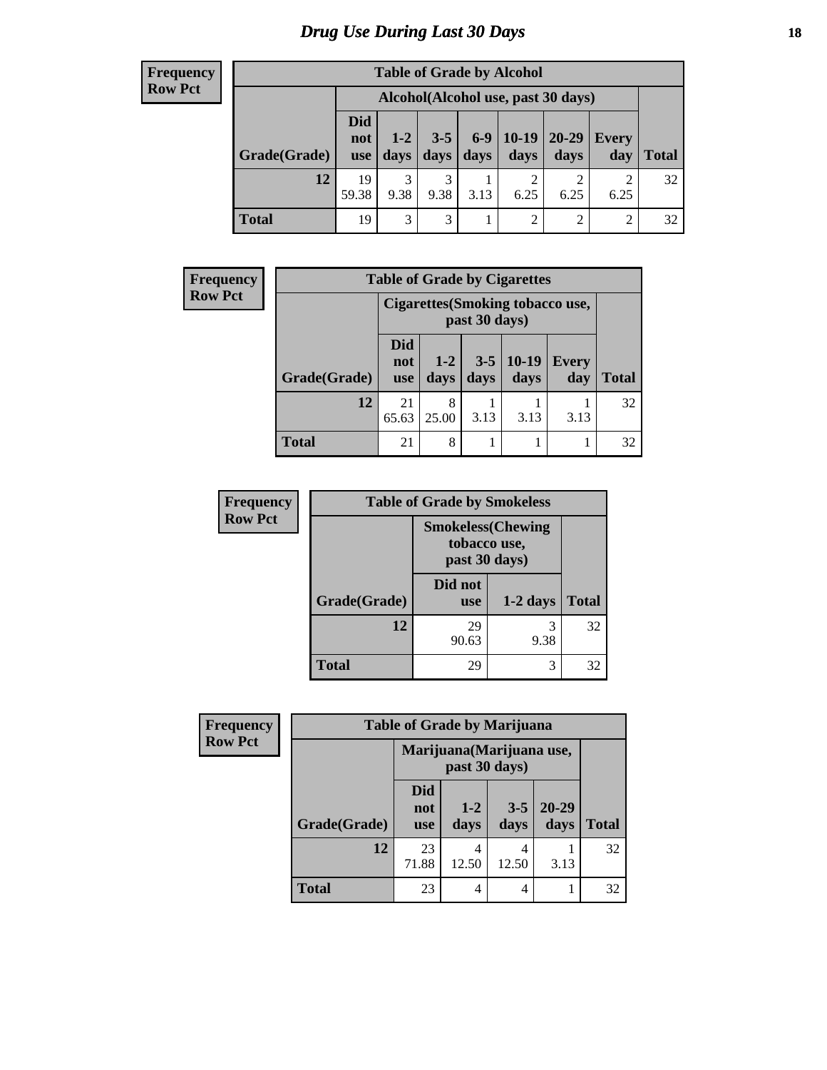# Drug Use During Last 30 Days

**Frequency**
**Row Pct**

**Table of Grade by Alcohol**

| Grade(Grade) | Alcohol(Alcohol use, past 30 days) | | | | | | | Total |
|---|---|---|---|---|---|---|---|---|
| | Did not use | 1-2 days | 3-5 days | 6-9 days | 10-19 days | 20-29 days | Every day | |
| 12 | 19<br>59.38 | 3<br>9.38 | 3<br>9.38 | 1<br>3.13 | 2<br>6.25 | 2<br>6.25 | 2<br>6.25 | 32 |
| Total | 19 | 3 | 3 | 1 | 2 | 2 | 2 | 32 |

**Frequency**
**Row Pct**

**Table of Grade by Cigarettes**

| Grade(Grade) | Cigarettes(Smoking tobacco use, past 30 days) | | | | | Total |
|---|---|---|---|---|---|---|
| | Did not use | 1-2 days | 3-5 days | 10-19 days | Every day | |
| 12 | 21<br>65.63 | 8<br>25.00 | 1<br>3.13 | 1<br>3.13 | 1<br>3.13 | 32 |
| Total | 21 | 8 | 1 | 1 | 1 | 32 |

**Frequency**
**Row Pct**

**Table of Grade by Smokeless**

| Grade(Grade) | Smokeless(Chewing tobacco use, past 30 days) | | Total |
|---|---|---|---|
| | Did not use | 1-2 days | |
| 12 | 29<br>90.63 | 3<br>9.38 | 32 |
| Total | 29 | 3 | 32 |

**Frequency**
**Row Pct**

**Table of Grade by Marijuana**

| Grade(Grade) | Marijuana(Marijuana use, past 30 days) | | | | Total |
|---|---|---|---|---|---|
| | Did not use | 1-2 days | 3-5 days | 20-29 days | |
| 12 | 23<br>71.88 | 4<br>12.50 | 4<br>12.50 | 1<br>3.13 | 32 |
| Total | 23 | 4 | 4 | 1 | 32 |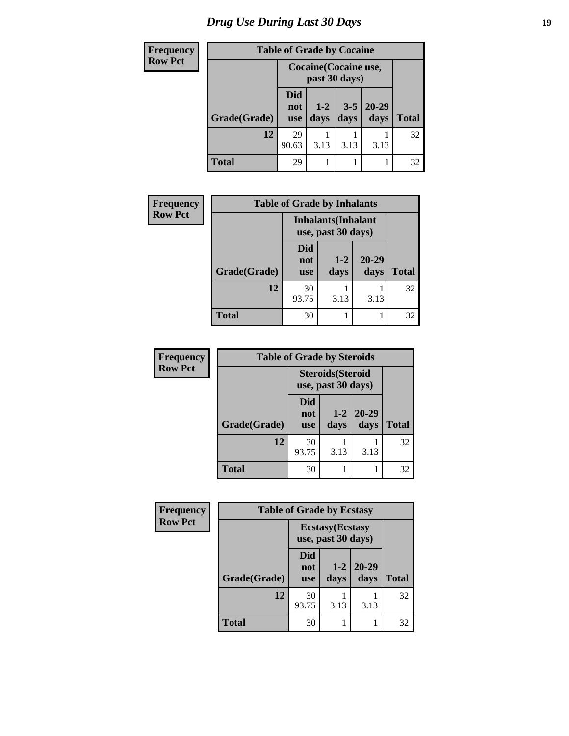# Drug Use During Last 30 Days

| Frequency<br>Row Pct | | | | | |
|---|---|---|---|---|---|
| **Table of Grade by Cocaine** | | | | | |
| | **Cocaine(Cocaine use, past 30 days)** | | | | |
| **Grade(Grade)** | **Did not use** | **1-2 days** | **3-5 days** | **20-29 days** | **Total** |
| **12** | 29<br>90.63 | 1<br>3.13 | 1<br>3.13 | 1<br>3.13 | 32 |
| **Total** | 29 | 1 | 1 | 1 | 32 |

| Frequency<br>Row Pct | | | | |
|---|---|---|---|---|
| **Table of Grade by Inhalants** | | | | |
| | **Inhalants(Inhalant use, past 30 days)** | | | |
| **Grade(Grade)** | **Did not use** | **1-2 days** | **20-29 days** | **Total** |
| **12** | 30<br>93.75 | 1<br>3.13 | 1<br>3.13 | 32 |
| **Total** | 30 | 1 | 1 | 32 |

| Frequency<br>Row Pct | | | | |
|---|---|---|---|---|
| **Table of Grade by Steroids** | | | | |
| | **Steroids(Steroid use, past 30 days)** | | | |
| **Grade(Grade)** | **Did not use** | **1-2 days** | **20-29 days** | **Total** |
| **12** | 30<br>93.75 | 1<br>3.13 | 1<br>3.13 | 32 |
| **Total** | 30 | 1 | 1 | 32 |

| Frequency<br>Row Pct | | | | |
|---|---|---|---|---|
| **Table of Grade by Ecstasy** | | | | |
| | **Ecstasy(Ecstasy use, past 30 days)** | | | |
| **Grade(Grade)** | **Did not use** | **1-2 days** | **20-29 days** | **Total** |
| **12** | 30<br>93.75 | 1<br>3.13 | 1<br>3.13 | 32 |
| **Total** | 30 | 1 | 1 | 32 |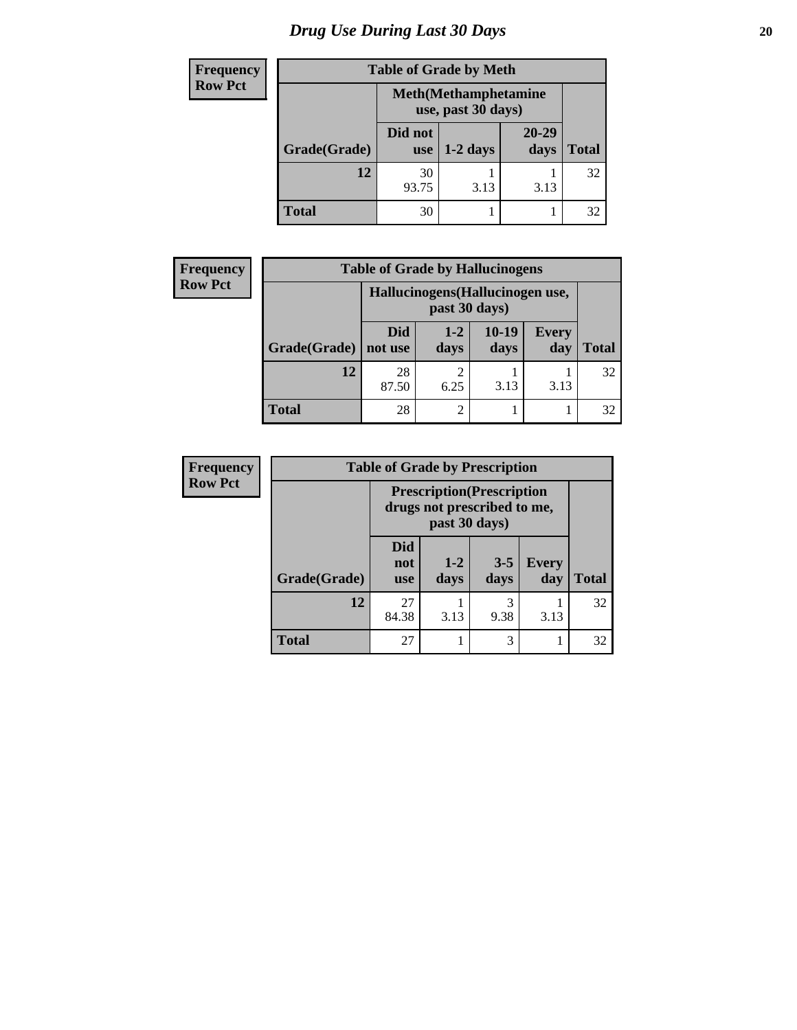## Drug Use During Last 30 Days

Frequency
Row Pct

| Table of Grade by Meth | | | | |
|---|---|---|---|---|
| | Meth(Methamphetamine use, past 30 days) | | | |
| Grade(Grade) | Did not use | 1-2 days | 20-29 days | Total |
| 12 | 30<br>93.75 | 1<br>3.13 | 1<br>3.13 | 32 |
| Total | 30 | 1 | 1 | 32 |

Frequency
Row Pct

| Table of Grade by Hallucinogens | | | | | |
|---|---|---|---|---|---|
| | Hallucinogens(Hallucinogen use, past 30 days) | | | | |
| Grade(Grade) | Did not use | 1-2 days | 10-19 days | Every day | Total |
| 12 | 28<br>87.50 | 2<br>6.25 | 1<br>3.13 | 1<br>3.13 | 32 |
| Total | 28 | 2 | 1 | 1 | 32 |

Frequency
Row Pct

| Table of Grade by Prescription | | | | | |
|---|---|---|---|---|---|
| | Prescription(Prescription drugs not prescribed to me, past 30 days) | | | | |
| Grade(Grade) | Did not use | 1-2 days | 3-5 days | Every day | Total |
| 12 | 27<br>84.38 | 1<br>3.13 | 3<br>9.38 | 1<br>3.13 | 32 |
| Total | 27 | 1 | 3 | 1 | 32 |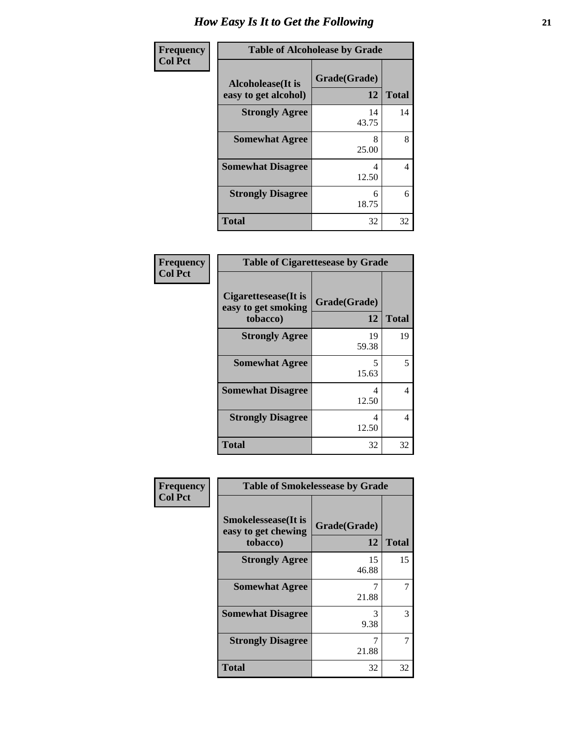# How Easy Is It to Get the Following

**Frequency**
**Col Pct**

**Table of Alcoholease by Grade**

| Alcoholease(It is easy to get alcohol) | Grade(Grade) 12 | Total |
|---|---|---|
| **Strongly Agree** | 14<br>43.75 | 14 |
| **Somewhat Agree** | 8<br>25.00 | 8 |
| **Somewhat Disagree** | 4<br>12.50 | 4 |
| **Strongly Disagree** | 6<br>18.75 | 6 |
| **Total** | 32 | 32 |

**Frequency**
**Col Pct**

**Table of Cigarettesease by Grade**

| Cigarettesease(It is easy to get smoking tobacco) | Grade(Grade) 12 | Total |
|---|---|---|
| **Strongly Agree** | 19<br>59.38 | 19 |
| **Somewhat Agree** | 5<br>15.63 | 5 |
| **Somewhat Disagree** | 4<br>12.50 | 4 |
| **Strongly Disagree** | 4<br>12.50 | 4 |
| **Total** | 32 | 32 |

**Frequency**
**Col Pct**

**Table of Smokelessease by Grade**

| Smokelessease(It is easy to get chewing tobacco) | Grade(Grade) 12 | Total |
|---|---|---|
| **Strongly Agree** | 15<br>46.88 | 15 |
| **Somewhat Agree** | 7<br>21.88 | 7 |
| **Somewhat Disagree** | 3<br>9.38 | 3 |
| **Strongly Disagree** | 7<br>21.88 | 7 |
| **Total** | 32 | 32 |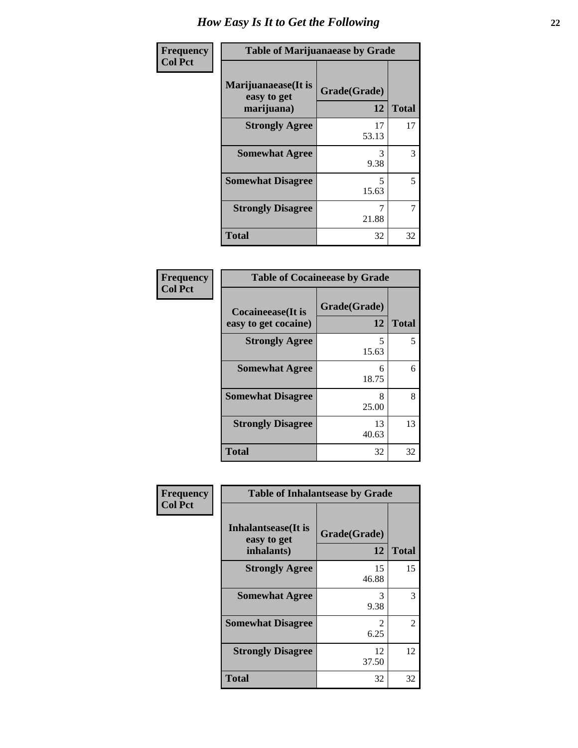# How Easy Is It to Get the Following

**Frequency**
**Col Pct**

| Table of Marijuanaease by Grade | | |
|---|---|---|
| Marijuanaease(It is easy to get marijuana) | Grade(Grade) | |
| | 12 | Total |
| Strongly Agree | 17<br>53.13 | 17 |
| Somewhat Agree | 3<br>9.38 | 3 |
| Somewhat Disagree | 5<br>15.63 | 5 |
| Strongly Disagree | 7<br>21.88 | 7 |
| Total | 32 | 32 |

**Frequency**
**Col Pct**

| Table of Cocaineease by Grade | | |
|---|---|---|
| Cocaineease(It is easy to get cocaine) | Grade(Grade) | |
| | 12 | Total |
| Strongly Agree | 5<br>15.63 | 5 |
| Somewhat Agree | 6<br>18.75 | 6 |
| Somewhat Disagree | 8<br>25.00 | 8 |
| Strongly Disagree | 13<br>40.63 | 13 |
| Total | 32 | 32 |

**Frequency**
**Col Pct**

| Table of Inhalantsease by Grade | | |
|---|---|---|
| Inhalantsease(It is easy to get inhalants) | Grade(Grade) | |
| | 12 | Total |
| Strongly Agree | 15<br>46.88 | 15 |
| Somewhat Agree | 3<br>9.38 | 3 |
| Somewhat Disagree | 2<br>6.25 | 2 |
| Strongly Disagree | 12<br>37.50 | 12 |
| Total | 32 | 32 |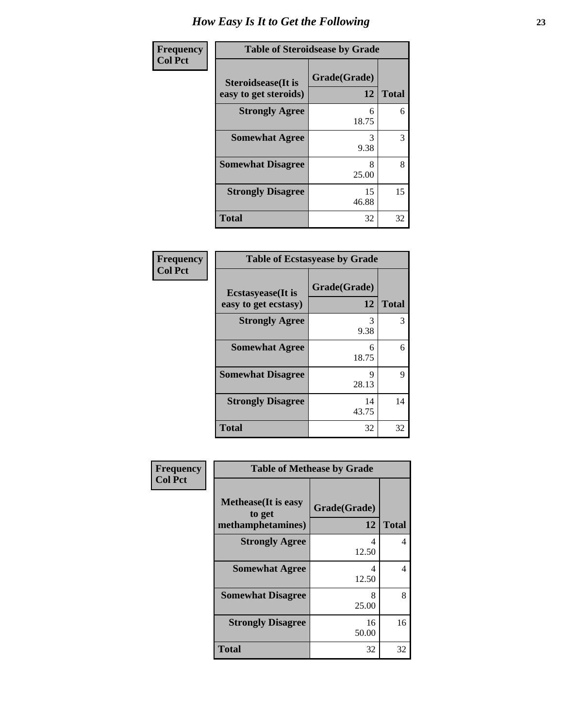# How Easy Is It to Get the Following

**Frequency**
**Col Pct**

| Table of Steroidsease by Grade | | |
|---|---|---|
| Steroidsease(It is easy to get steroids) | Grade(Grade) 12 | Total |
| Strongly Agree | 6<br>18.75 | 6 |
| Somewhat Agree | 3<br>9.38 | 3 |
| Somewhat Disagree | 8<br>25.00 | 8 |
| Strongly Disagree | 15<br>46.88 | 15 |
| Total | 32 | 32 |

**Frequency**
**Col Pct**

| Table of Ecstasyease by Grade | | |
|---|---|---|
| Ecstasyease(It is easy to get ecstasy) | Grade(Grade) 12 | Total |
| Strongly Agree | 3<br>9.38 | 3 |
| Somewhat Agree | 6<br>18.75 | 6 |
| Somewhat Disagree | 9<br>28.13 | 9 |
| Strongly Disagree | 14<br>43.75 | 14 |
| Total | 32 | 32 |

**Frequency**
**Col Pct**

| Table of Methease by Grade | | |
|---|---|---|
| Methease(It is easy to get methamphetamines) | Grade(Grade) 12 | Total |
| Strongly Agree | 4<br>12.50 | 4 |
| Somewhat Agree | 4<br>12.50 | 4 |
| Somewhat Disagree | 8<br>25.00 | 8 |
| Strongly Disagree | 16<br>50.00 | 16 |
| Total | 32 | 32 |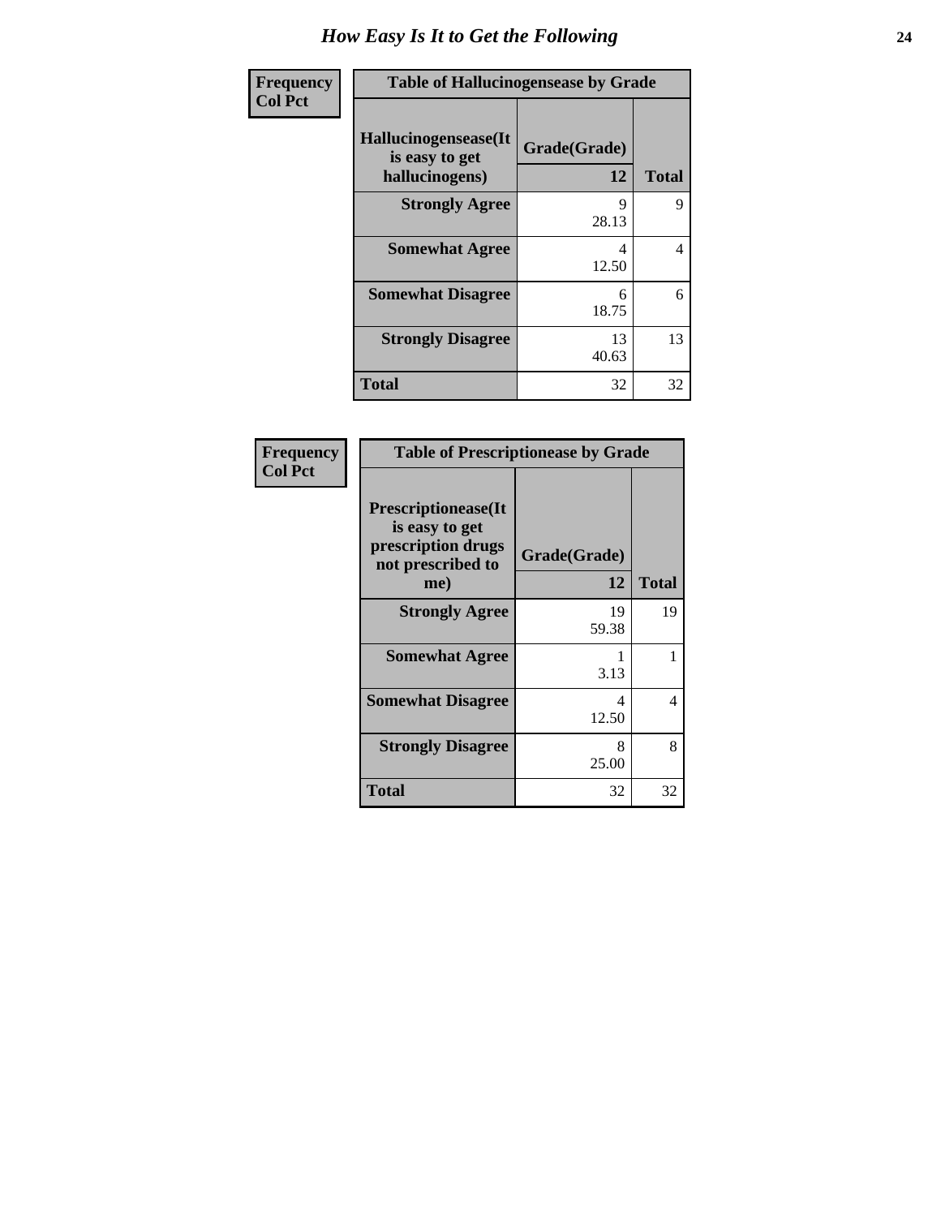# How Easy Is It to Get the Following

| Frequency<br>Col Pct | Table of Hallucinogensease by Grade | |
|---|---|---|
| Hallucinogensease(It is easy to get hallucinogens) | Grade(Grade)<br>12 | Total |
| Strongly Agree | 9<br>28.13 | 9 |
| Somewhat Agree | 4<br>12.50 | 4 |
| Somewhat Disagree | 6<br>18.75 | 6 |
| Strongly Disagree | 13<br>40.63 | 13 |
| Total | 32 | 32 |

| Frequency<br>Col Pct | Table of Prescriptionease by Grade | |
|---|---|---|
| Prescriptionease(It is easy to get prescription drugs not prescribed to me) | Grade(Grade)<br>12 | Total |
| Strongly Agree | 19<br>59.38 | 19 |
| Somewhat Agree | 1<br>3.13 | 1 |
| Somewhat Disagree | 4<br>12.50 | 4 |
| Strongly Disagree | 8<br>25.00 | 8 |
| Total | 32 | 32 |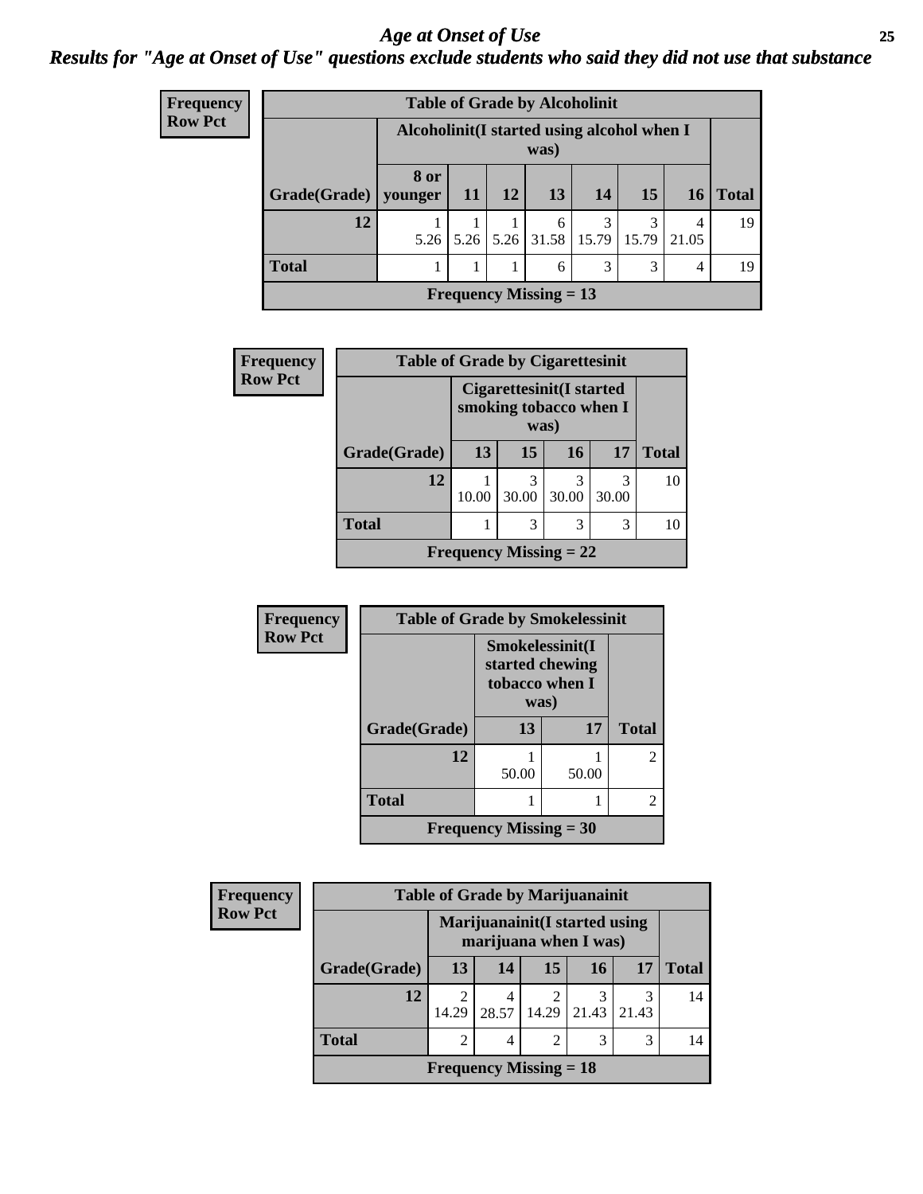# Age at Onset of Use

## Results for "Age at Onset of Use" questions exclude students who said they did not use that substance

**Frequency**
**Row Pct**

| Table of Grade by Alcoholinit | | | | | | | | |
|---|---|---|---|---|---|---|---|---|
| | Alcoholinit(I started using alcohol when I was) | | | | | | | |
| Grade(Grade) | 8 or younger | 11 | 12 | 13 | 14 | 15 | 16 | Total |
| 12 | 1<br>5.26 | 1<br>5.26 | 1<br>5.26 | 6<br>31.58 | 3<br>15.79 | 3<br>15.79 | 4<br>21.05 | 19 |
| Total | 1 | 1 | 1 | 6 | 3 | 3 | 4 | 19 |
| Frequency Missing = 13 | | | | | | | | |

**Frequency**
**Row Pct**

| Table of Grade by Cigarettesinit | | | | | |
|---|---|---|---|---|---|
| | Cigarettesinit(I started smoking tobacco when I was) | | | | |
| Grade(Grade) | 13 | 15 | 16 | 17 | Total |
| 12 | 1<br>10.00 | 3<br>30.00 | 3<br>30.00 | 3<br>30.00 | 10 |
| Total | 1 | 3 | 3 | 3 | 10 |
| Frequency Missing = 22 | | | | | |

**Frequency**
**Row Pct**

| Table of Grade by Smokelessinit | | | |
|---|---|---|---|
| | Smokelessinit(I started chewing tobacco when I was) | | |
| Grade(Grade) | 13 | 17 | Total |
| 12 | 1<br>50.00 | 1<br>50.00 | 2 |
| Total | 1 | 1 | 2 |
| Frequency Missing = 30 | | | |

**Frequency**
**Row Pct**

| Table of Grade by Marijuanainit | | | | | | |
|---|---|---|---|---|---|---|
| | Marijuanainit(I started using marijuana when I was) | | | | | |
| Grade(Grade) | 13 | 14 | 15 | 16 | 17 | Total |
| 12 | 2<br>14.29 | 4<br>28.57 | 2<br>14.29 | 3<br>21.43 | 3<br>21.43 | 14 |
| Total | 2 | 4 | 2 | 3 | 3 | 14 |
| Frequency Missing = 18 | | | | | | |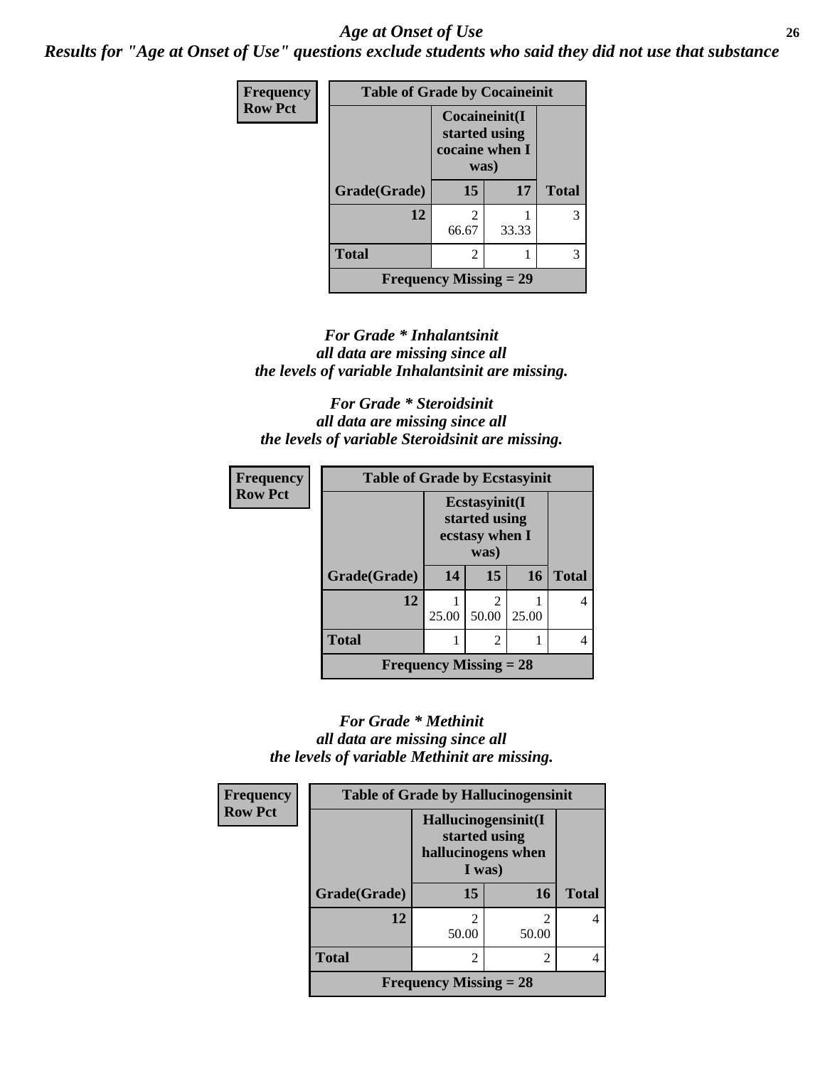*Age at Onset of Use*

***Results for "Age at Onset of Use" questions exclude students who said they did not use that substance***

**Frequency**
**Row Pct**

| Table of Grade by Cocaineinit | | | |
|---|---|---|---|
| | Cocaineinit(I started using cocaine when I was) | | |
| Grade(Grade) | 15 | 17 | Total |
| 12 | 2<br>66.67 | 1<br>33.33 | 3 |
| Total | 2 | 1 | 3 |
| Frequency Missing = 29 | | | |

*For Grade * Inhalantsinit all data are missing since all the levels of variable Inhalantsinit are missing.*

*For Grade * Steroidsinit all data are missing since all the levels of variable Steroidsinit are missing.*

**Frequency**
**Row Pct**

| Table of Grade by Ecstasyinit | | | | |
|---|---|---|---|---|
| | Ecstasyinit(I started using ecstasy when I was) | | | |
| Grade(Grade) | 14 | 15 | 16 | Total |
| 12 | 1<br>25.00 | 2<br>50.00 | 1<br>25.00 | 4 |
| Total | 1 | 2 | 1 | 4 |
| Frequency Missing = 28 | | | | |

*For Grade * Methinit all data are missing since all the levels of variable Methinit are missing.*

**Frequency**
**Row Pct**

| Table of Grade by Hallucinogensinit | | | |
|---|---|---|---|
| | Hallucinogensinit(I started using hallucinogens when I was) | | |
| Grade(Grade) | 15 | 16 | Total |
| 12 | 2<br>50.00 | 2<br>50.00 | 4 |
| Total | 2 | 2 | 4 |
| Frequency Missing = 28 | | | |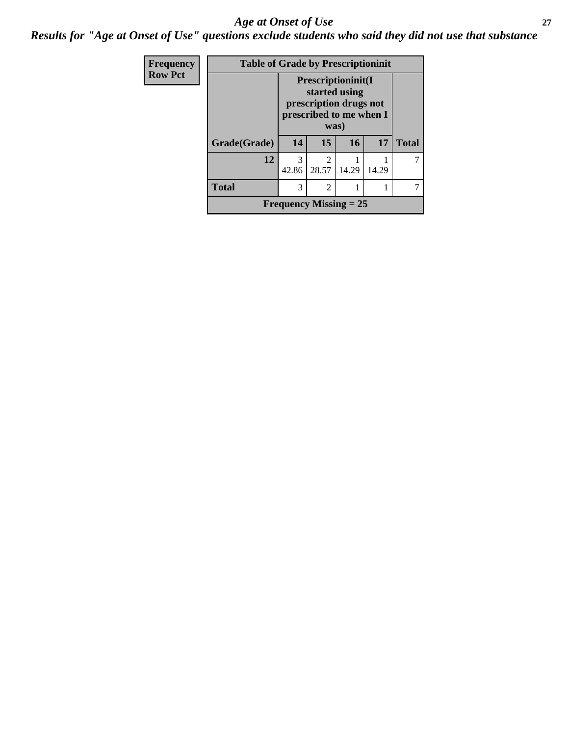*Age at Onset of Use*

***Results for "Age at Onset of Use" questions exclude students who said they did not use that substance***

| **Frequency**<br>**Row Pct** |
|---|

**Table of Grade by Prescriptioninit**

| | **Prescriptioninit(I started using prescription drugs not prescribed to me when I was)** | | | | |
|---|---|---|---|---|---|
| **Grade(Grade)** | **14** | **15** | **16** | **17** | **Total** |
| **12** | 3<br>42.86 | 2<br>28.57 | 1<br>14.29 | 1<br>14.29 | 7 |
| **Total** | 3 | 2 | 1 | 1 | 7 |
| **Frequency Missing = 25** | | | | | |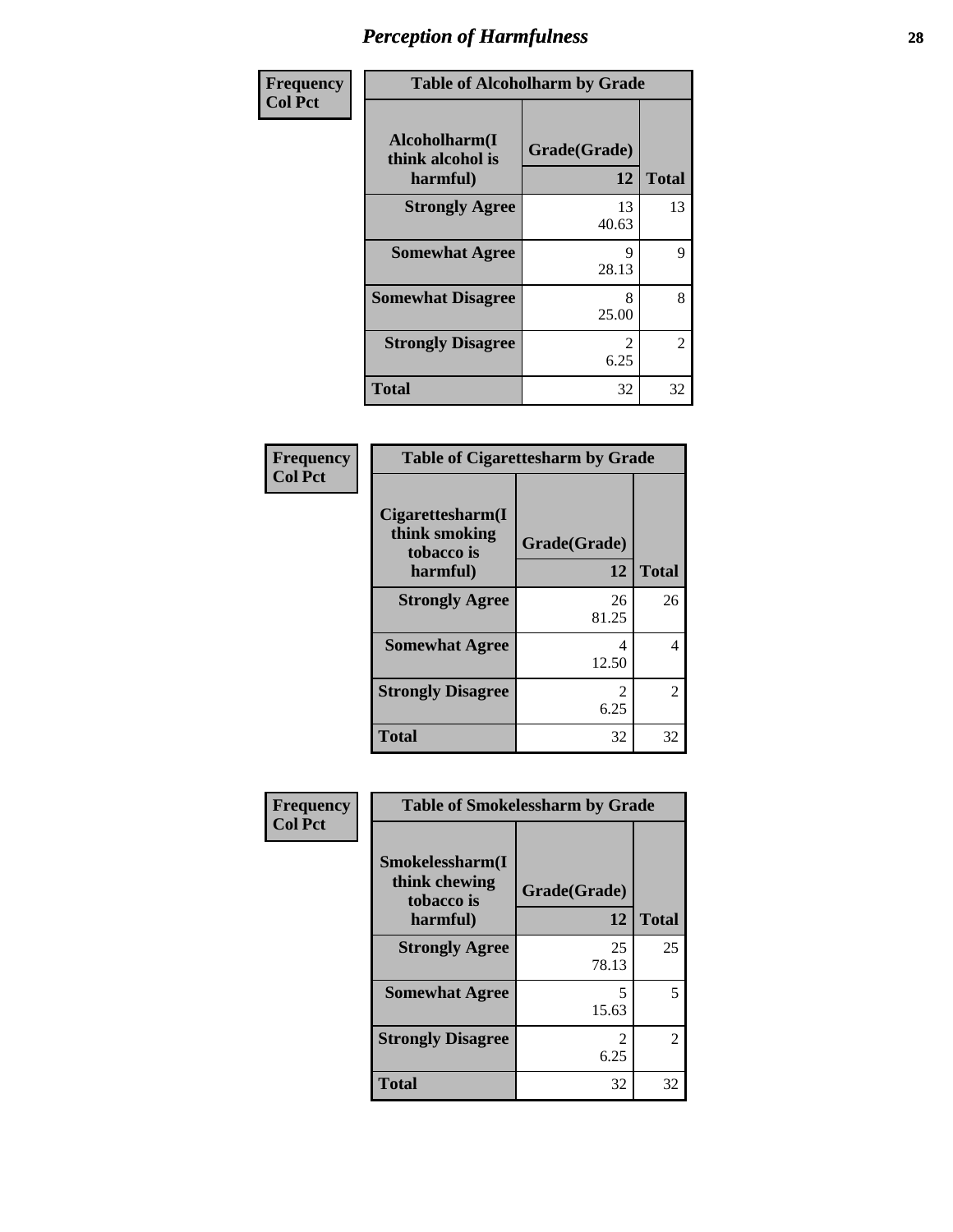# Perception of Harmfulness

| Frequency Col Pct | Table of Alcoholharm by Grade | |
|---|---|---|
| Alcoholharm(I think alcohol is harmful) | Grade(Grade) 12 | Total |
| Strongly Agree | 13<br>40.63 | 13 |
| Somewhat Agree | 9<br>28.13 | 9 |
| Somewhat Disagree | 8<br>25.00 | 8 |
| Strongly Disagree | 2<br>6.25 | 2 |
| Total | 32 | 32 |

| Frequency Col Pct | Table of Cigarettesharm by Grade | |
|---|---|---|
| Cigarettesharm(I think smoking tobacco is harmful) | Grade(Grade) 12 | Total |
| Strongly Agree | 26<br>81.25 | 26 |
| Somewhat Agree | 4<br>12.50 | 4 |
| Strongly Disagree | 2<br>6.25 | 2 |
| Total | 32 | 32 |

| Frequency Col Pct | Table of Smokelessharm by Grade | |
|---|---|---|
| Smokelessharm(I think chewing tobacco is harmful) | Grade(Grade) 12 | Total |
| Strongly Agree | 25<br>78.13 | 25 |
| Somewhat Agree | 5<br>15.63 | 5 |
| Strongly Disagree | 2<br>6.25 | 2 |
| Total | 32 | 32 |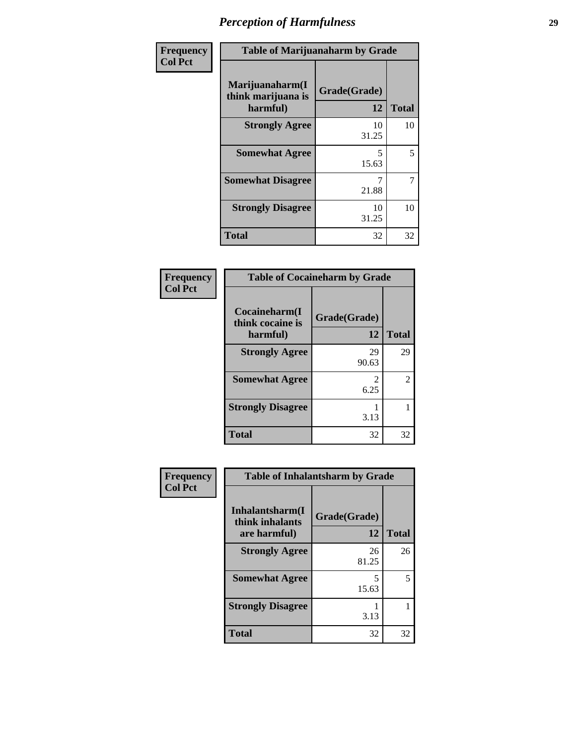# Perception of Harmfulness

| Frequency<br>Col Pct | Table of Marijuanaharm by Grade | |
|---|---|---|
| Marijuanaharm(I think marijuana is harmful) | Grade(Grade)<br>12 | Total |
| Strongly Agree | 10<br>31.25 | 10 |
| Somewhat Agree | 5<br>15.63 | 5 |
| Somewhat Disagree | 7<br>21.88 | 7 |
| Strongly Disagree | 10<br>31.25 | 10 |
| Total | 32 | 32 |

| Frequency<br>Col Pct | Table of Cocaineharm by Grade | |
|---|---|---|
| Cocaineharm(I think cocaine is harmful) | Grade(Grade)<br>12 | Total |
| Strongly Agree | 29<br>90.63 | 29 |
| Somewhat Agree | 2<br>6.25 | 2 |
| Strongly Disagree | 1<br>3.13 | 1 |
| Total | 32 | 32 |

| Frequency<br>Col Pct | Table of Inhalantsharm by Grade | |
|---|---|---|
| Inhalantsharm(I think inhalants are harmful) | Grade(Grade)<br>12 | Total |
| Strongly Agree | 26<br>81.25 | 26 |
| Somewhat Agree | 5<br>15.63 | 5 |
| Strongly Disagree | 1<br>3.13 | 1 |
| Total | 32 | 32 |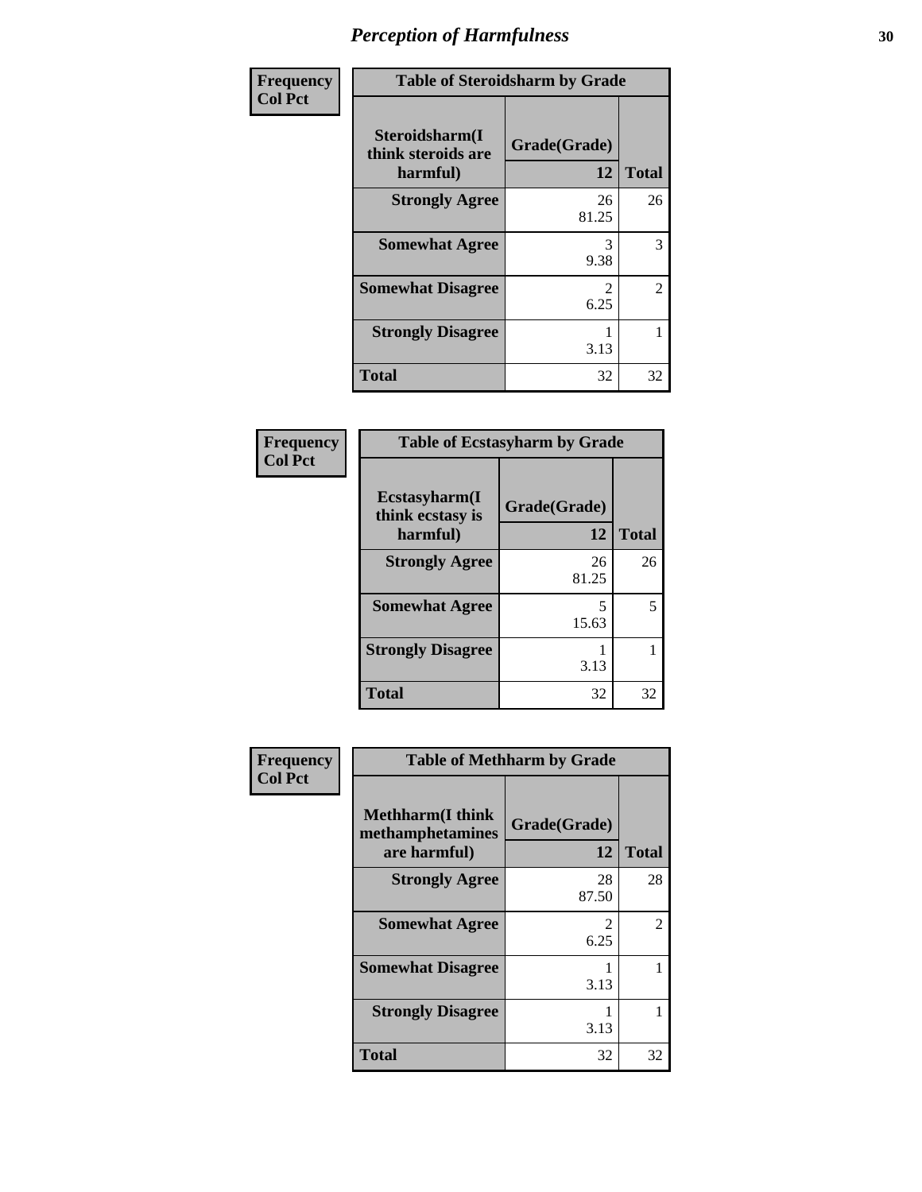# Perception of Harmfulness

| Frequency<br>Col Pct | Table of Steroidsharm by Grade | |
|---|---|---|
| Steroidsharm(I think steroids are harmful) | Grade(Grade)<br>12 | Total |
| Strongly Agree | 26<br>81.25 | 26 |
| Somewhat Agree | 3<br>9.38 | 3 |
| Somewhat Disagree | 2<br>6.25 | 2 |
| Strongly Disagree | 1<br>3.13 | 1 |
| Total | 32 | 32 |

| Frequency<br>Col Pct | Table of Ecstasyharm by Grade | |
|---|---|---|
| Ecstasyharm(I think ecstasy is harmful) | Grade(Grade)<br>12 | Total |
| Strongly Agree | 26<br>81.25 | 26 |
| Somewhat Agree | 5<br>15.63 | 5 |
| Strongly Disagree | 1<br>3.13 | 1 |
| Total | 32 | 32 |

| Frequency<br>Col Pct | Table of Methharm by Grade | |
|---|---|---|
| Methharm(I think methamphetamines are harmful) | Grade(Grade)<br>12 | Total |
| Strongly Agree | 28<br>87.50 | 28 |
| Somewhat Agree | 2<br>6.25 | 2 |
| Somewhat Disagree | 1<br>3.13 | 1 |
| Strongly Disagree | 1<br>3.13 | 1 |
| Total | 32 | 32 |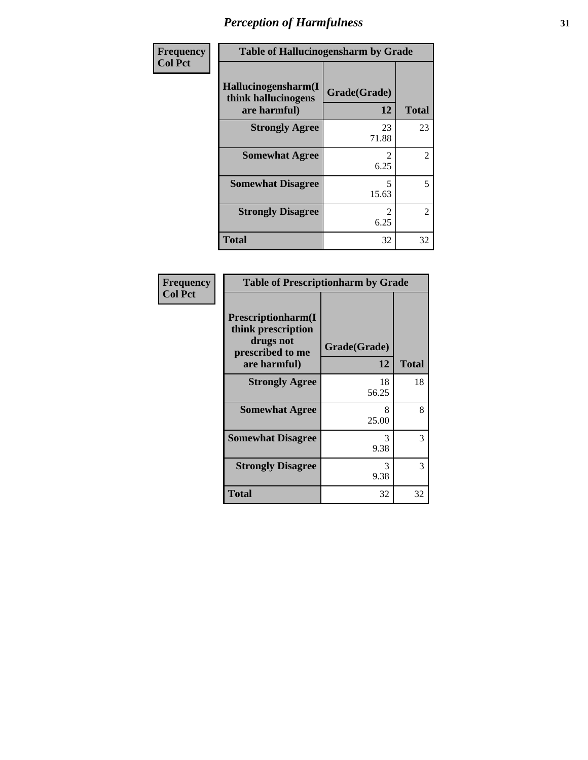# *Perception of Harmfulness*

**Frequency**
**Col Pct**

**Table of Hallucinogensharm by Grade**

| Hallucinogensharm(I think hallucinogens are harmful) | Grade(Grade) 12 | Total |
|---|---|---|
| **Strongly Agree** | 23<br>71.88 | 23 |
| **Somewhat Agree** | 2<br>6.25 | 2 |
| **Somewhat Disagree** | 5<br>15.63 | 5 |
| **Strongly Disagree** | 2<br>6.25 | 2 |
| **Total** | 32 | 32 |

**Frequency**
**Col Pct**

**Table of Prescriptionharm by Grade**

| Prescriptionharm(I think prescription drugs not prescribed to me are harmful) | Grade(Grade) 12 | Total |
|---|---|---|
| **Strongly Agree** | 18<br>56.25 | 18 |
| **Somewhat Agree** | 8<br>25.00 | 8 |
| **Somewhat Disagree** | 3<br>9.38 | 3 |
| **Strongly Disagree** | 3<br>9.38 | 3 |
| **Total** | 32 | 32 |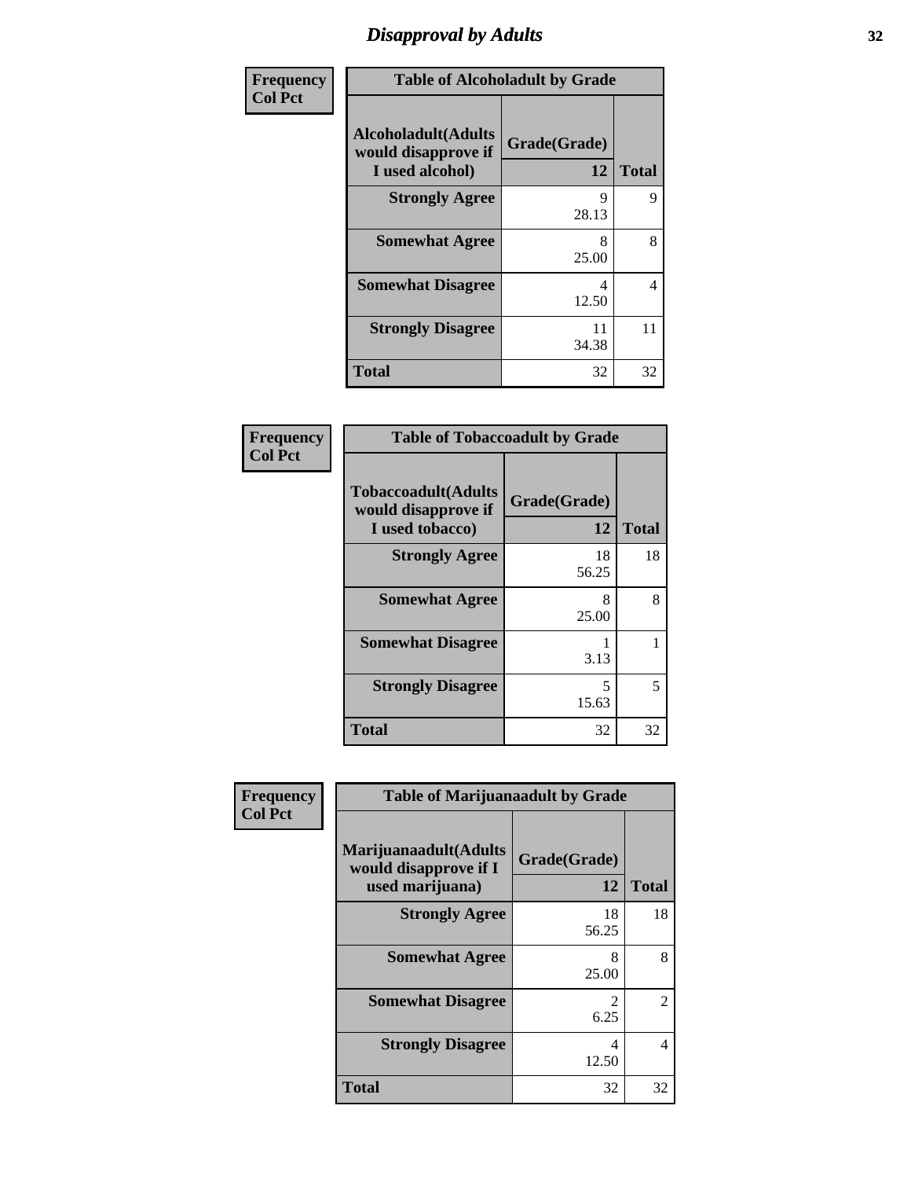# Disapproval by Adults

| Frequency<br>Col Pct | Table of Alcoholadult by Grade | |
|---|---|---|
| Alcoholadult(Adults would disapprove if I used alcohol) | Grade(Grade)<br>12 | Total |
| Strongly Agree | 9<br>28.13 | 9 |
| Somewhat Agree | 8<br>25.00 | 8 |
| Somewhat Disagree | 4<br>12.50 | 4 |
| Strongly Disagree | 11<br>34.38 | 11 |
| Total | 32 | 32 |

| Frequency<br>Col Pct | Table of Tobaccoadult by Grade | |
|---|---|---|
| Tobaccoadult(Adults would disapprove if I used tobacco) | Grade(Grade)<br>12 | Total |
| Strongly Agree | 18<br>56.25 | 18 |
| Somewhat Agree | 8<br>25.00 | 8 |
| Somewhat Disagree | 1<br>3.13 | 1 |
| Strongly Disagree | 5<br>15.63 | 5 |
| Total | 32 | 32 |

| Frequency<br>Col Pct | Table of Marijuanaadult by Grade | |
|---|---|---|
| Marijuanaadult(Adults would disapprove if I used marijuana) | Grade(Grade)<br>12 | Total |
| Strongly Agree | 18<br>56.25 | 18 |
| Somewhat Agree | 8<br>25.00 | 8 |
| Somewhat Disagree | 2<br>6.25 | 2 |
| Strongly Disagree | 4<br>12.50 | 4 |
| Total | 32 | 32 |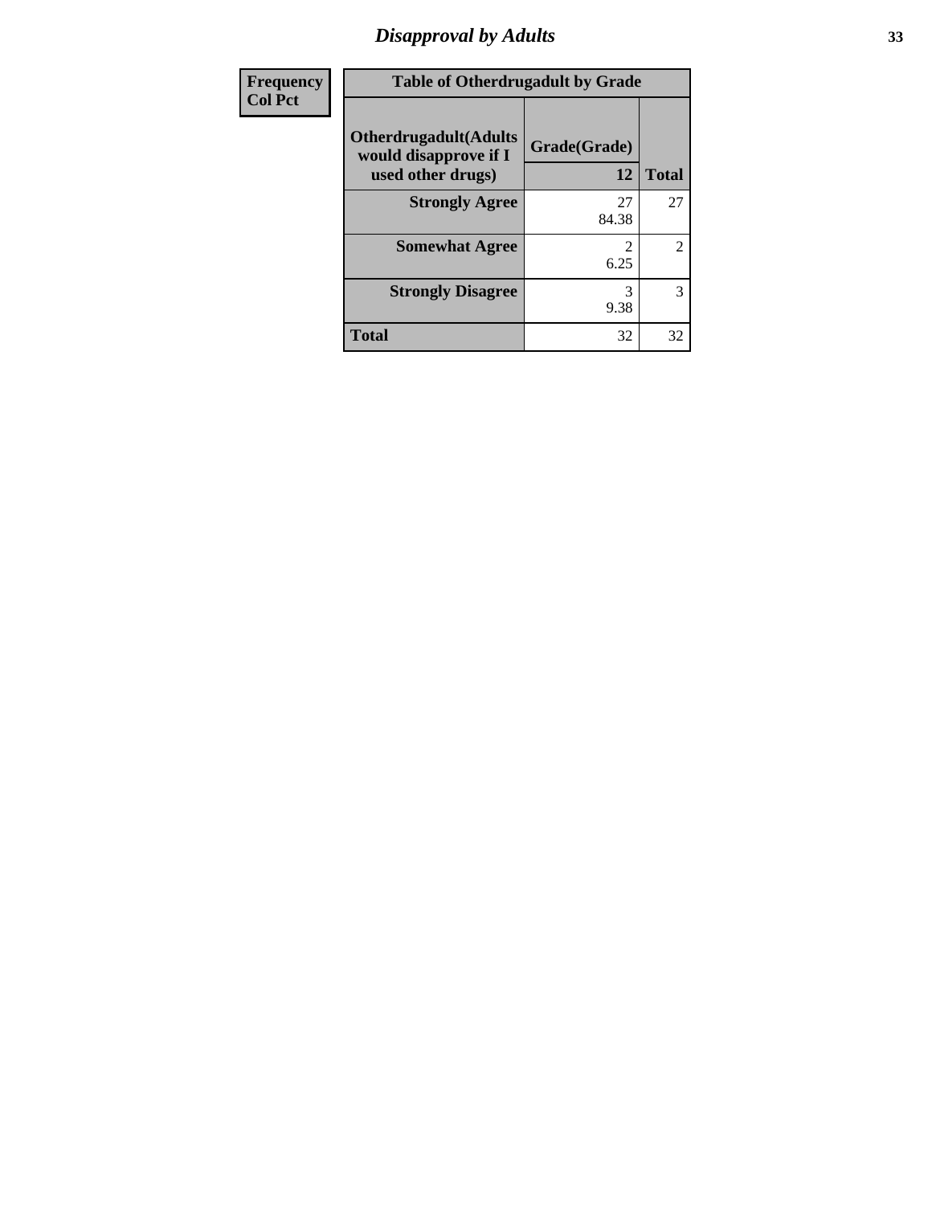# Disapproval by Adults

| Frequency Col Pct | Table of Otherdrugadult by Grade | |
|---|---|---|
| Otherdrugadult(Adults would disapprove if I used other drugs) | Grade(Grade) 12 | Total |
| Strongly Agree | 27<br>84.38 | 27 |
| Somewhat Agree | 2<br>6.25 | 2 |
| Strongly Disagree | 3<br>9.38 | 3 |
| Total | 32 | 32 |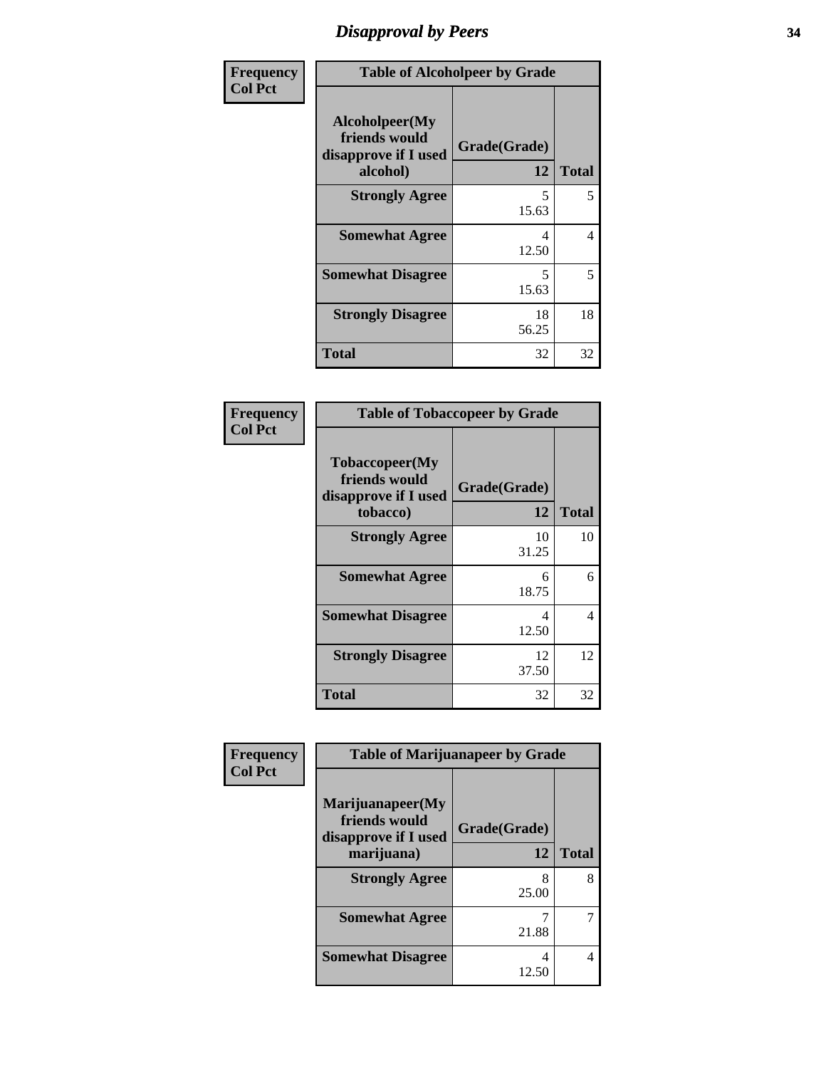# Disapproval by Peers

| Frequency<br>Col Pct | Table of Alcoholpeer by Grade | |
|---|---|---|
| Alcoholpeer(My friends would disapprove if I used alcohol) | Grade(Grade) 12 | Total |
| Strongly Agree | 5<br>15.63 | 5 |
| Somewhat Agree | 4<br>12.50 | 4 |
| Somewhat Disagree | 5<br>15.63 | 5 |
| Strongly Disagree | 18<br>56.25 | 18 |
| Total | 32 | 32 |

| Frequency<br>Col Pct | Table of Tobaccopeer by Grade | |
|---|---|---|
| Tobaccopeer(My friends would disapprove if I used tobacco) | Grade(Grade) 12 | Total |
| Strongly Agree | 10<br>31.25 | 10 |
| Somewhat Agree | 6<br>18.75 | 6 |
| Somewhat Disagree | 4<br>12.50 | 4 |
| Strongly Disagree | 12<br>37.50 | 12 |
| Total | 32 | 32 |

| Frequency<br>Col Pct | Table of Marijuanapeer by Grade | |
|---|---|---|
| Marijuanapeer(My friends would disapprove if I used marijuana) | Grade(Grade) 12 | Total |
| Strongly Agree | 8<br>25.00 | 8 |
| Somewhat Agree | 7<br>21.88 | 7 |
| Somewhat Disagree | 4<br>12.50 | 4 |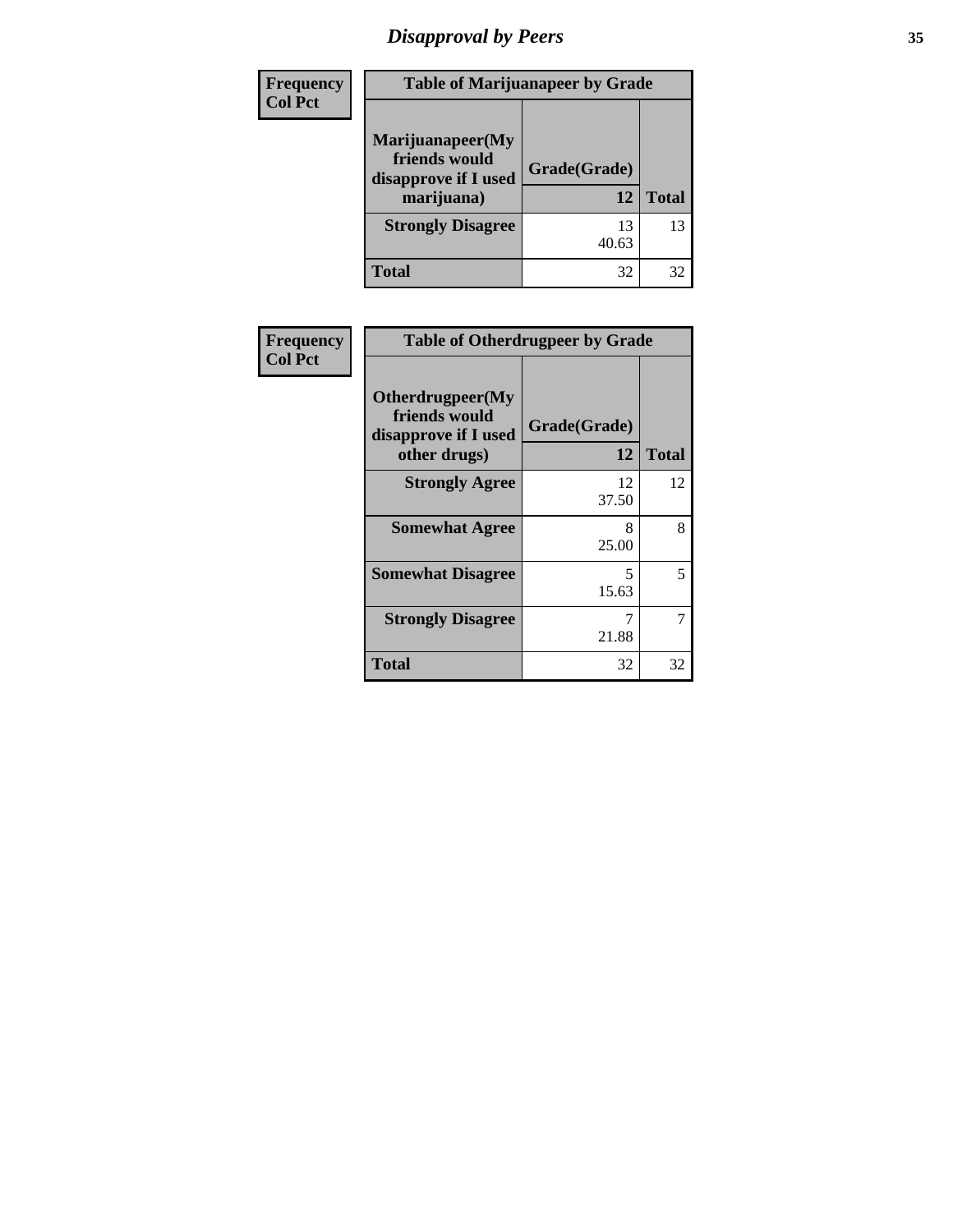# Disapproval by Peers

| Frequency<br>Col Pct | Table of Marijuanapeer by Grade | |
|---|---|---|
| Marijuanapeer(My friends would disapprove if I used marijuana) | Grade(Grade) 12 | Total |
| Strongly Disagree | 13<br>40.63 | 13 |
| Total | 32 | 32 |

| Frequency<br>Col Pct | Table of Otherdrugpeer by Grade | |
|---|---|---|
| Otherdrugpeer(My friends would disapprove if I used other drugs) | Grade(Grade) 12 | Total |
| Strongly Agree | 12<br>37.50 | 12 |
| Somewhat Agree | 8<br>25.00 | 8 |
| Somewhat Disagree | 5<br>15.63 | 5 |
| Strongly Disagree | 7<br>21.88 | 7 |
| Total | 32 | 32 |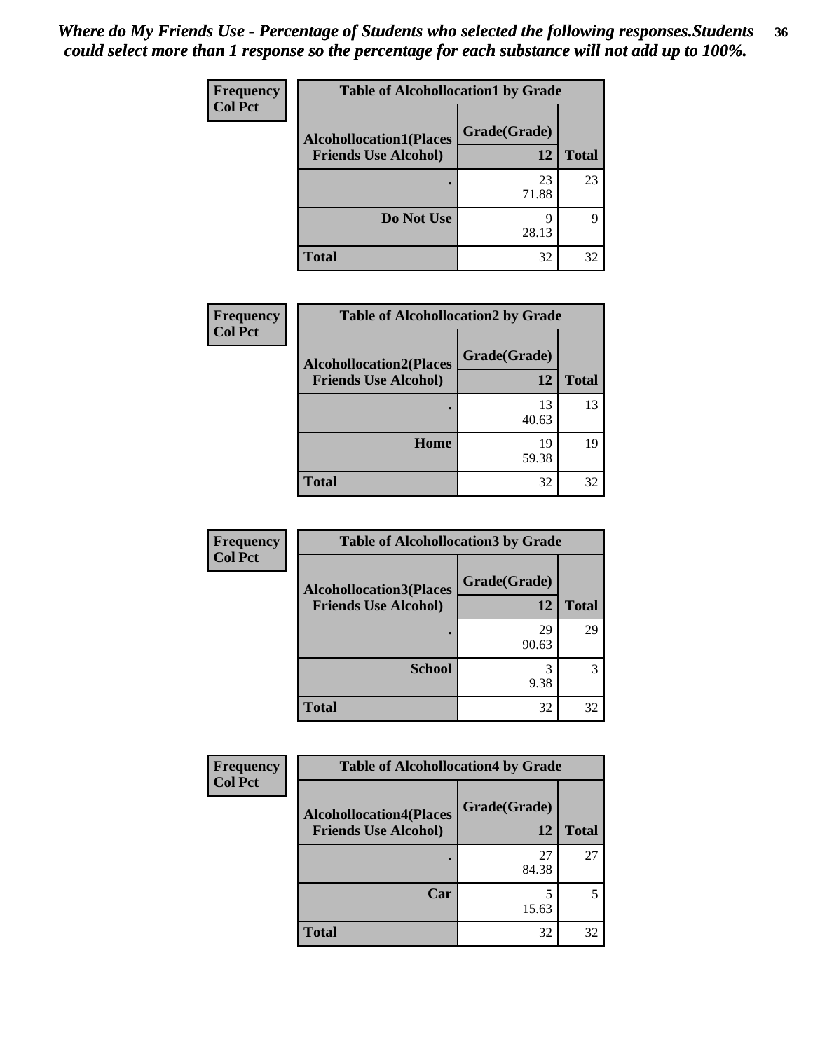*Where do My Friends Use - Percentage of Students who selected the following responses.Students could select more than 1 response so the percentage for each substance will not add up to 100%.*

**Frequency**
**Col Pct**

| Table of Alcohollocation1 by Grade | | |
|---|---|---|
| Alcohollocation1(Places Friends Use Alcohol) | Grade(Grade) 12 | Total |
| . | 23<br>71.88 | 23 |
| Do Not Use | 9<br>28.13 | 9 |
| Total | 32 | 32 |

**Frequency**
**Col Pct**

| Table of Alcohollocation2 by Grade | | |
|---|---|---|
| Alcohollocation2(Places Friends Use Alcohol) | Grade(Grade) 12 | Total |
| . | 13<br>40.63 | 13 |
| Home | 19<br>59.38 | 19 |
| Total | 32 | 32 |

**Frequency**
**Col Pct**

| Table of Alcohollocation3 by Grade | | |
|---|---|---|
| Alcohollocation3(Places Friends Use Alcohol) | Grade(Grade) 12 | Total |
| . | 29<br>90.63 | 29 |
| School | 3<br>9.38 | 3 |
| Total | 32 | 32 |

**Frequency**
**Col Pct**

| Table of Alcohollocation4 by Grade | | |
|---|---|---|
| Alcohollocation4(Places Friends Use Alcohol) | Grade(Grade) 12 | Total |
| . | 27<br>84.38 | 27 |
| Car | 5<br>15.63 | 5 |
| Total | 32 | 32 |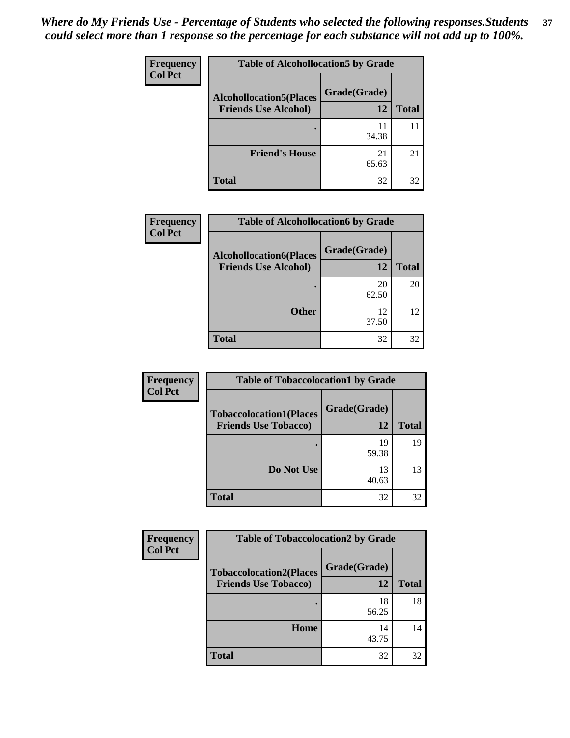*Where do My Friends Use - Percentage of Students who selected the following responses.Students could select more than 1 response so the percentage for each substance will not add up to 100%.*

**Frequency**
**Col Pct**

| Table of Alcohollocation5 by Grade | | |
|---|---|---|
| **Alcohollocation5(Places Friends Use Alcohol)** | **Grade(Grade)** | |
| | **12** | **Total** |
| **.** | 11<br>34.38 | 11 |
| **Friend's House** | 21<br>65.63 | 21 |
| **Total** | 32 | 32 |

**Frequency**
**Col Pct**

| Table of Alcohollocation6 by Grade | | |
|---|---|---|
| **Alcohollocation6(Places Friends Use Alcohol)** | **Grade(Grade)** | |
| | **12** | **Total** |
| **.** | 20<br>62.50 | 20 |
| **Other** | 12<br>37.50 | 12 |
| **Total** | 32 | 32 |

**Frequency**
**Col Pct**

| Table of Tobaccolocation1 by Grade | | |
|---|---|---|
| **Tobaccolocation1(Places Friends Use Tobacco)** | **Grade(Grade)** | |
| | **12** | **Total** |
| **.** | 19<br>59.38 | 19 |
| **Do Not Use** | 13<br>40.63 | 13 |
| **Total** | 32 | 32 |

**Frequency**
**Col Pct**

| Table of Tobaccolocation2 by Grade | | |
|---|---|---|
| **Tobaccolocation2(Places Friends Use Tobacco)** | **Grade(Grade)** | |
| | **12** | **Total** |
| **.** | 18<br>56.25 | 18 |
| **Home** | 14<br>43.75 | 14 |
| **Total** | 32 | 32 |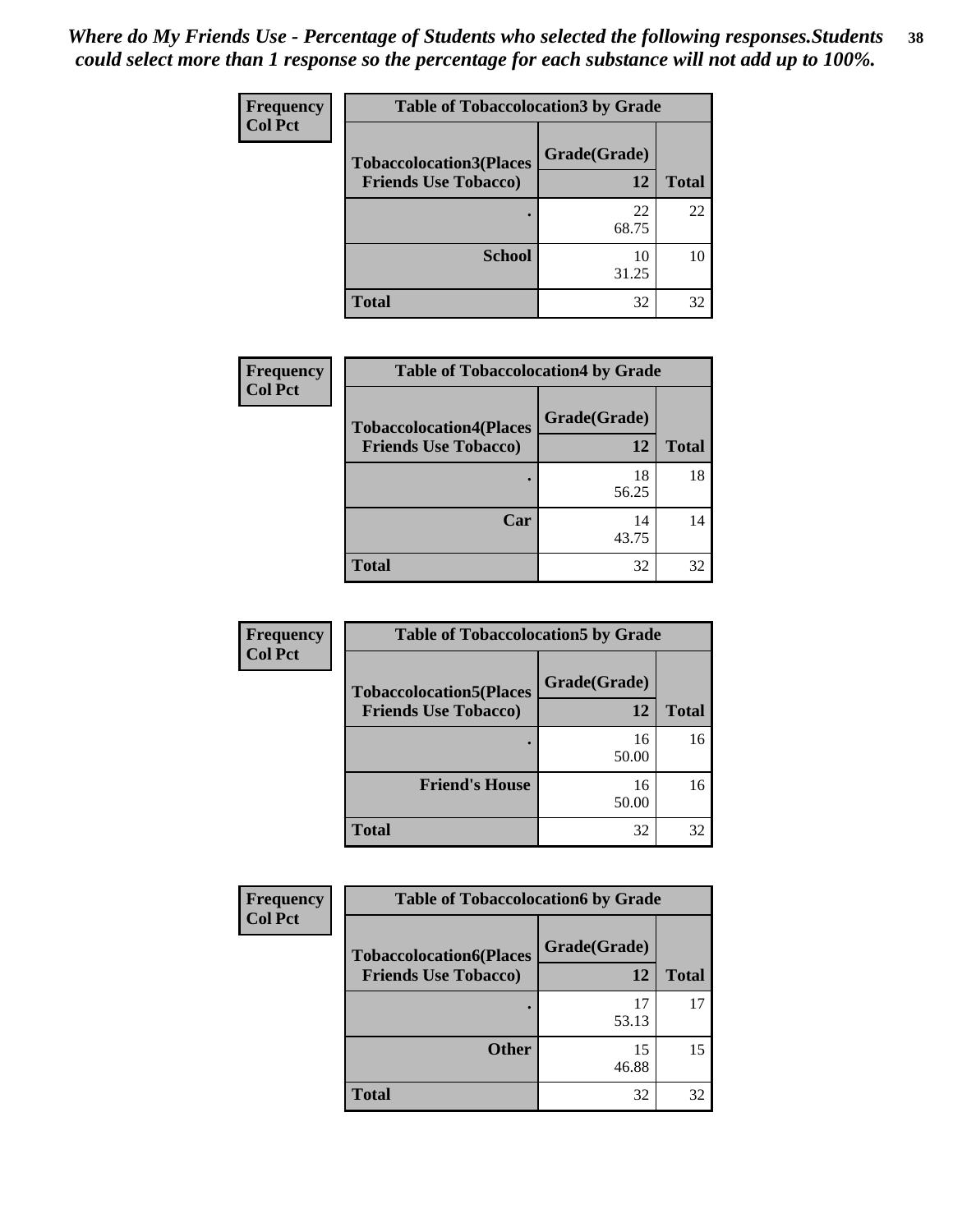*Where do My Friends Use - Percentage of Students who selected the following responses.Students could select more than 1 response so the percentage for each substance will not add up to 100%.*

**Frequency**
**Col Pct**

| Table of Tobaccolocation3 by Grade | | |
|---|---|---|
| **Tobaccolocation3(Places Friends Use Tobacco)** | **Grade(Grade)** | |
| | **12** | **Total** |
| **.** | 22<br>68.75 | 22 |
| **School** | 10<br>31.25 | 10 |
| **Total** | 32 | 32 |

**Frequency**
**Col Pct**

| Table of Tobaccolocation4 by Grade | | |
|---|---|---|
| **Tobaccolocation4(Places Friends Use Tobacco)** | **Grade(Grade)** | |
| | **12** | **Total** |
| **.** | 18<br>56.25 | 18 |
| **Car** | 14<br>43.75 | 14 |
| **Total** | 32 | 32 |

**Frequency**
**Col Pct**

| Table of Tobaccolocation5 by Grade | | |
|---|---|---|
| **Tobaccolocation5(Places Friends Use Tobacco)** | **Grade(Grade)** | |
| | **12** | **Total** |
| **.** | 16<br>50.00 | 16 |
| **Friend's House** | 16<br>50.00 | 16 |
| **Total** | 32 | 32 |

**Frequency**
**Col Pct**

| Table of Tobaccolocation6 by Grade | | |
|---|---|---|
| **Tobaccolocation6(Places Friends Use Tobacco)** | **Grade(Grade)** | |
| | **12** | **Total** |
| **.** | 17<br>53.13 | 17 |
| **Other** | 15<br>46.88 | 15 |
| **Total** | 32 | 32 |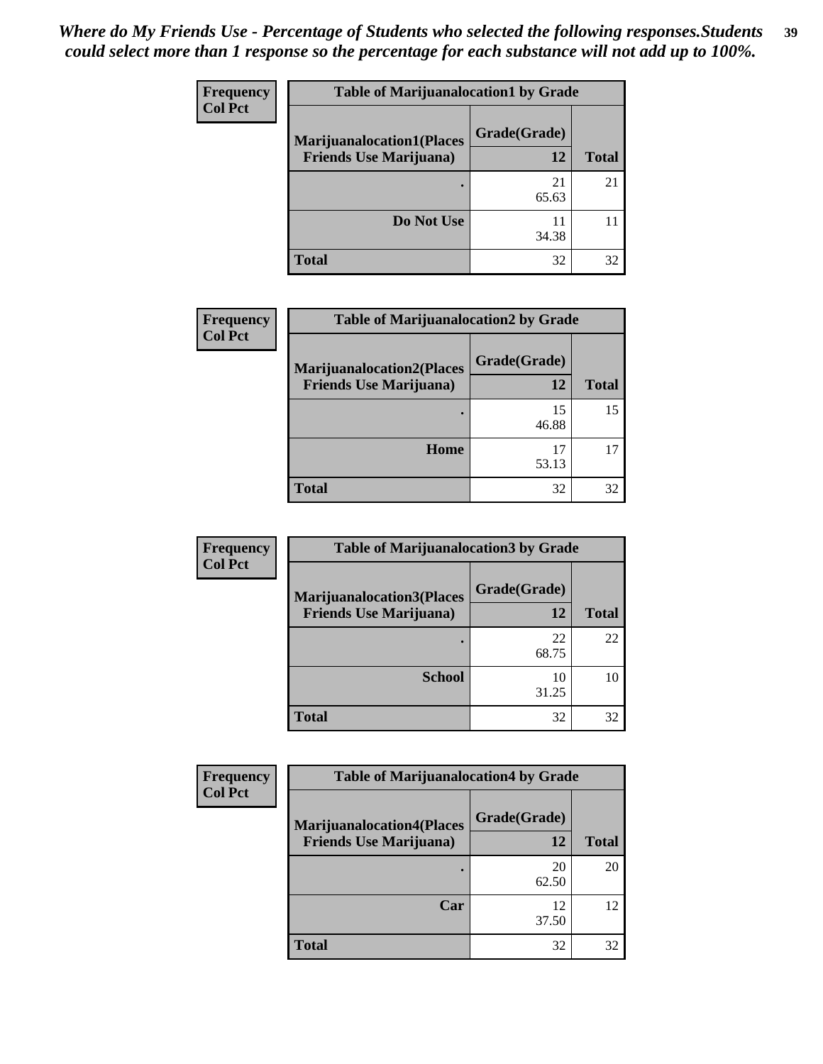***Where do My Friends Use - Percentage of Students who selected the following responses.Students could select more than 1 response so the percentage for each substance will not add up to 100%.***

**Frequency**
**Col Pct**

| Table of Marijuanalocation1 by Grade | | |
|---|---|---|
| **Marijuanalocation1(Places Friends Use Marijuana)** | **Grade(Grade)** | |
| | **12** | **Total** |
| **.** | 21<br>65.63 | 21 |
| **Do Not Use** | 11<br>34.38 | 11 |
| **Total** | 32 | 32 |

**Frequency**
**Col Pct**

| Table of Marijuanalocation2 by Grade | | |
|---|---|---|
| **Marijuanalocation2(Places Friends Use Marijuana)** | **Grade(Grade)** | |
| | **12** | **Total** |
| **.** | 15<br>46.88 | 15 |
| **Home** | 17<br>53.13 | 17 |
| **Total** | 32 | 32 |

**Frequency**
**Col Pct**

| Table of Marijuanalocation3 by Grade | | |
|---|---|---|
| **Marijuanalocation3(Places Friends Use Marijuana)** | **Grade(Grade)** | |
| | **12** | **Total** |
| **.** | 22<br>68.75 | 22 |
| **School** | 10<br>31.25 | 10 |
| **Total** | 32 | 32 |

**Frequency**
**Col Pct**

| Table of Marijuanalocation4 by Grade | | |
|---|---|---|
| **Marijuanalocation4(Places Friends Use Marijuana)** | **Grade(Grade)** | |
| | **12** | **Total** |
| **.** | 20<br>62.50 | 20 |
| **Car** | 12<br>37.50 | 12 |
| **Total** | 32 | 32 |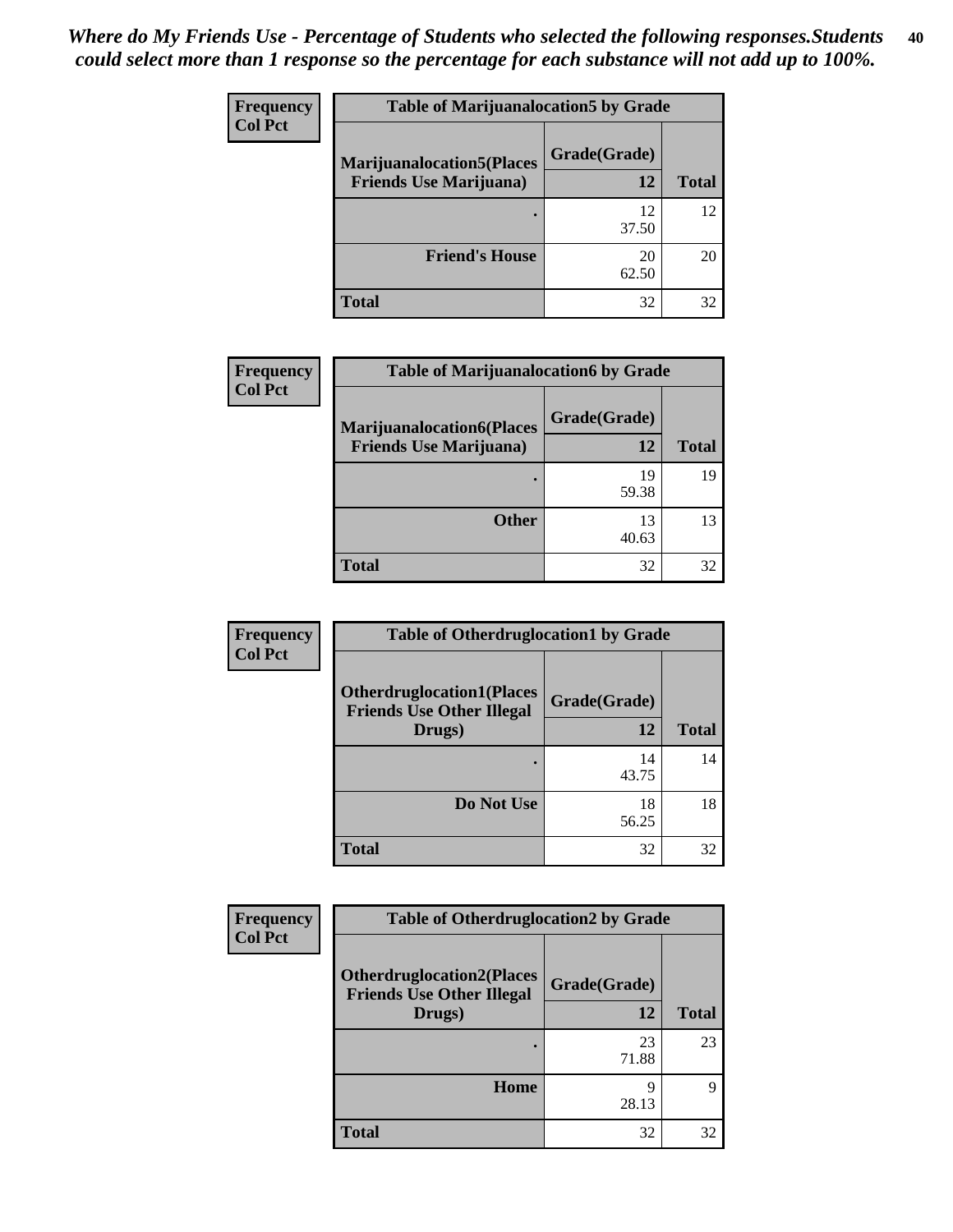*Where do My Friends Use - Percentage of Students who selected the following responses.Students could select more than 1 response so the percentage for each substance will not add up to 100%.*

**Frequency**
**Col Pct**

| Table of Marijuanalocation5 by Grade | | |
|---|---|---|
| **Marijuanalocation5(Places Friends Use Marijuana)** | **Grade(Grade)** | |
| | **12** | **Total** |
| **.** | 12<br>37.50 | 12 |
| **Friend's House** | 20<br>62.50 | 20 |
| **Total** | 32 | 32 |

**Frequency**
**Col Pct**

| Table of Marijuanalocation6 by Grade | | |
|---|---|---|
| **Marijuanalocation6(Places Friends Use Marijuana)** | **Grade(Grade)** | |
| | **12** | **Total** |
| **.** | 19<br>59.38 | 19 |
| **Other** | 13<br>40.63 | 13 |
| **Total** | 32 | 32 |

**Frequency**
**Col Pct**

| Table of Otherdruglocation1 by Grade | | |
|---|---|---|
| **Otherdruglocation1(Places Friends Use Other Illegal Drugs)** | **Grade(Grade)** | |
| | **12** | **Total** |
| **.** | 14<br>43.75 | 14 |
| **Do Not Use** | 18<br>56.25 | 18 |
| **Total** | 32 | 32 |

**Frequency**
**Col Pct**

| Table of Otherdruglocation2 by Grade | | |
|---|---|---|
| **Otherdruglocation2(Places Friends Use Other Illegal Drugs)** | **Grade(Grade)** | |
| | **12** | **Total** |
| **.** | 23<br>71.88 | 23 |
| **Home** | 9<br>28.13 | 9 |
| **Total** | 32 | 32 |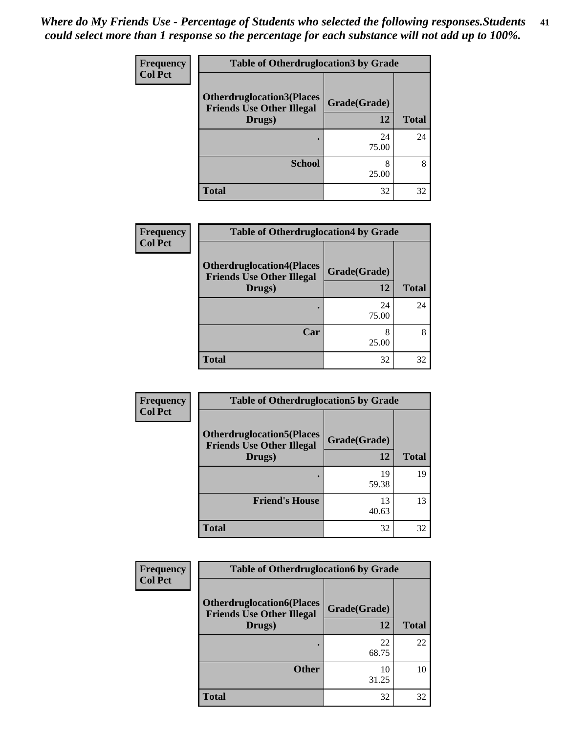*Where do My Friends Use - Percentage of Students who selected the following responses.Students could select more than 1 response so the percentage for each substance will not add up to 100%.*

**Table of Otherdruglocation3 by Grade**

| Frequency / Col Pct — Otherdruglocation3(Places Friends Use Other Illegal Drugs) | Grade(Grade) 12 | Total |
|---|---|---|
| . | 24<br>75.00 | 24 |
| School | 8<br>25.00 | 8 |
| Total | 32 | 32 |

**Table of Otherdruglocation4 by Grade**

| Frequency / Col Pct — Otherdruglocation4(Places Friends Use Other Illegal Drugs) | Grade(Grade) 12 | Total |
|---|---|---|
| . | 24<br>75.00 | 24 |
| Car | 8<br>25.00 | 8 |
| Total | 32 | 32 |

**Table of Otherdruglocation5 by Grade**

| Frequency / Col Pct — Otherdruglocation5(Places Friends Use Other Illegal Drugs) | Grade(Grade) 12 | Total |
|---|---|---|
| . | 19<br>59.38 | 19 |
| Friend's House | 13<br>40.63 | 13 |
| Total | 32 | 32 |

**Table of Otherdruglocation6 by Grade**

| Frequency / Col Pct — Otherdruglocation6(Places Friends Use Other Illegal Drugs) | Grade(Grade) 12 | Total |
|---|---|---|
| . | 22<br>68.75 | 22 |
| Other | 10<br>31.25 | 10 |
| Total | 32 | 32 |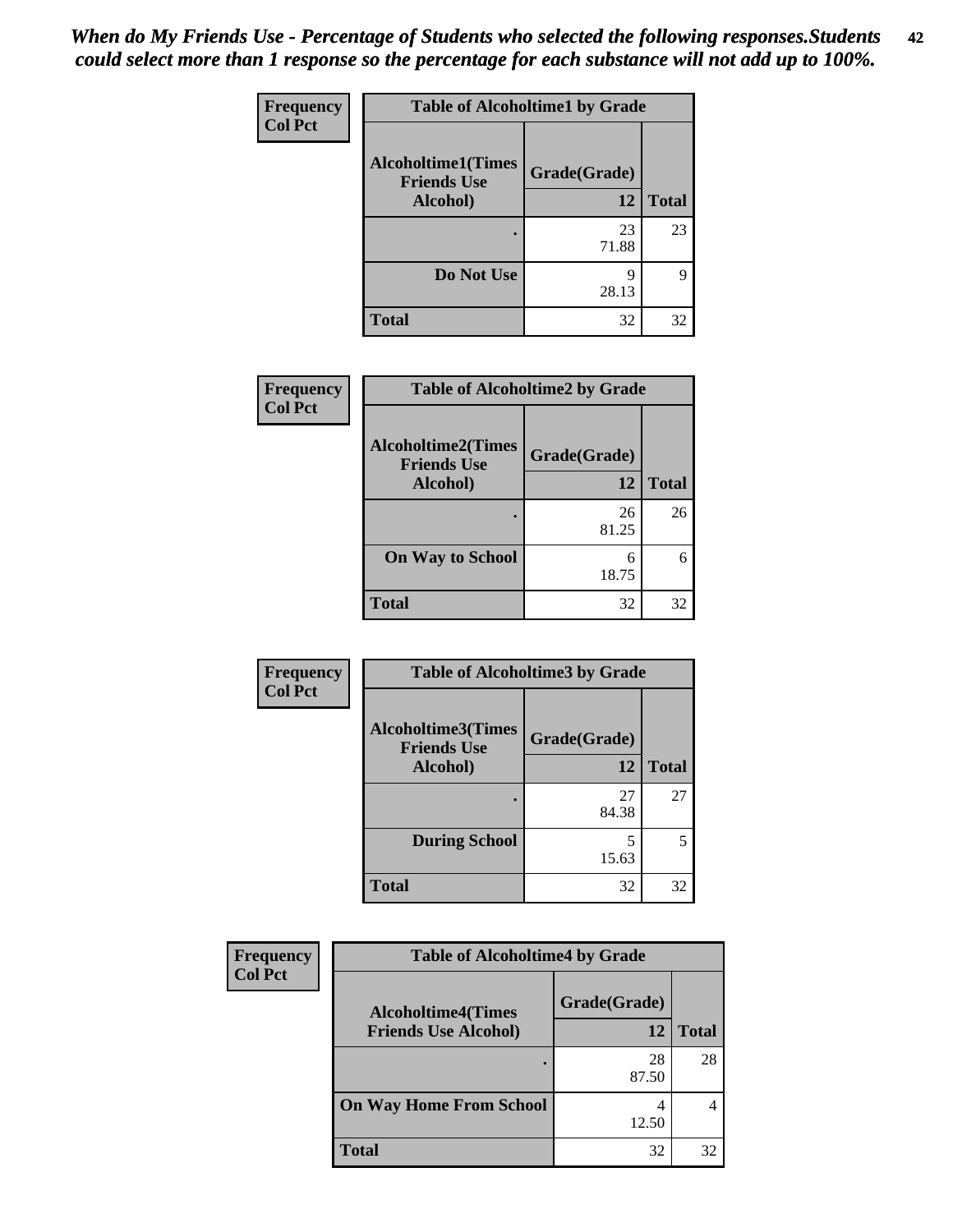*When do My Friends Use - Percentage of Students who selected the following responses.Students could select more than 1 response so the percentage for each substance will not add up to 100%.*

**Frequency / Col Pct**

**Table of Alcoholtime1 by Grade**

| Alcoholtime1(Times Friends Use Alcohol) | Grade(Grade) 12 | Total |
|---|---|---|
| . | 23<br>71.88 | 23 |
| Do Not Use | 9<br>28.13 | 9 |
| Total | 32 | 32 |

**Frequency / Col Pct**

**Table of Alcoholtime2 by Grade**

| Alcoholtime2(Times Friends Use Alcohol) | Grade(Grade) 12 | Total |
|---|---|---|
| . | 26<br>81.25 | 26 |
| On Way to School | 6<br>18.75 | 6 |
| Total | 32 | 32 |

**Frequency / Col Pct**

**Table of Alcoholtime3 by Grade**

| Alcoholtime3(Times Friends Use Alcohol) | Grade(Grade) 12 | Total |
|---|---|---|
| . | 27<br>84.38 | 27 |
| During School | 5<br>15.63 | 5 |
| Total | 32 | 32 |

**Frequency / Col Pct**

**Table of Alcoholtime4 by Grade**

| Alcoholtime4(Times Friends Use Alcohol) | Grade(Grade) 12 | Total |
|---|---|---|
| . | 28<br>87.50 | 28 |
| On Way Home From School | 4<br>12.50 | 4 |
| Total | 32 | 32 |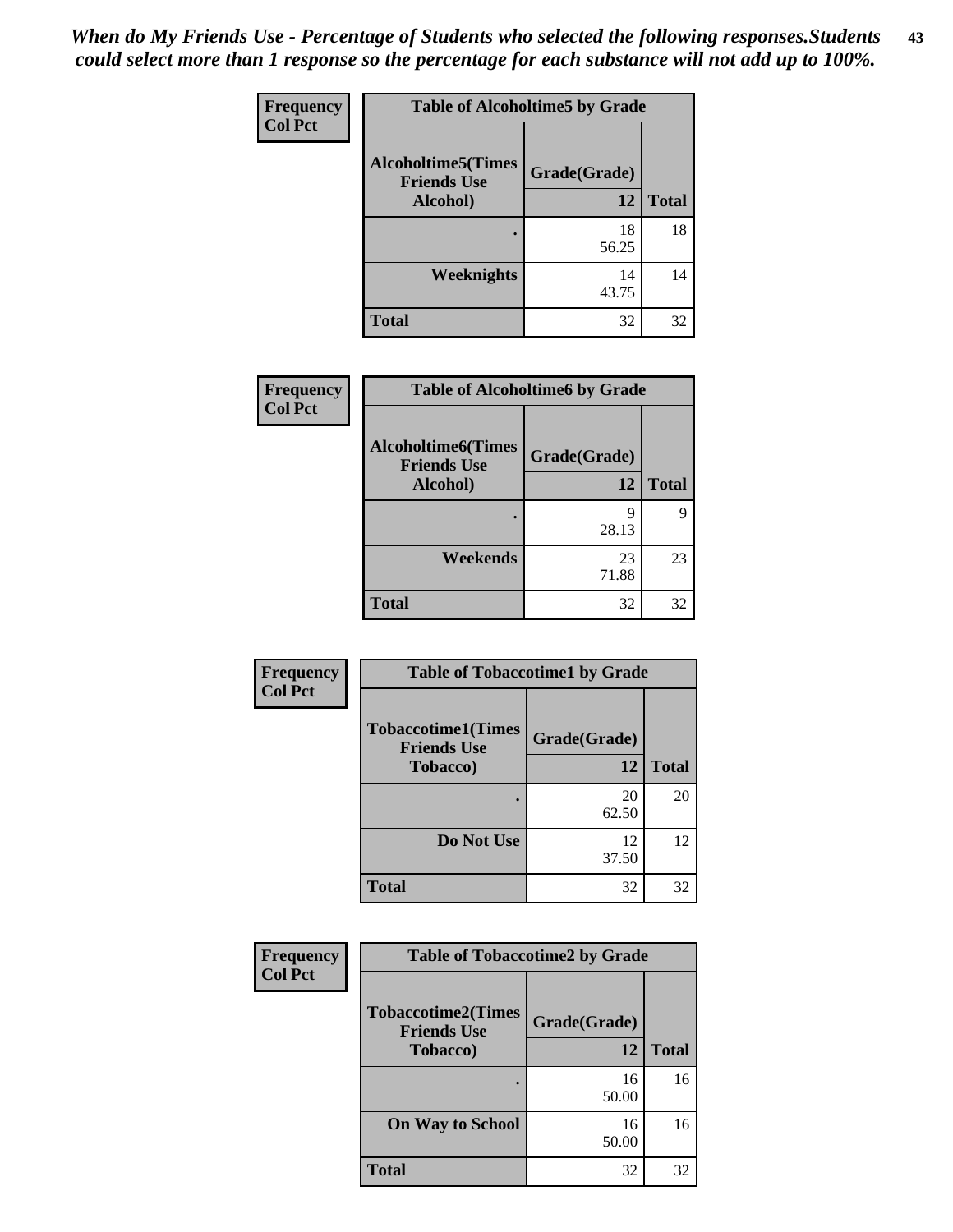*When do My Friends Use - Percentage of Students who selected the following responses.Students could select more than 1 response so the percentage for each substance will not add up to 100%.*

**Frequency**
**Col Pct**

| Table of Alcoholtime5 by Grade | | |
|---|---|---|
| **Alcoholtime5(Times Friends Use Alcohol)** | **Grade(Grade)** | |
| | **12** | **Total** |
| **.** | 18<br>56.25 | 18 |
| **Weeknights** | 14<br>43.75 | 14 |
| **Total** | 32 | 32 |

**Frequency**
**Col Pct**

| Table of Alcoholtime6 by Grade | | |
|---|---|---|
| **Alcoholtime6(Times Friends Use Alcohol)** | **Grade(Grade)** | |
| | **12** | **Total** |
| **.** | 9<br>28.13 | 9 |
| **Weekends** | 23<br>71.88 | 23 |
| **Total** | 32 | 32 |

**Frequency**
**Col Pct**

| Table of Tobaccotime1 by Grade | | |
|---|---|---|
| **Tobaccotime1(Times Friends Use Tobacco)** | **Grade(Grade)** | |
| | **12** | **Total** |
| **.** | 20<br>62.50 | 20 |
| **Do Not Use** | 12<br>37.50 | 12 |
| **Total** | 32 | 32 |

**Frequency**
**Col Pct**

| Table of Tobaccotime2 by Grade | | |
|---|---|---|
| **Tobaccotime2(Times Friends Use Tobacco)** | **Grade(Grade)** | |
| | **12** | **Total** |
| **.** | 16<br>50.00 | 16 |
| **On Way to School** | 16<br>50.00 | 16 |
| **Total** | 32 | 32 |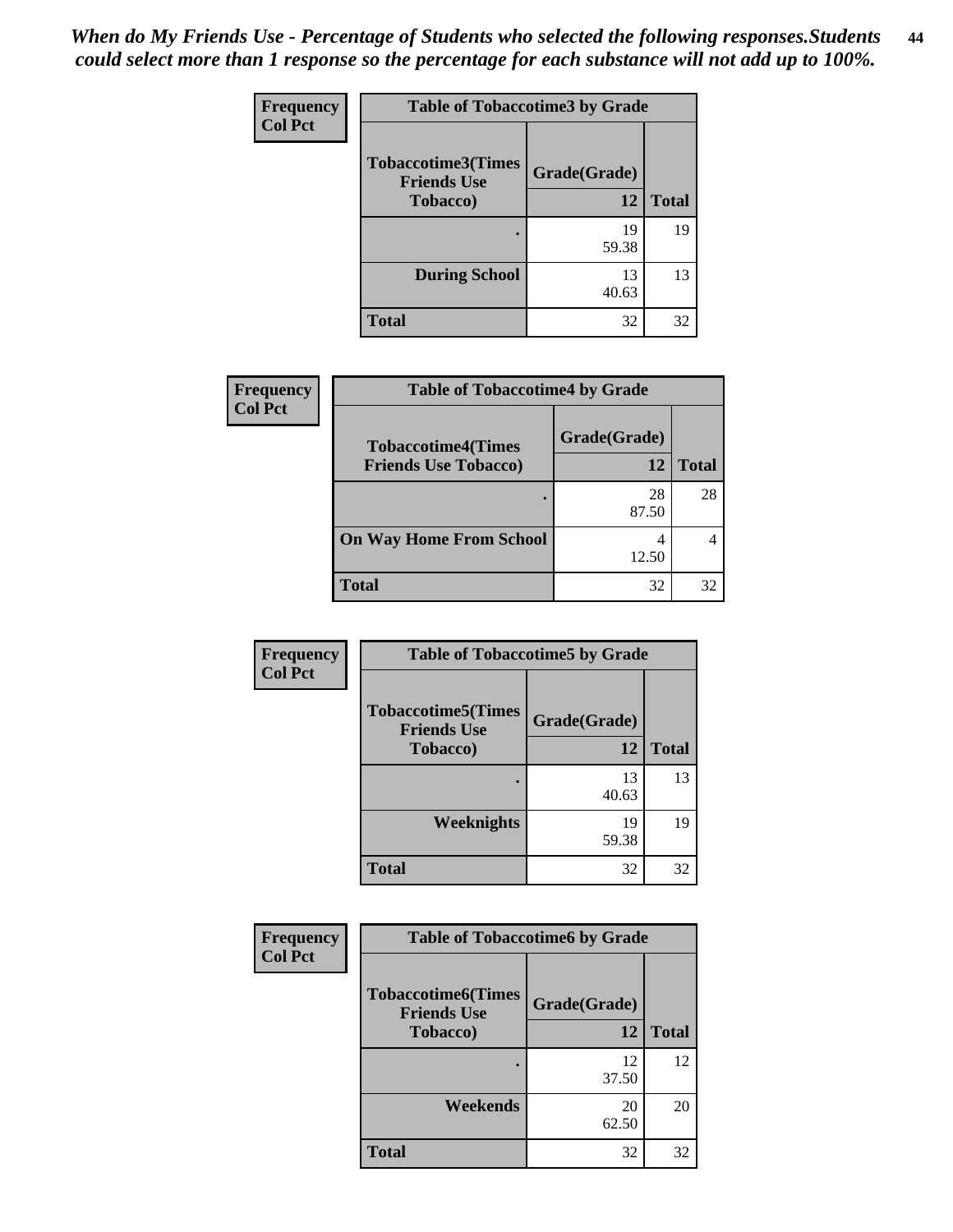*When do My Friends Use - Percentage of Students who selected the following responses.Students could select more than 1 response so the percentage for each substance will not add up to 100%.*

**Frequency**
**Col Pct**

| Table of Tobaccotime3 by Grade | | |
|---|---|---|
| **Tobaccotime3(Times Friends Use Tobacco)** | **Grade(Grade)** | |
| | **12** | **Total** |
| **.** | 19<br>59.38 | 19 |
| **During School** | 13<br>40.63 | 13 |
| **Total** | 32 | 32 |

**Frequency**
**Col Pct**

| Table of Tobaccotime4 by Grade | | |
|---|---|---|
| **Tobaccotime4(Times Friends Use Tobacco)** | **Grade(Grade)** | |
| | **12** | **Total** |
| **.** | 28<br>87.50 | 28 |
| **On Way Home From School** | 4<br>12.50 | 4 |
| **Total** | 32 | 32 |

**Frequency**
**Col Pct**

| Table of Tobaccotime5 by Grade | | |
|---|---|---|
| **Tobaccotime5(Times Friends Use Tobacco)** | **Grade(Grade)** | |
| | **12** | **Total** |
| **.** | 13<br>40.63 | 13 |
| **Weeknights** | 19<br>59.38 | 19 |
| **Total** | 32 | 32 |

**Frequency**
**Col Pct**

| Table of Tobaccotime6 by Grade | | |
|---|---|---|
| **Tobaccotime6(Times Friends Use Tobacco)** | **Grade(Grade)** | |
| | **12** | **Total** |
| **.** | 12<br>37.50 | 12 |
| **Weekends** | 20<br>62.50 | 20 |
| **Total** | 32 | 32 |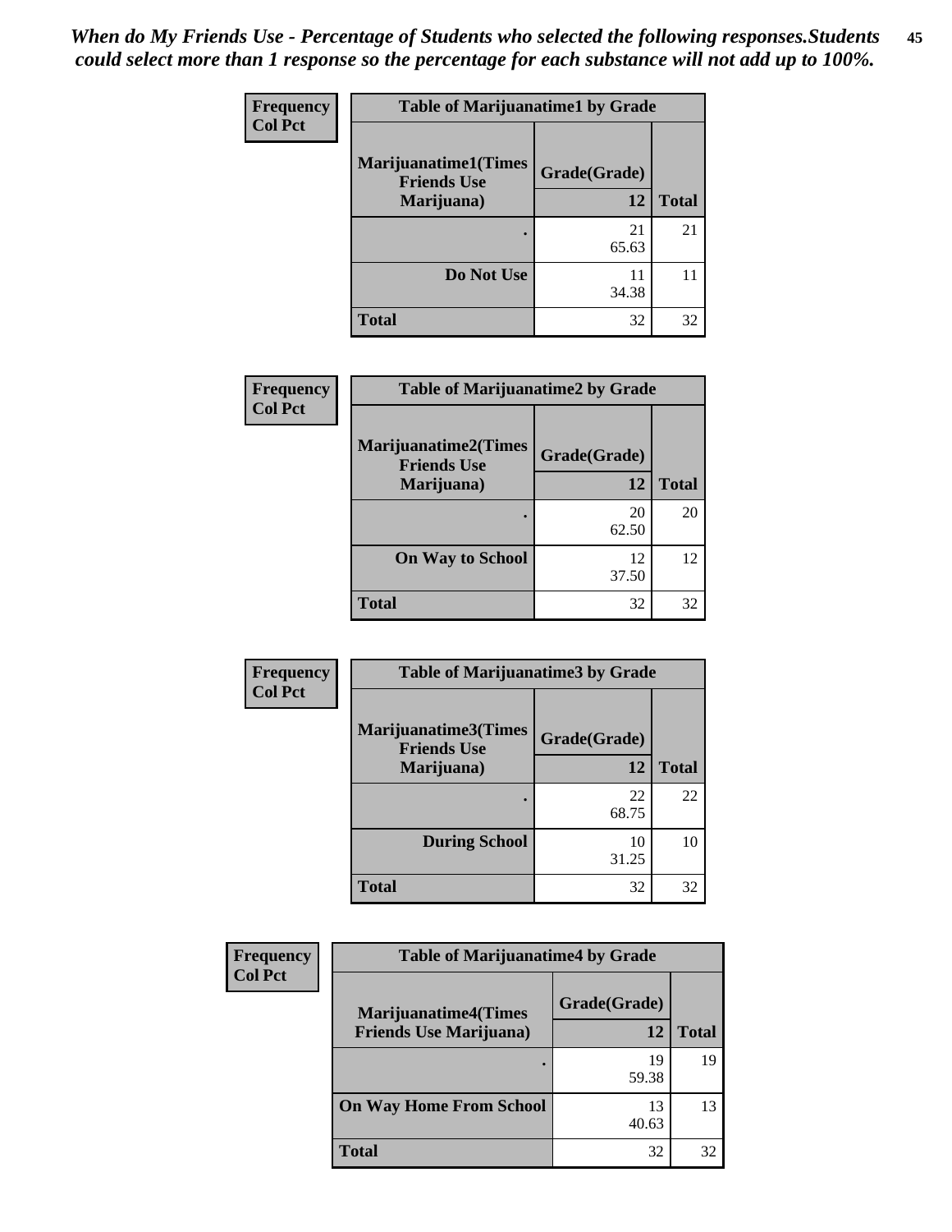*When do My Friends Use - Percentage of Students who selected the following responses.Students could select more than 1 response so the percentage for each substance will not add up to 100%.*

**Frequency**
**Col Pct**

**Table of Marijuanatime1 by Grade**

| Marijuanatime1(Times Friends Use Marijuana) | Grade(Grade) 12 | Total |
|---|---|---|
| . | 21<br>65.63 | 21 |
| Do Not Use | 11<br>34.38 | 11 |
| Total | 32 | 32 |

**Frequency**
**Col Pct**

**Table of Marijuanatime2 by Grade**

| Marijuanatime2(Times Friends Use Marijuana) | Grade(Grade) 12 | Total |
|---|---|---|
| . | 20<br>62.50 | 20 |
| On Way to School | 12<br>37.50 | 12 |
| Total | 32 | 32 |

**Frequency**
**Col Pct**

**Table of Marijuanatime3 by Grade**

| Marijuanatime3(Times Friends Use Marijuana) | Grade(Grade) 12 | Total |
|---|---|---|
| . | 22<br>68.75 | 22 |
| During School | 10<br>31.25 | 10 |
| Total | 32 | 32 |

**Frequency**
**Col Pct**

**Table of Marijuanatime4 by Grade**

| Marijuanatime4(Times Friends Use Marijuana) | Grade(Grade) 12 | Total |
|---|---|---|
| . | 19<br>59.38 | 19 |
| On Way Home From School | 13<br>40.63 | 13 |
| Total | 32 | 32 |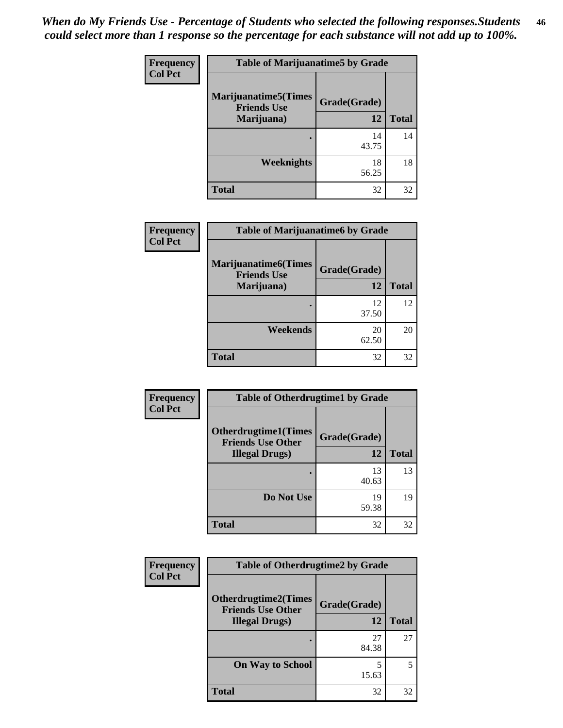*When do My Friends Use - Percentage of Students who selected the following responses.Students could select more than 1 response so the percentage for each substance will not add up to 100%.*

**Table of Marijuanatime5 by Grade**

| Frequency / Col Pct — Marijuanatime5(Times Friends Use Marijuana) | Grade(Grade) 12 | Total |
|---|---|---|
| . | 14<br>43.75 | 14 |
| Weeknights | 18<br>56.25 | 18 |
| Total | 32 | 32 |

**Table of Marijuanatime6 by Grade**

| Frequency / Col Pct — Marijuanatime6(Times Friends Use Marijuana) | Grade(Grade) 12 | Total |
|---|---|---|
| . | 12<br>37.50 | 12 |
| Weekends | 20<br>62.50 | 20 |
| Total | 32 | 32 |

**Table of Otherdrugtime1 by Grade**

| Frequency / Col Pct — Otherdrugtime1(Times Friends Use Other Illegal Drugs) | Grade(Grade) 12 | Total |
|---|---|---|
| . | 13<br>40.63 | 13 |
| Do Not Use | 19<br>59.38 | 19 |
| Total | 32 | 32 |

**Table of Otherdrugtime2 by Grade**

| Frequency / Col Pct — Otherdrugtime2(Times Friends Use Other Illegal Drugs) | Grade(Grade) 12 | Total |
|---|---|---|
| . | 27<br>84.38 | 27 |
| On Way to School | 5<br>15.63 | 5 |
| Total | 32 | 32 |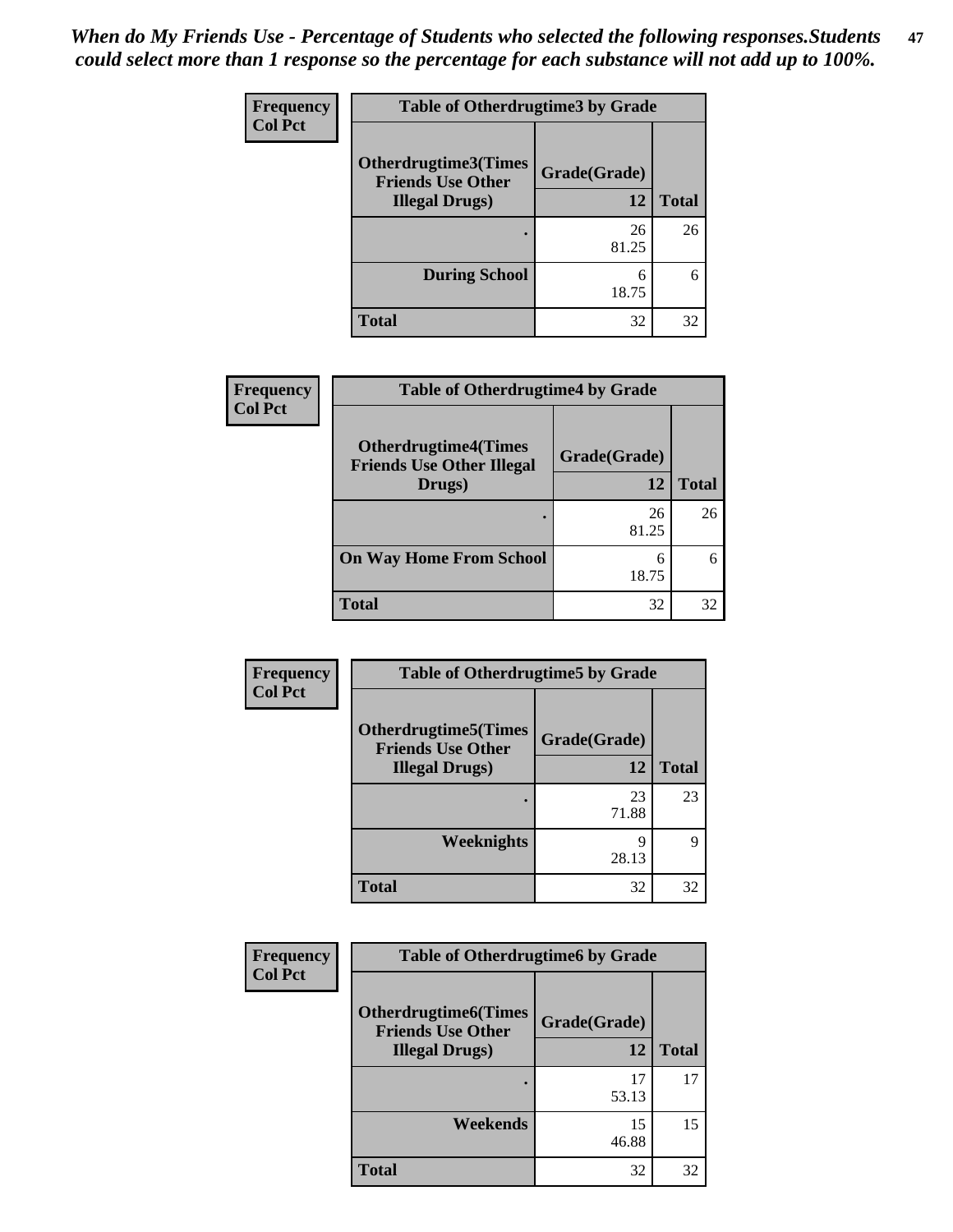*When do My Friends Use - Percentage of Students who selected the following responses.Students could select more than 1 response so the percentage for each substance will not add up to 100%.*

| Frequency Col Pct | Table of Otherdrugtime3 by Grade | |
|---|---|---|
| Otherdrugtime3(Times Friends Use Other Illegal Drugs) | Grade(Grade) 12 | Total |
| . | 26<br>81.25 | 26 |
| During School | 6<br>18.75 | 6 |
| Total | 32 | 32 |

| Frequency Col Pct | Table of Otherdrugtime4 by Grade | |
|---|---|---|
| Otherdrugtime4(Times Friends Use Other Illegal Drugs) | Grade(Grade) 12 | Total |
| . | 26<br>81.25 | 26 |
| On Way Home From School | 6<br>18.75 | 6 |
| Total | 32 | 32 |

| Frequency Col Pct | Table of Otherdrugtime5 by Grade | |
|---|---|---|
| Otherdrugtime5(Times Friends Use Other Illegal Drugs) | Grade(Grade) 12 | Total |
| . | 23<br>71.88 | 23 |
| Weeknights | 9<br>28.13 | 9 |
| Total | 32 | 32 |

| Frequency Col Pct | Table of Otherdrugtime6 by Grade | |
|---|---|---|
| Otherdrugtime6(Times Friends Use Other Illegal Drugs) | Grade(Grade) 12 | Total |
| . | 17<br>53.13 | 17 |
| Weekends | 15<br>46.88 | 15 |
| Total | 32 | 32 |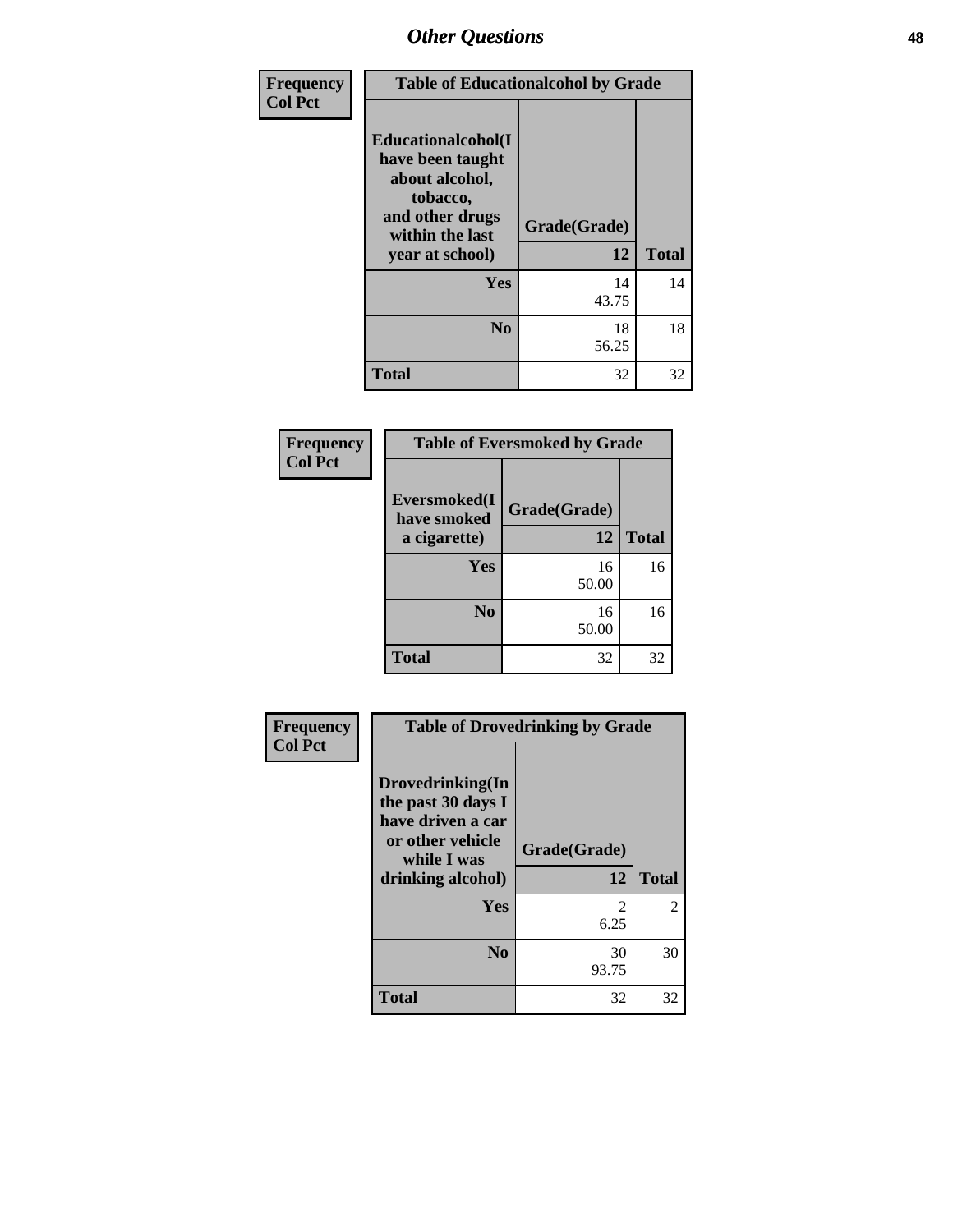| Frequency<br>Col Pct | Table of Educationalcohol by Grade | |
|---|---|---|
| Educationalcohol(I have been taught about alcohol, tobacco, and other drugs within the last year at school) | Grade(Grade)<br>12 | Total |
| Yes | 14<br>43.75 | 14 |
| No | 18<br>56.25 | 18 |
| Total | 32 | 32 |

| Frequency<br>Col Pct | Table of Eversmoked by Grade | |
|---|---|---|
| Eversmoked(I have smoked a cigarette) | Grade(Grade)<br>12 | Total |
| Yes | 16<br>50.00 | 16 |
| No | 16<br>50.00 | 16 |
| Total | 32 | 32 |

| Frequency<br>Col Pct | Table of Drovedrinking by Grade | |
|---|---|---|
| Drovedrinking(In the past 30 days I have driven a car or other vehicle while I was drinking alcohol) | Grade(Grade)<br>12 | Total |
| Yes | 2<br>6.25 | 2 |
| No | 30<br>93.75 | 30 |
| Total | 32 | 32 |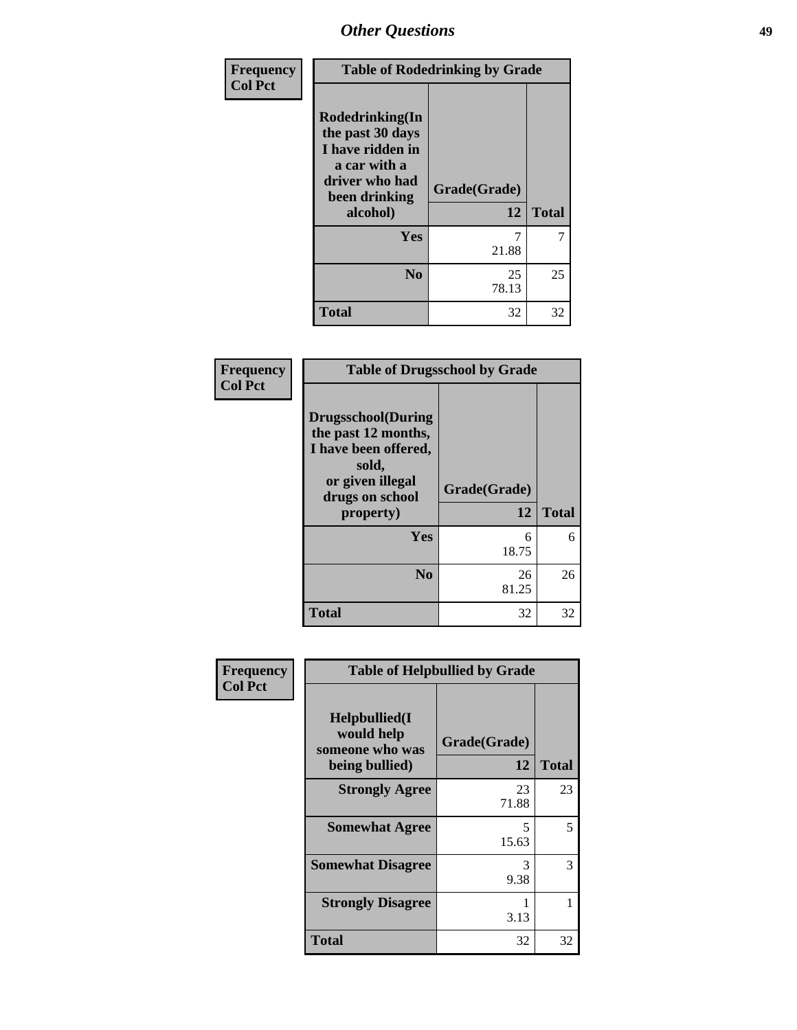| Frequency<br>Col Pct | Table of Rodedrinking by Grade | |
|---|---|---|
| Rodedrinking(In the past 30 days I have ridden in a car with a driver who had been drinking alcohol) | Grade(Grade)<br>12 | Total |
| Yes | 7<br>21.88 | 7 |
| No | 25<br>78.13 | 25 |
| Total | 32 | 32 |

| Frequency<br>Col Pct | Table of Drugsschool by Grade | |
|---|---|---|
| Drugsschool(During the past 12 months, I have been offered, sold, or given illegal drugs on school property) | Grade(Grade)<br>12 | Total |
| Yes | 6<br>18.75 | 6 |
| No | 26<br>81.25 | 26 |
| Total | 32 | 32 |

| Frequency<br>Col Pct | Table of Helpbullied by Grade | |
|---|---|---|
| Helpbullied(I would help someone who was being bullied) | Grade(Grade)<br>12 | Total |
| Strongly Agree | 23<br>71.88 | 23 |
| Somewhat Agree | 5<br>15.63 | 5 |
| Somewhat Disagree | 3<br>9.38 | 3 |
| Strongly Disagree | 1<br>3.13 | 1 |
| Total | 32 | 32 |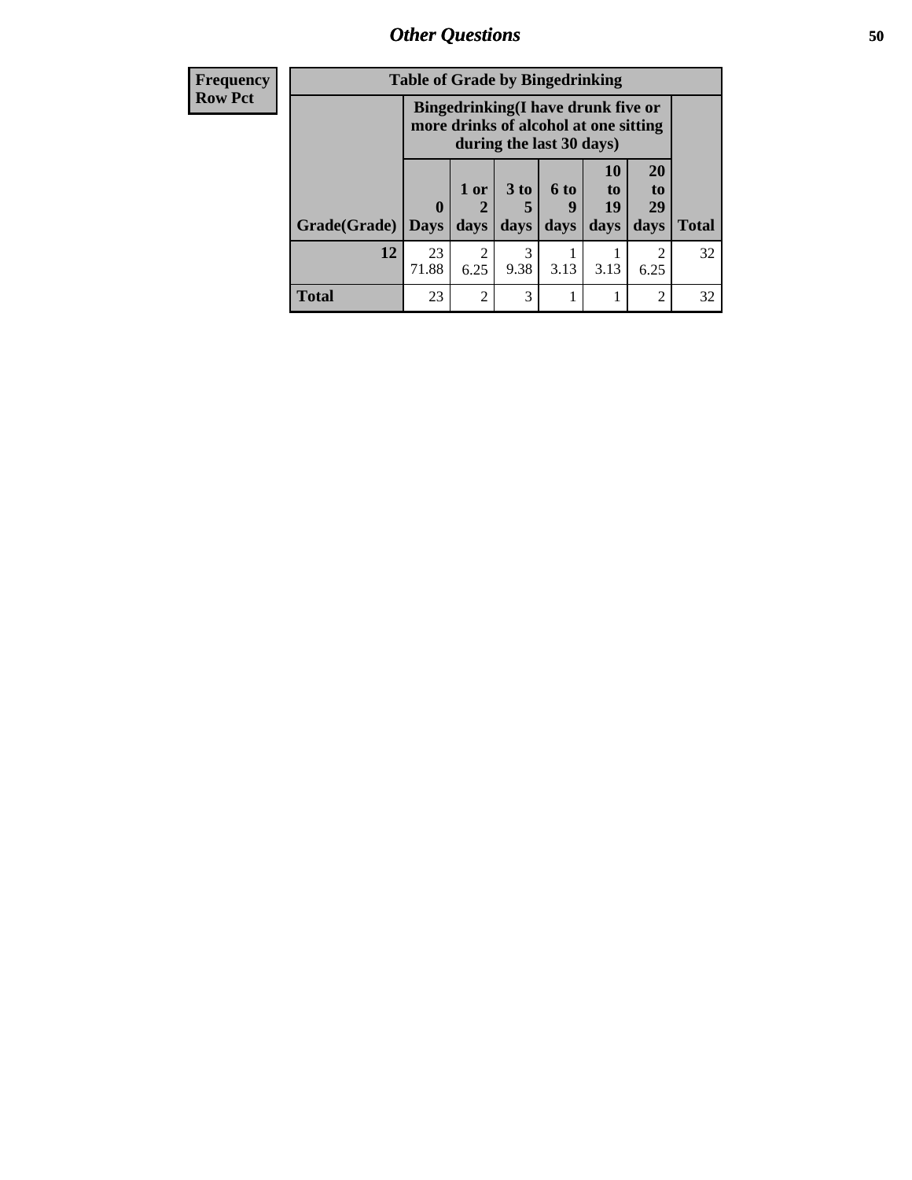# Other Questions

| Frequency Row Pct |
|---|

**Table of Grade by Bingedrinking**

| | Bingedrinking(I have drunk five or more drinks of alcohol at one sitting during the last 30 days) | | | | | | |
|---|---|---|---|---|---|---|---|
| Grade(Grade) | 0 Days | 1 or 2 days | 3 to 5 days | 6 to 9 days | 10 to 19 days | 20 to 29 days | Total |
| 12 | 23<br>71.88 | 2<br>6.25 | 3<br>9.38 | 1<br>3.13 | 1<br>3.13 | 2<br>6.25 | 32 |
| Total | 23 | 2 | 3 | 1 | 1 | 2 | 32 |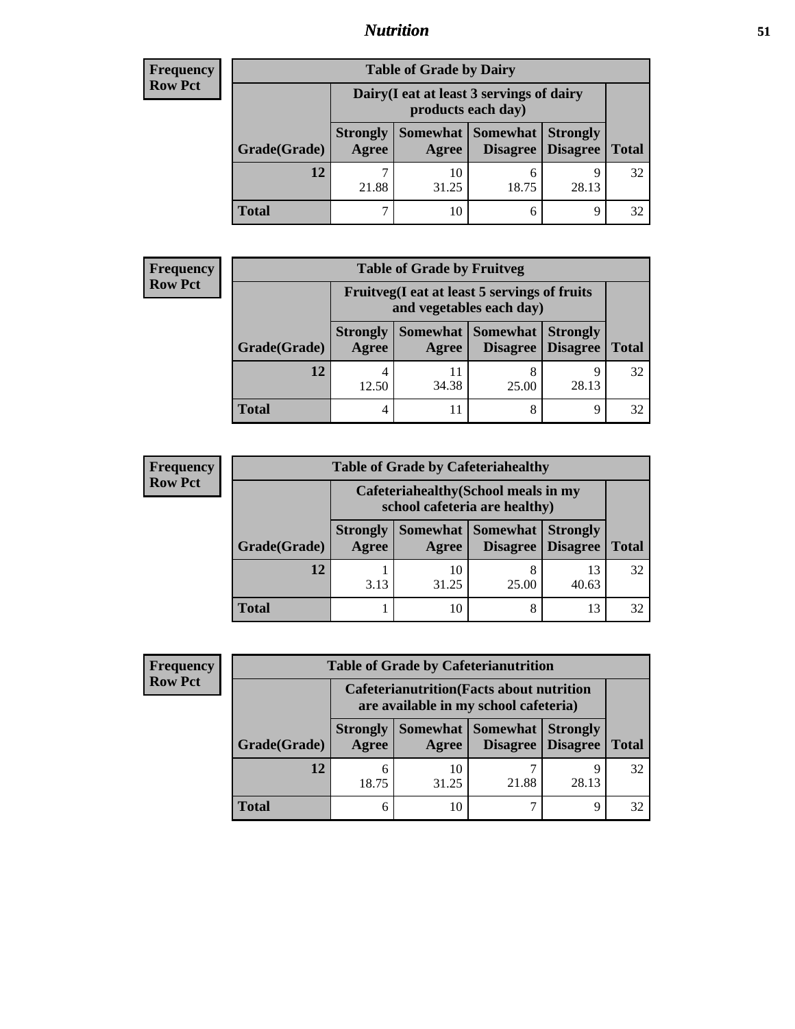| Frequency |
|---|
| Row Pct |

| Table of Grade by Dairy | | | | | |
|---|---|---|---|---|---|
| | Dairy(I eat at least 3 servings of dairy products each day) | | | | |
| Grade(Grade) | Strongly Agree | Somewhat Agree | Somewhat Disagree | Strongly Disagree | Total |
| 12 | 7<br>21.88 | 10<br>31.25 | 6<br>18.75 | 9<br>28.13 | 32 |
| Total | 7 | 10 | 6 | 9 | 32 |

| Frequency |
|---|
| Row Pct |

| Table of Grade by Fruitveg | | | | | |
|---|---|---|---|---|---|
| | Fruitveg(I eat at least 5 servings of fruits and vegetables each day) | | | | |
| Grade(Grade) | Strongly Agree | Somewhat Agree | Somewhat Disagree | Strongly Disagree | Total |
| 12 | 4<br>12.50 | 11<br>34.38 | 8<br>25.00 | 9<br>28.13 | 32 |
| Total | 4 | 11 | 8 | 9 | 32 |

| Frequency |
|---|
| Row Pct |

| Table of Grade by Cafeteriahealthy | | | | | |
|---|---|---|---|---|---|
| | Cafeteriahealthy(School meals in my school cafeteria are healthy) | | | | |
| Grade(Grade) | Strongly Agree | Somewhat Agree | Somewhat Disagree | Strongly Disagree | Total |
| 12 | 1<br>3.13 | 10<br>31.25 | 8<br>25.00 | 13<br>40.63 | 32 |
| Total | 1 | 10 | 8 | 13 | 32 |

| Frequency |
|---|
| Row Pct |

| Table of Grade by Cafeterianutrition | | | | | |
|---|---|---|---|---|---|
| | Cafeterianutrition(Facts about nutrition are available in my school cafeteria) | | | | |
| Grade(Grade) | Strongly Agree | Somewhat Agree | Somewhat Disagree | Strongly Disagree | Total |
| 12 | 6<br>18.75 | 10<br>31.25 | 7<br>21.88 | 9<br>28.13 | 32 |
| Total | 6 | 10 | 7 | 9 | 32 |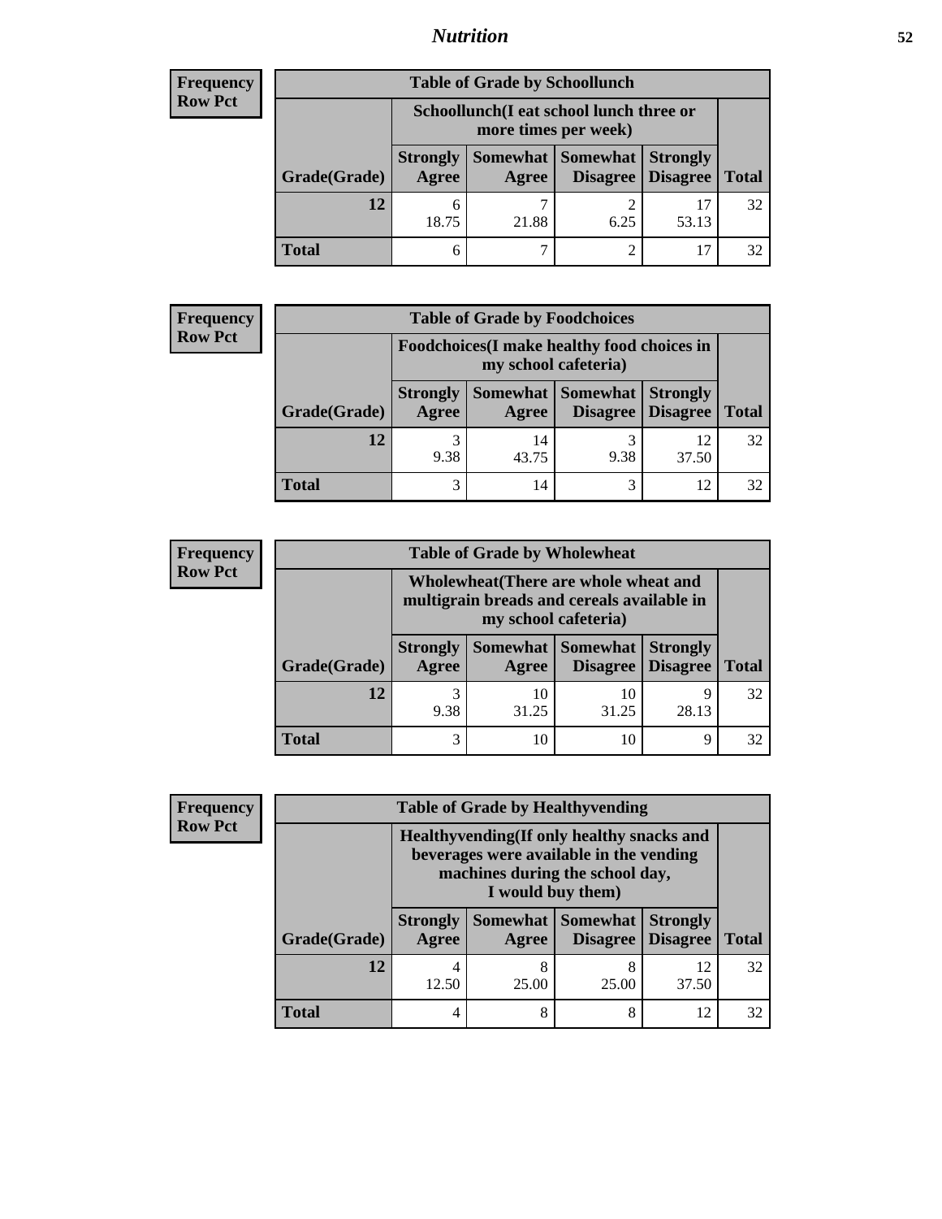*Nutrition*

**Frequency**
**Row Pct**

| Table of Grade by Schoollunch | | | | | |
|---|---|---|---|---|---|
| | Schoollunch(I eat school lunch three or more times per week) | | | | |
| Grade(Grade) | Strongly Agree | Somewhat Agree | Somewhat Disagree | Strongly Disagree | Total |
| 12 | 6<br>18.75 | 7<br>21.88 | 2<br>6.25 | 17<br>53.13 | 32 |
| Total | 6 | 7 | 2 | 17 | 32 |

**Frequency**
**Row Pct**

| Table of Grade by Foodchoices | | | | | |
|---|---|---|---|---|---|
| | Foodchoices(I make healthy food choices in my school cafeteria) | | | | |
| Grade(Grade) | Strongly Agree | Somewhat Agree | Somewhat Disagree | Strongly Disagree | Total |
| 12 | 3<br>9.38 | 14<br>43.75 | 3<br>9.38 | 12<br>37.50 | 32 |
| Total | 3 | 14 | 3 | 12 | 32 |

**Frequency**
**Row Pct**

| Table of Grade by Wholewheat | | | | | |
|---|---|---|---|---|---|
| | Wholewheat(There are whole wheat and multigrain breads and cereals available in my school cafeteria) | | | | |
| Grade(Grade) | Strongly Agree | Somewhat Agree | Somewhat Disagree | Strongly Disagree | Total |
| 12 | 3<br>9.38 | 10<br>31.25 | 10<br>31.25 | 9<br>28.13 | 32 |
| Total | 3 | 10 | 10 | 9 | 32 |

**Frequency**
**Row Pct**

| Table of Grade by Healthyvending | | | | | |
|---|---|---|---|---|---|
| | Healthyvending(If only healthy snacks and beverages were available in the vending machines during the school day, I would buy them) | | | | |
| Grade(Grade) | Strongly Agree | Somewhat Agree | Somewhat Disagree | Strongly Disagree | Total |
| 12 | 4<br>12.50 | 8<br>25.00 | 8<br>25.00 | 12<br>37.50 | 32 |
| Total | 4 | 8 | 8 | 12 | 32 |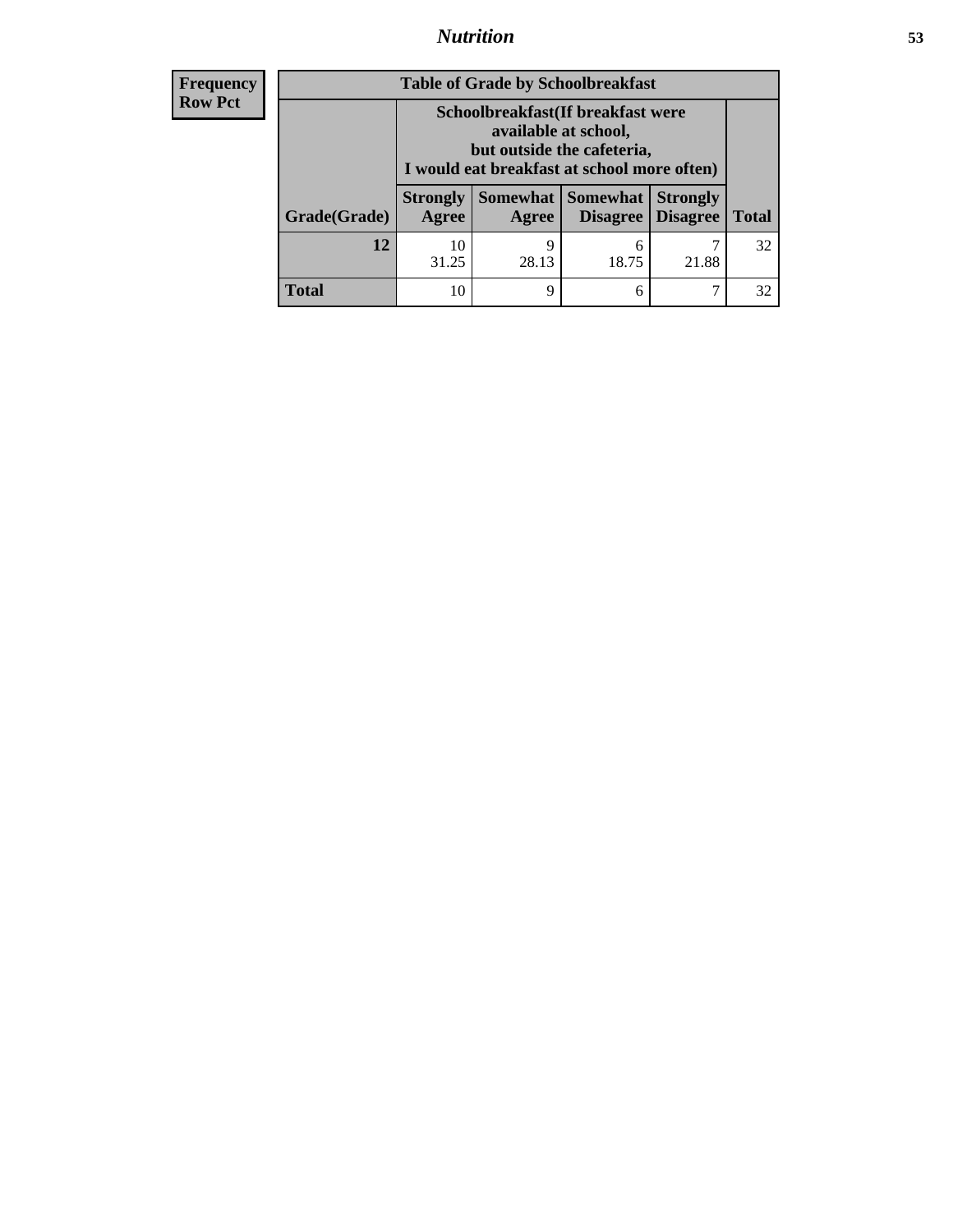| Frequency Row Pct | Table of Grade by Schoolbreakfast | | | | |
|---|---|---|---|---|---|
| | Schoolbreakfast(If breakfast were available at school, but outside the cafeteria, I would eat breakfast at school more often) | | | | |
| Grade(Grade) | Strongly Agree | Somewhat Agree | Somewhat Disagree | Strongly Disagree | Total |
| 12 | 10<br>31.25 | 9<br>28.13 | 6<br>18.75 | 7<br>21.88 | 32 |
| Total | 10 | 9 | 6 | 7 | 32 |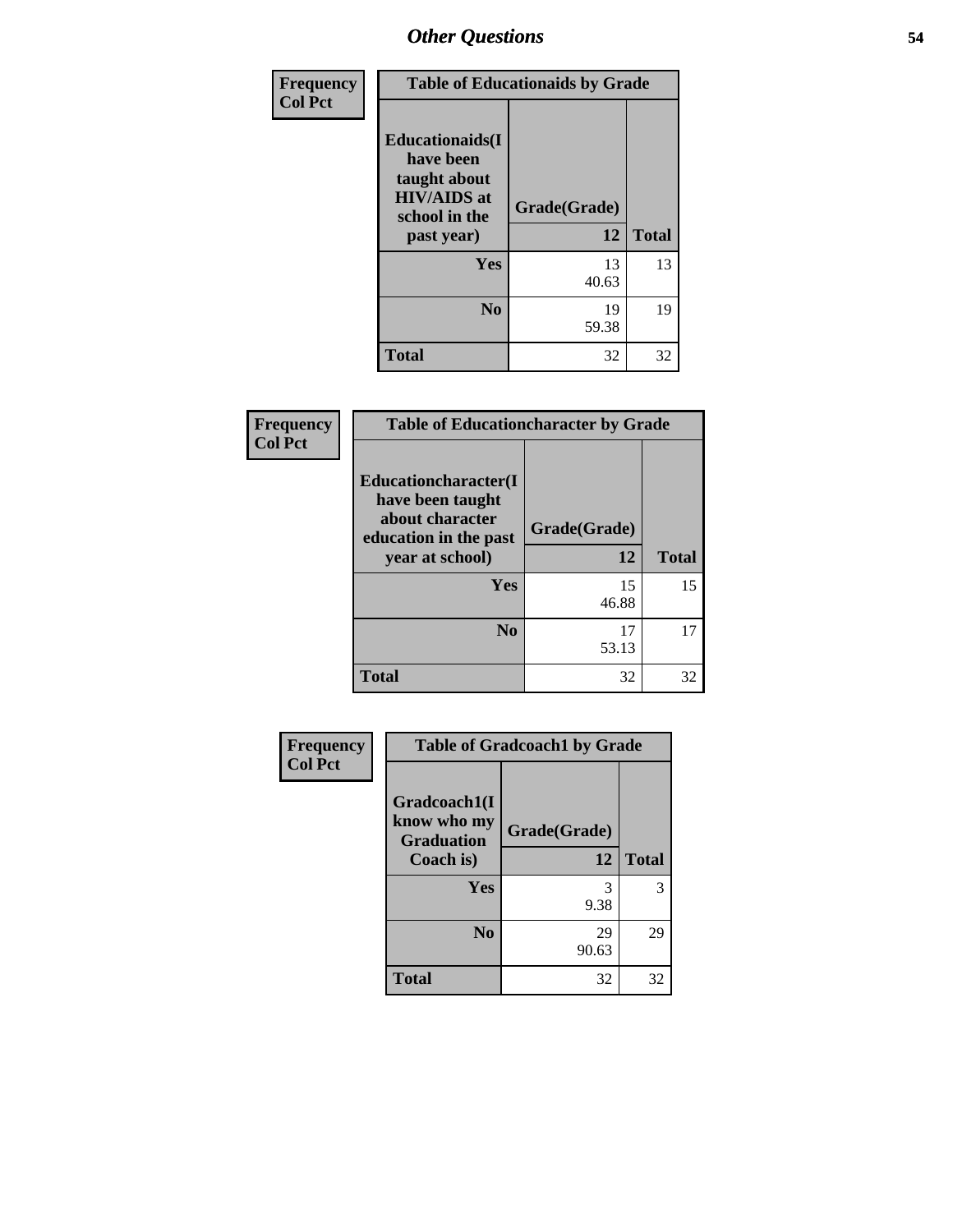## Other Questions

Frequency
Col Pct

| Table of Educationaids by Grade | | |
|---|---|---|
| Educationaids(I have been taught about HIV/AIDS at school in the past year) | Grade(Grade) 12 | Total |
| Yes | 13<br>40.63 | 13 |
| No | 19<br>59.38 | 19 |
| Total | 32 | 32 |

Frequency
Col Pct

| Table of Educationcharacter by Grade | | |
|---|---|---|
| Educationcharacter(I have been taught about character education in the past year at school) | Grade(Grade) 12 | Total |
| Yes | 15<br>46.88 | 15 |
| No | 17<br>53.13 | 17 |
| Total | 32 | 32 |

Frequency
Col Pct

| Table of Gradcoach1 by Grade | | |
|---|---|---|
| Gradcoach1(I know who my Graduation Coach is) | Grade(Grade) 12 | Total |
| Yes | 3<br>9.38 | 3 |
| No | 29<br>90.63 | 29 |
| Total | 32 | 32 |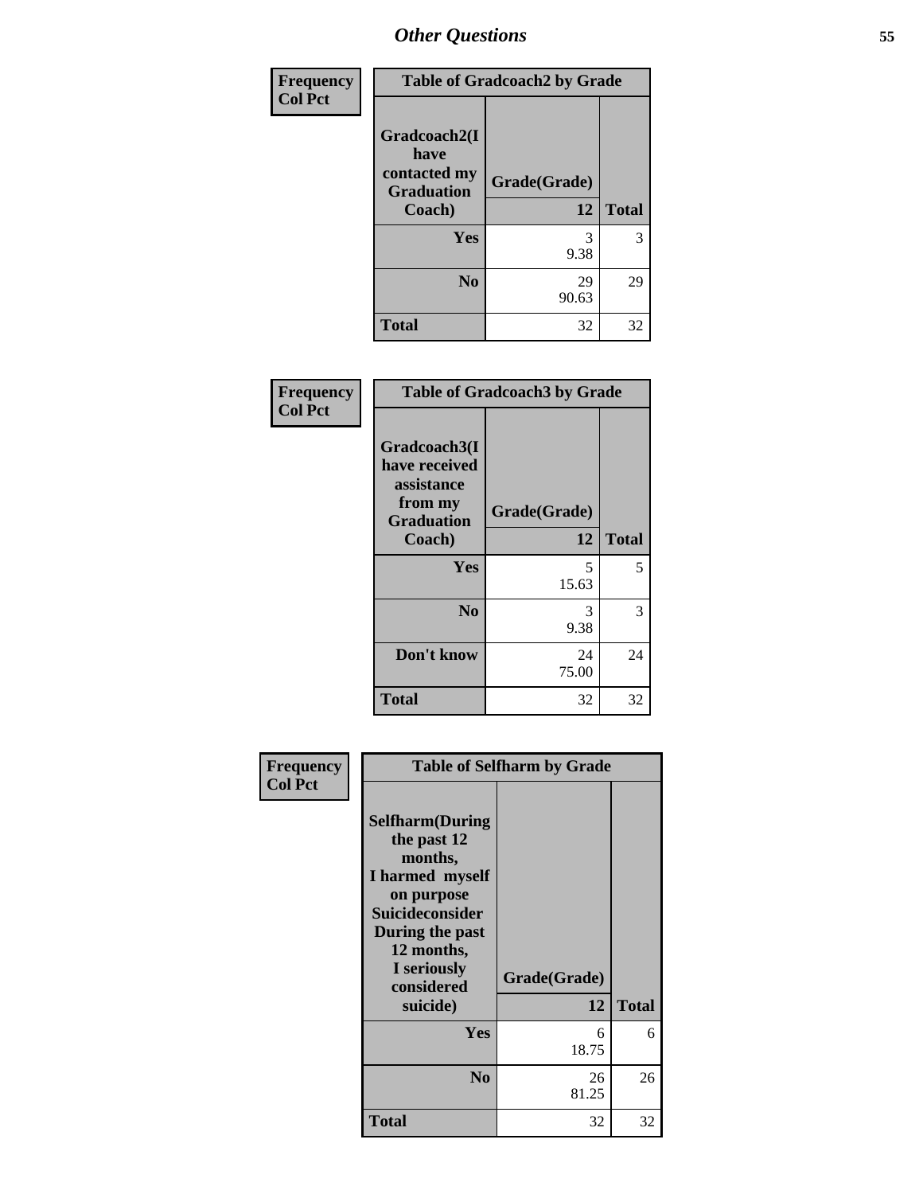## Other Questions

Frequency
Col Pct

| Table of Gradcoach2 by Grade | | |
|---|---|---|
| Gradcoach2(I have contacted my Graduation Coach) | Grade(Grade) 12 | Total |
| Yes | 3<br>9.38 | 3 |
| No | 29<br>90.63 | 29 |
| Total | 32 | 32 |

Frequency
Col Pct

| Table of Gradcoach3 by Grade | | |
|---|---|---|
| Gradcoach3(I have received assistance from my Graduation Coach) | Grade(Grade) 12 | Total |
| Yes | 5<br>15.63 | 5 |
| No | 3<br>9.38 | 3 |
| Don't know | 24<br>75.00 | 24 |
| Total | 32 | 32 |

Frequency
Col Pct

| Table of Selfharm by Grade | | |
|---|---|---|
| Selfharm(During the past 12 months, I harmed myself on purpose Suicideconsider During the past 12 months, I seriously considered suicide) | Grade(Grade) 12 | Total |
| Yes | 6<br>18.75 | 6 |
| No | 26<br>81.25 | 26 |
| Total | 32 | 32 |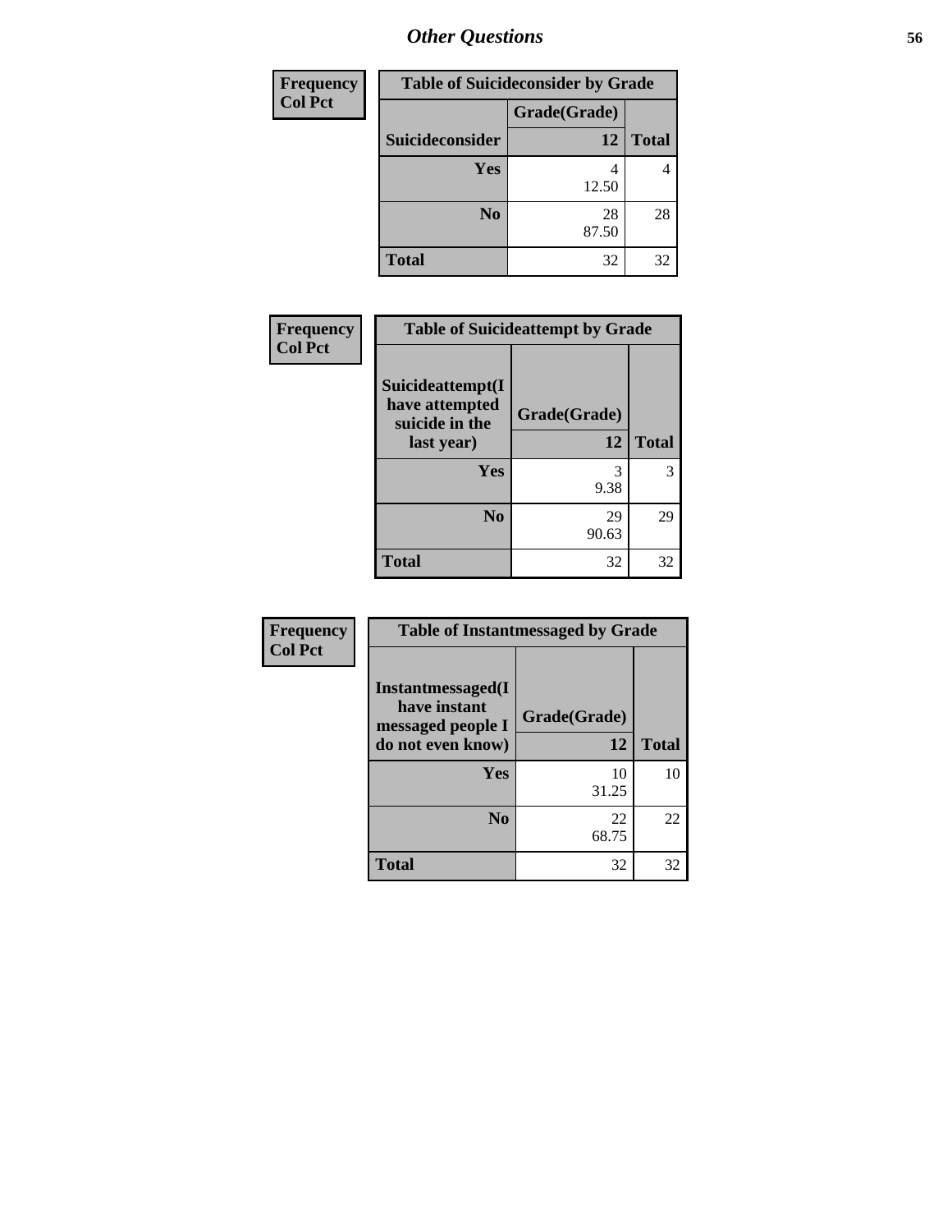## Other Questions

| Frequency Col Pct | Table of Suicideconsider by Grade | |
|---|---|---|
| | Grade(Grade) | |
| Suicideconsider | 12 | Total |
| Yes | 4<br>12.50 | 4 |
| No | 28<br>87.50 | 28 |
| Total | 32 | 32 |

| Frequency Col Pct | Table of Suicideattempt by Grade | |
|---|---|---|
| Suicideattempt(I have attempted suicide in the last year) | Grade(Grade)<br>12 | Total |
| Yes | 3<br>9.38 | 3 |
| No | 29<br>90.63 | 29 |
| Total | 32 | 32 |

| Frequency Col Pct | Table of Instantmessaged by Grade | |
|---|---|---|
| Instantmessaged(I have instant messaged people I do not even know) | Grade(Grade)<br>12 | Total |
| Yes | 10<br>31.25 | 10 |
| No | 22<br>68.75 | 22 |
| Total | 32 | 32 |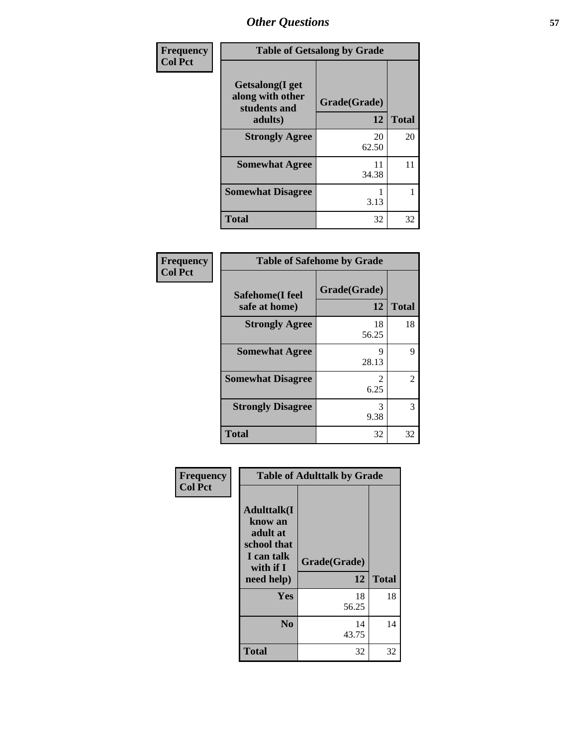| Frequency<br>Col Pct | Table of Getsalong by Grade | |
|---|---|---|
| Getsalong(I get along with other students and adults) | Grade(Grade)<br>12 | Total |
| Strongly Agree | 20<br>62.50 | 20 |
| Somewhat Agree | 11<br>34.38 | 11 |
| Somewhat Disagree | 1<br>3.13 | 1 |
| Total | 32 | 32 |

| Frequency<br>Col Pct | Table of Safehome by Grade | |
|---|---|---|
| Safehome(I feel safe at home) | Grade(Grade)<br>12 | Total |
| Strongly Agree | 18<br>56.25 | 18 |
| Somewhat Agree | 9<br>28.13 | 9 |
| Somewhat Disagree | 2<br>6.25 | 2 |
| Strongly Disagree | 3<br>9.38 | 3 |
| Total | 32 | 32 |

| Frequency<br>Col Pct | Table of Adulttalk by Grade | |
|---|---|---|
| Adulttalk(I know an adult at school that I can talk with if I need help) | Grade(Grade)<br>12 | Total |
| Yes | 18<br>56.25 | 18 |
| No | 14<br>43.75 | 14 |
| Total | 32 | 32 |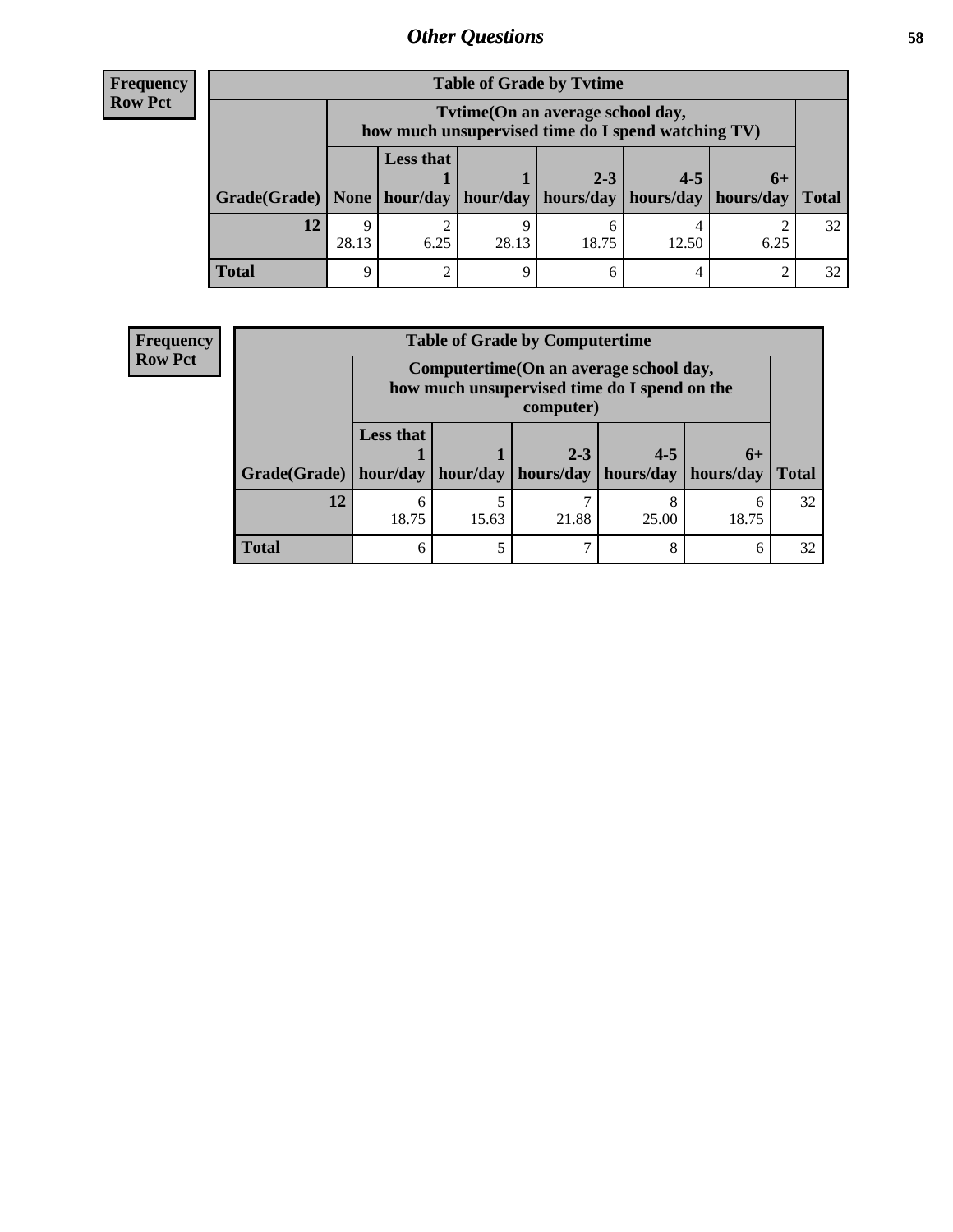**Frequency**
**Row Pct**

| Table of Grade by Tvtime | | | | | | | |
|---|---|---|---|---|---|---|---|
| | Tvtime(On an average school day, how much unsupervised time do I spend watching TV) | | | | | | |
| Grade(Grade) | None | Less that 1 hour/day | 1 hour/day | 2-3 hours/day | 4-5 hours/day | 6+ hours/day | Total |
| **12** | 9<br>28.13 | 2<br>6.25 | 9<br>28.13 | 6<br>18.75 | 4<br>12.50 | 2<br>6.25 | 32 |
| **Total** | 9 | 2 | 9 | 6 | 4 | 2 | 32 |

**Frequency**
**Row Pct**

| Table of Grade by Computertime | | | | | | |
|---|---|---|---|---|---|---|
| | Computertime(On an average school day, how much unsupervised time do I spend on the computer) | | | | | |
| Grade(Grade) | Less that 1 hour/day | 1 hour/day | 2-3 hours/day | 4-5 hours/day | 6+ hours/day | Total |
| **12** | 6<br>18.75 | 5<br>15.63 | 7<br>21.88 | 8<br>25.00 | 6<br>18.75 | 32 |
| **Total** | 6 | 5 | 7 | 8 | 6 | 32 |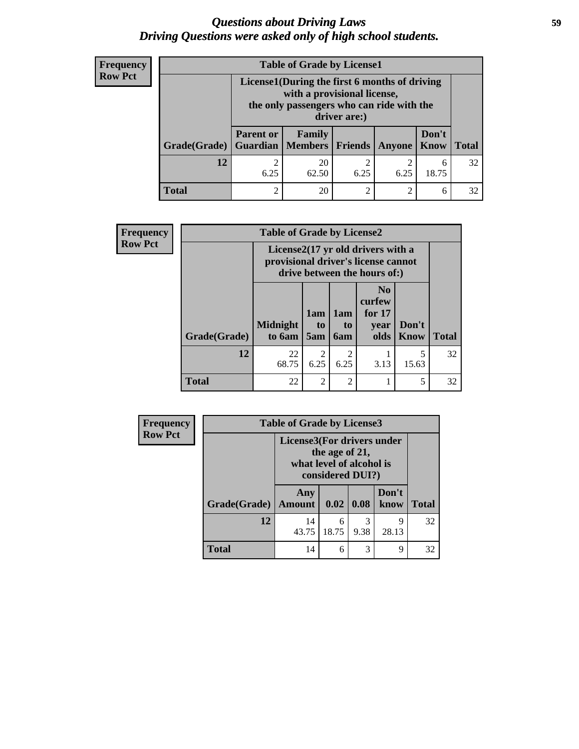# *Questions about Driving Laws*
# *Driving Questions were asked only of high school students.*

**Frequency**
**Row Pct**

**Table of Grade by License1**

| Grade(Grade) | License1(During the first 6 months of driving with a provisional license, the only passengers who can ride with the driver are:) | | | | | Total |
|---|---|---|---|---|---|---|
| | Parent or Guardian | Family Members | Friends | Anyone | Don't Know | |
| 12 | 2<br>6.25 | 20<br>62.50 | 2<br>6.25 | 2<br>6.25 | 6<br>18.75 | 32 |
| Total | 2 | 20 | 2 | 2 | 6 | 32 |

**Frequency**
**Row Pct**

**Table of Grade by License2**

| Grade(Grade) | License2(17 yr old drivers with a provisional driver's license cannot drive between the hours of:) | | | | | Total |
|---|---|---|---|---|---|---|
| | Midnight to 6am | 1am to 5am | 1am to 6am | No curfew for 17 year olds | Don't Know | |
| 12 | 22<br>68.75 | 2<br>6.25 | 2<br>6.25 | 1<br>3.13 | 5<br>15.63 | 32 |
| Total | 22 | 2 | 2 | 1 | 5 | 32 |

**Frequency**
**Row Pct**

**Table of Grade by License3**

| Grade(Grade) | License3(For drivers under the age of 21, what level of alcohol is considered DUI?) | | | | Total |
|---|---|---|---|---|---|
| | Any Amount | 0.02 | 0.08 | Don't know | |
| 12 | 14<br>43.75 | 6<br>18.75 | 3<br>9.38 | 9<br>28.13 | 32 |
| Total | 14 | 6 | 3 | 9 | 32 |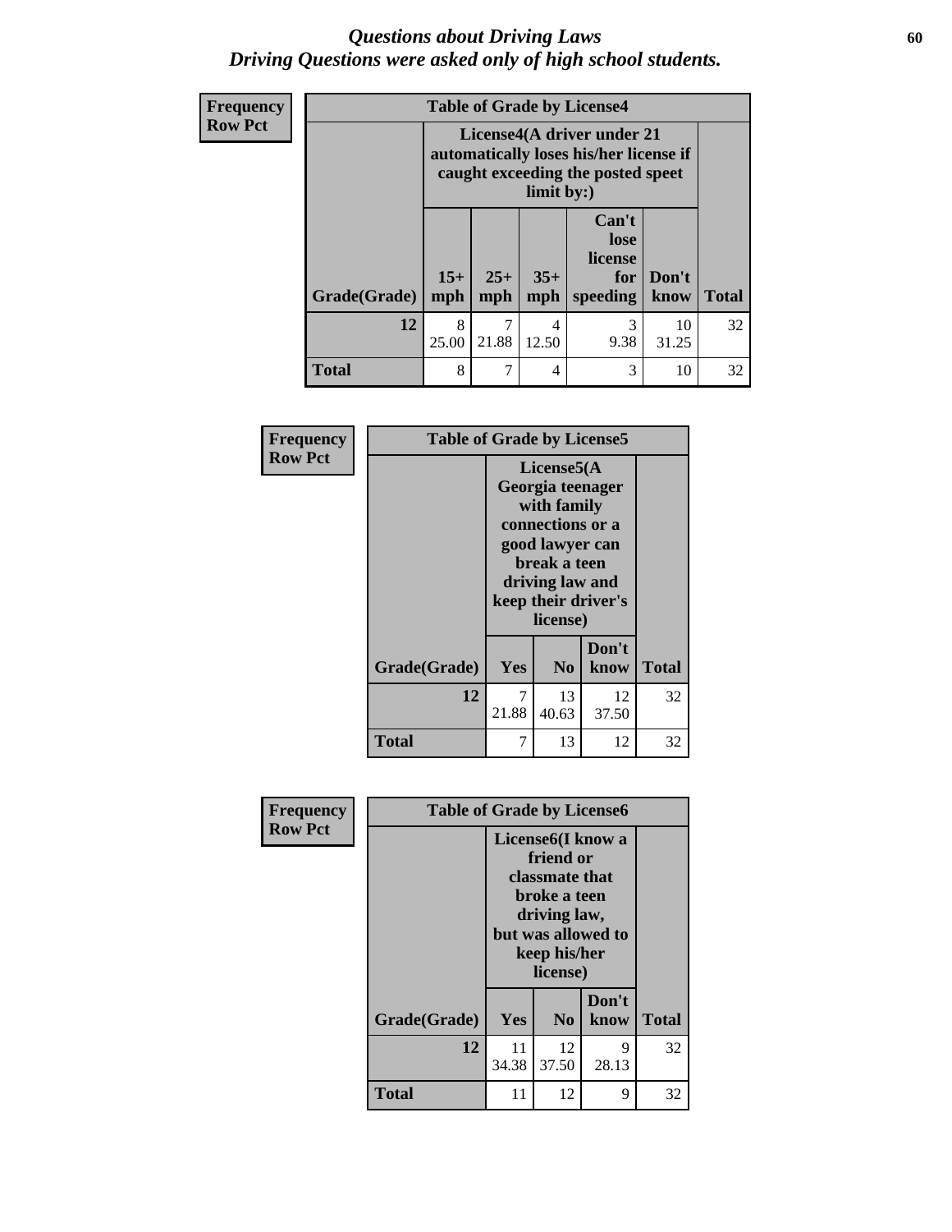# *Questions about Driving Laws*
## *Driving Questions were asked only of high school students.*

**Frequency**
**Row Pct**

**Table of Grade by License4**

| Grade(Grade) | License4(A driver under 21 automatically loses his/her license if caught exceeding the posted speet limit by:) | | | | | Total |
|---|---|---|---|---|---|---|
| | 15+ mph | 25+ mph | 35+ mph | Can't lose license for speeding | Don't know | |
| 12 | 8<br>25.00 | 7<br>21.88 | 4<br>12.50 | 3<br>9.38 | 10<br>31.25 | 32 |
| Total | 8 | 7 | 4 | 3 | 10 | 32 |

**Frequency**
**Row Pct**

**Table of Grade by License5**

| Grade(Grade) | License5(A Georgia teenager with family connections or a good lawyer can break a teen driving law and keep their driver's license) | | | Total |
|---|---|---|---|---|
| | Yes | No | Don't know | |
| 12 | 7<br>21.88 | 13<br>40.63 | 12<br>37.50 | 32 |
| Total | 7 | 13 | 12 | 32 |

**Frequency**
**Row Pct**

**Table of Grade by License6**

| Grade(Grade) | License6(I know a friend or classmate that broke a teen driving law, but was allowed to keep his/her license) | | | Total |
|---|---|---|---|---|
| | Yes | No | Don't know | |
| 12 | 11<br>34.38 | 12<br>37.50 | 9<br>28.13 | 32 |
| Total | 11 | 12 | 9 | 32 |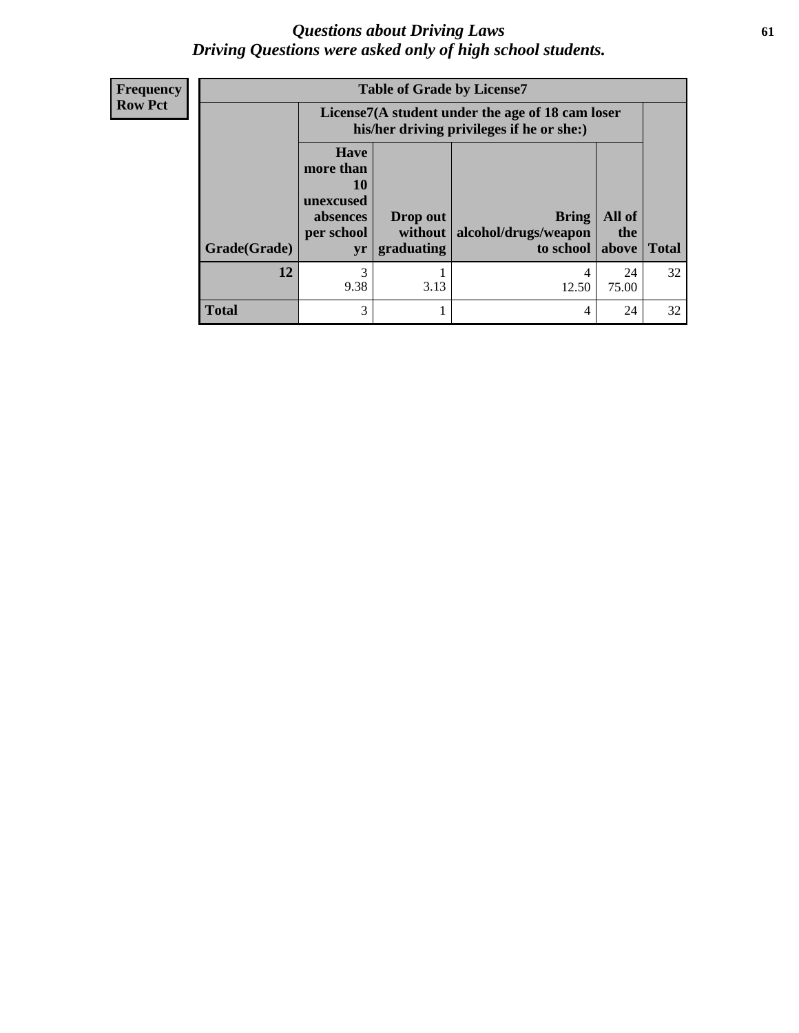# *Questions about Driving Laws*
## *Driving Questions were asked only of high school students.*

| Frequency<br>Row Pct |
|---|

**Table of Grade by License7**

| | License7(A student under the age of 18 cam loser his/her driving privileges if he or she:) | | | | |
|---|---|---|---|---|---|
| **Grade(Grade)** | **Have more than 10 unexcused absences per school yr** | **Drop out without graduating** | **Bring alcohol/drugs/weapon to school** | **All of the above** | **Total** |
| **12** | 3<br>9.38 | 1<br>3.13 | 4<br>12.50 | 24<br>75.00 | 32 |
| **Total** | 3 | 1 | 4 | 24 | 32 |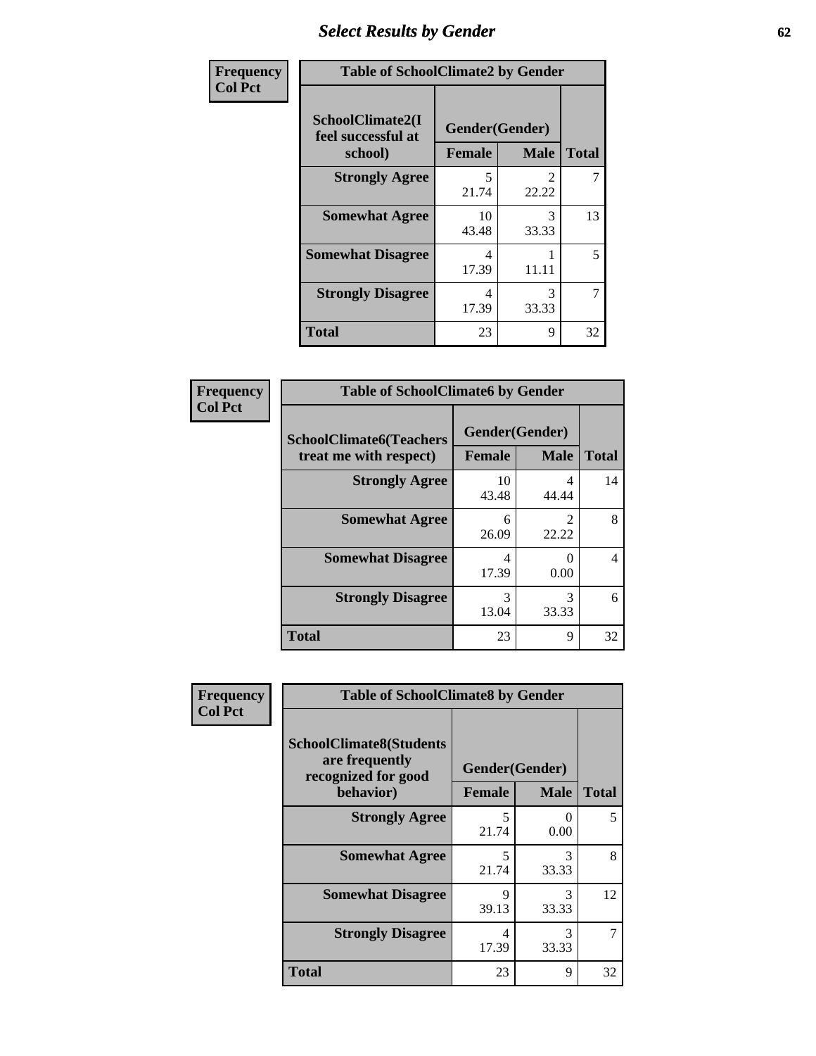# Select Results by Gender

| Frequency<br>Col Pct | Table of SchoolClimate2 by Gender | | |
|---|---|---|---|
| SchoolClimate2(I feel successful at school) | Gender(Gender) | | |
| | Female | Male | Total |
| Strongly Agree | 5<br>21.74 | 2<br>22.22 | 7 |
| Somewhat Agree | 10<br>43.48 | 3<br>33.33 | 13 |
| Somewhat Disagree | 4<br>17.39 | 1<br>11.11 | 5 |
| Strongly Disagree | 4<br>17.39 | 3<br>33.33 | 7 |
| Total | 23 | 9 | 32 |

| Frequency<br>Col Pct | Table of SchoolClimate6 by Gender | | |
|---|---|---|---|
| SchoolClimate6(Teachers treat me with respect) | Gender(Gender) | | |
| | Female | Male | Total |
| Strongly Agree | 10<br>43.48 | 4<br>44.44 | 14 |
| Somewhat Agree | 6<br>26.09 | 2<br>22.22 | 8 |
| Somewhat Disagree | 4<br>17.39 | 0<br>0.00 | 4 |
| Strongly Disagree | 3<br>13.04 | 3<br>33.33 | 6 |
| Total | 23 | 9 | 32 |

| Frequency<br>Col Pct | Table of SchoolClimate8 by Gender | | |
|---|---|---|---|
| SchoolClimate8(Students are frequently recognized for good behavior) | Gender(Gender) | | |
| | Female | Male | Total |
| Strongly Agree | 5<br>21.74 | 0<br>0.00 | 5 |
| Somewhat Agree | 5<br>21.74 | 3<br>33.33 | 8 |
| Somewhat Disagree | 9<br>39.13 | 3<br>33.33 | 12 |
| Strongly Disagree | 4<br>17.39 | 3<br>33.33 | 7 |
| Total | 23 | 9 | 32 |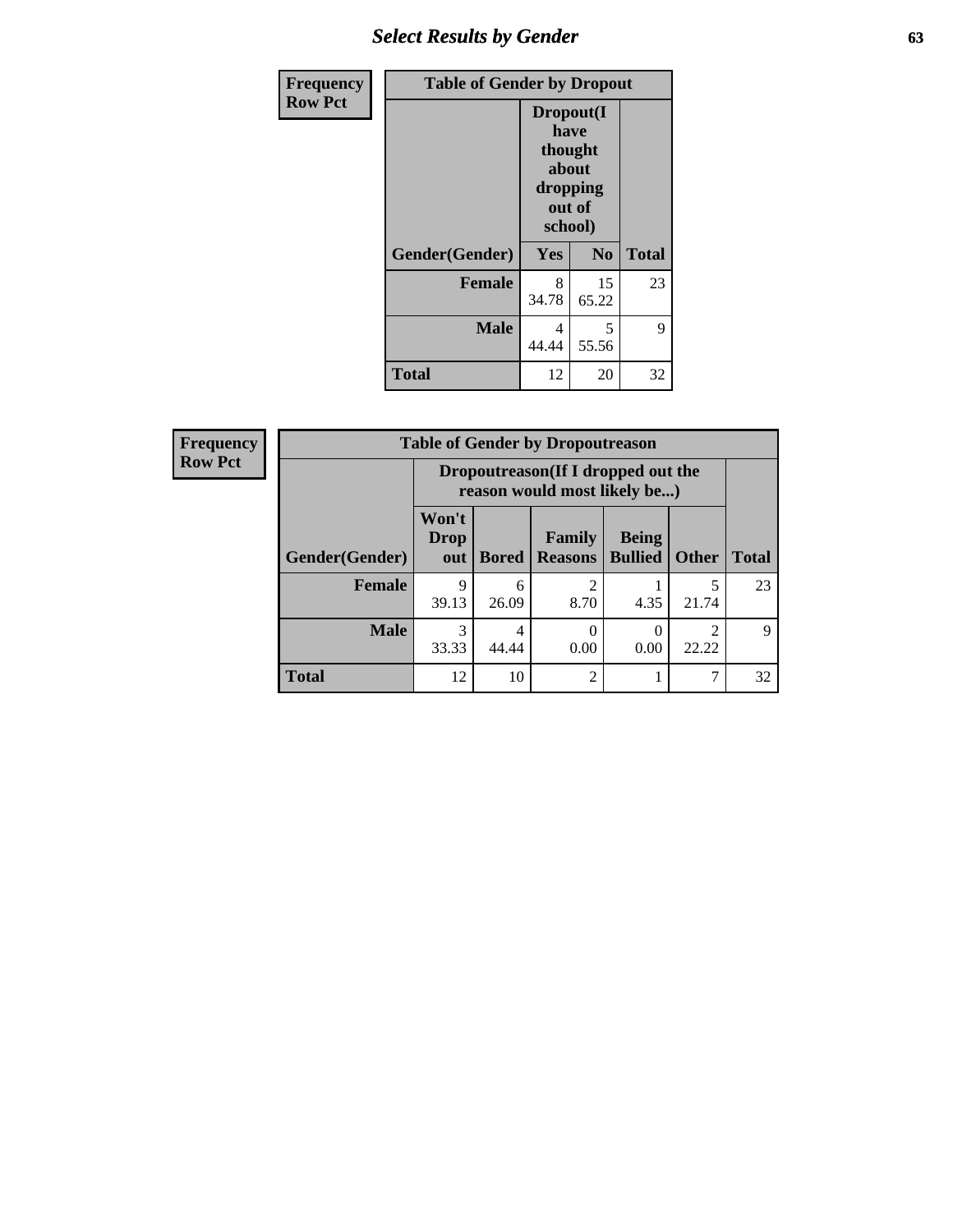| Frequency Row Pct | Table of Gender by Dropout | | |
|---|---|---|---|
| | Dropout(I have thought about dropping out of school) | | |
| Gender(Gender) | Yes | No | Total |
| **Female** | 8<br>34.78 | 15<br>65.22 | 23 |
| **Male** | 4<br>44.44 | 5<br>55.56 | 9 |
| **Total** | 12 | 20 | 32 |

| Frequency Row Pct | Table of Gender by Dropoutreason | | | | | |
|---|---|---|---|---|---|---|
| | Dropoutreason(If I dropped out the reason would most likely be...) | | | | | |
| Gender(Gender) | Won't Drop out | Bored | Family Reasons | Being Bullied | Other | Total |
| **Female** | 9<br>39.13 | 6<br>26.09 | 2<br>8.70 | 1<br>4.35 | 5<br>21.74 | 23 |
| **Male** | 3<br>33.33 | 4<br>44.44 | 0<br>0.00 | 0<br>0.00 | 2<br>22.22 | 9 |
| **Total** | 12 | 10 | 2 | 1 | 7 | 32 |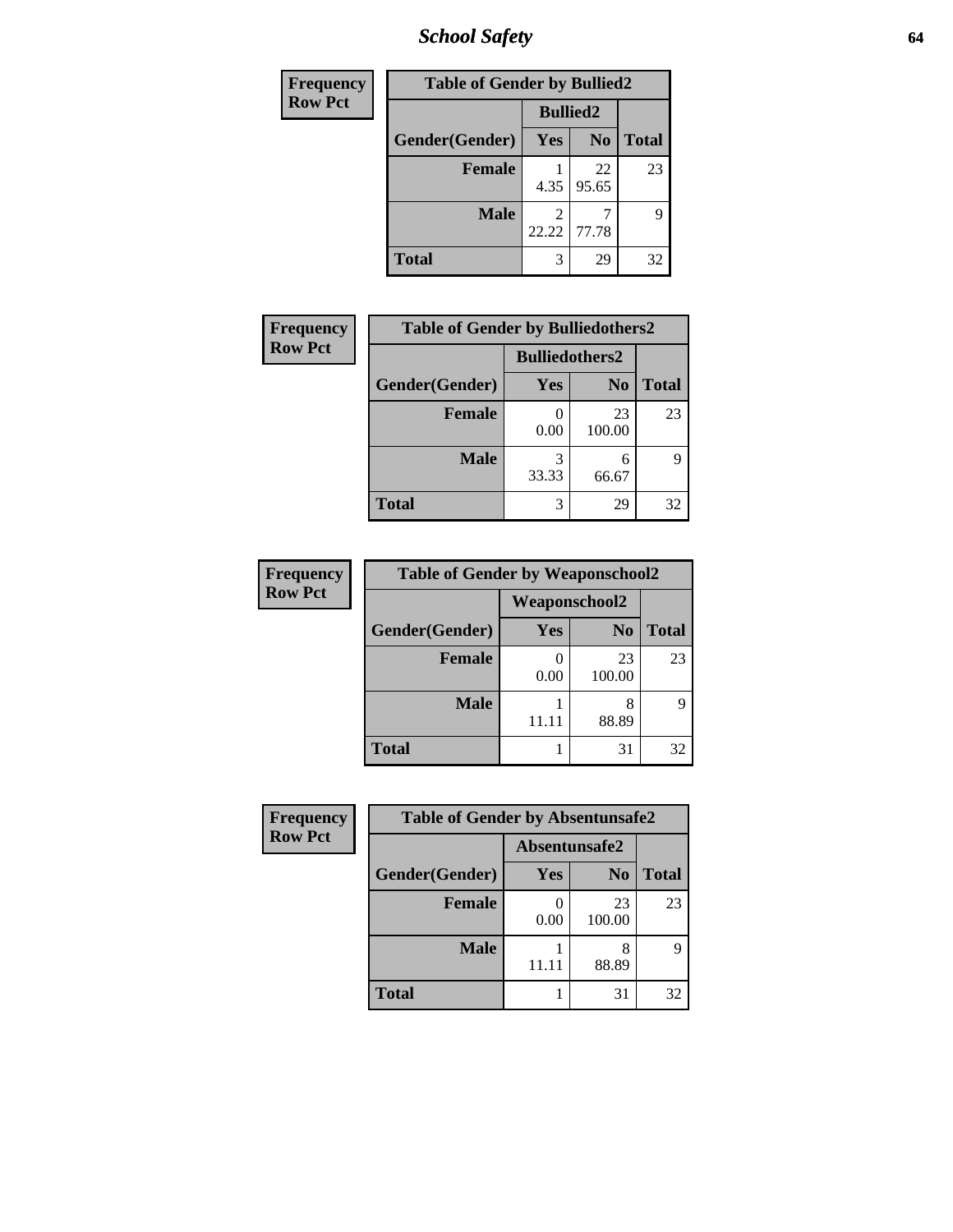## School Safety

Frequency
Row Pct

| Table of Gender by Bullied2 | | | |
|---|---|---|---|
| | Bullied2 | | |
| Gender(Gender) | Yes | No | Total |
| Female | 1<br>4.35 | 22<br>95.65 | 23 |
| Male | 2<br>22.22 | 7<br>77.78 | 9 |
| Total | 3 | 29 | 32 |

Frequency
Row Pct

| Table of Gender by Bulliedothers2 | | | |
|---|---|---|---|
| | Bulliedothers2 | | |
| Gender(Gender) | Yes | No | Total |
| Female | 0<br>0.00 | 23<br>100.00 | 23 |
| Male | 3<br>33.33 | 6<br>66.67 | 9 |
| Total | 3 | 29 | 32 |

Frequency
Row Pct

| Table of Gender by Weaponschool2 | | | |
|---|---|---|---|
| | Weaponschool2 | | |
| Gender(Gender) | Yes | No | Total |
| Female | 0<br>0.00 | 23<br>100.00 | 23 |
| Male | 1<br>11.11 | 8<br>88.89 | 9 |
| Total | 1 | 31 | 32 |

Frequency
Row Pct

| Table of Gender by Absentunsafe2 | | | |
|---|---|---|---|
| | Absentunsafe2 | | |
| Gender(Gender) | Yes | No | Total |
| Female | 0<br>0.00 | 23<br>100.00 | 23 |
| Male | 1<br>11.11 | 8<br>88.89 | 9 |
| Total | 1 | 31 | 32 |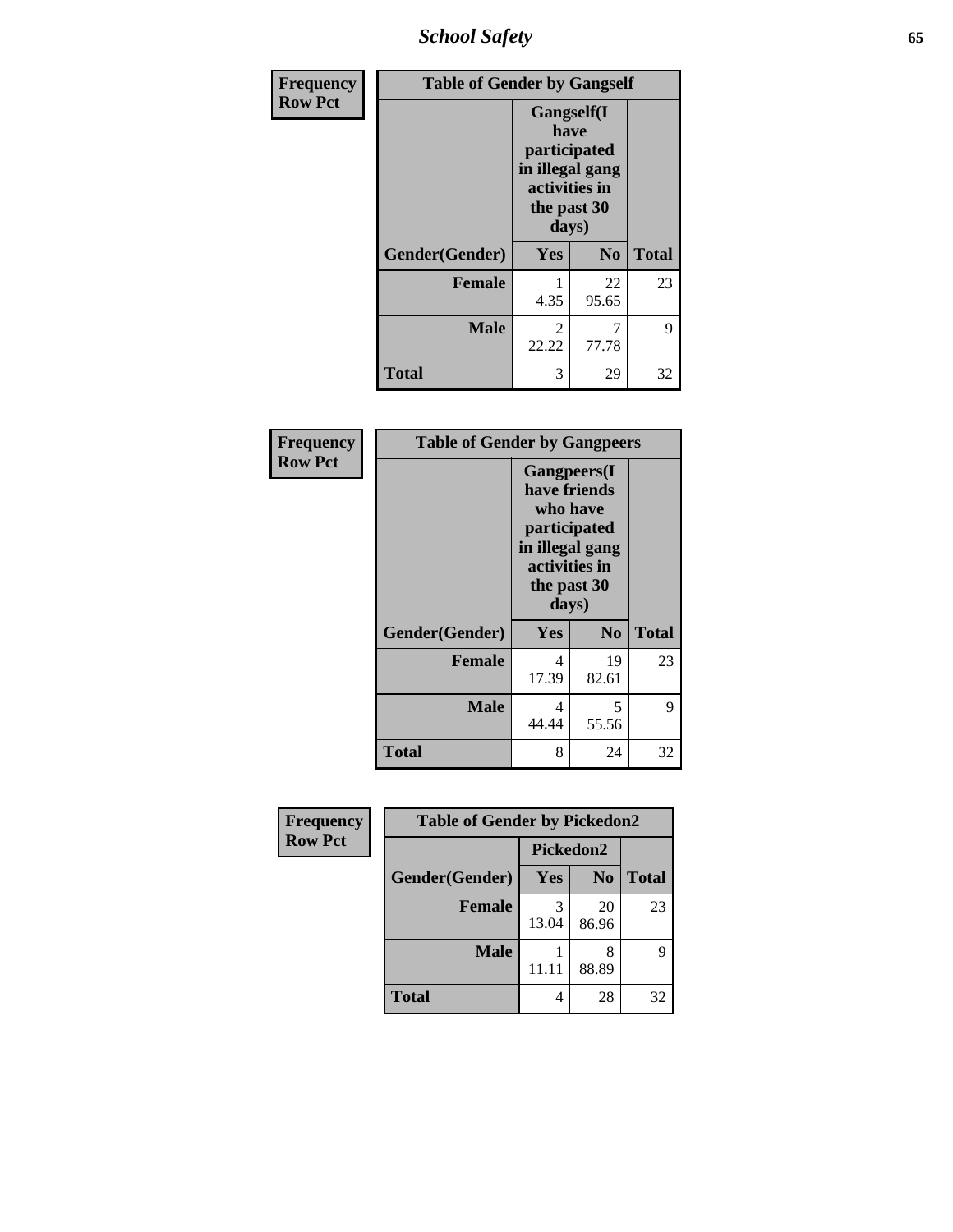# School Safety

**Frequency**
**Row Pct**

| Table of Gender by Gangself | | | |
|---|---|---|---|
| | Gangself(I have participated in illegal gang activities in the past 30 days) | | |
| Gender(Gender) | Yes | No | Total |
| Female | 1<br>4.35 | 22<br>95.65 | 23 |
| Male | 2<br>22.22 | 7<br>77.78 | 9 |
| Total | 3 | 29 | 32 |

**Frequency**
**Row Pct**

| Table of Gender by Gangpeers | | | |
|---|---|---|---|
| | Gangpeers(I have friends who have participated in illegal gang activities in the past 30 days) | | |
| Gender(Gender) | Yes | No | Total |
| Female | 4<br>17.39 | 19<br>82.61 | 23 |
| Male | 4<br>44.44 | 5<br>55.56 | 9 |
| Total | 8 | 24 | 32 |

**Frequency**
**Row Pct**

| Table of Gender by Pickedon2 | | | |
|---|---|---|---|
| | Pickedon2 | | |
| Gender(Gender) | Yes | No | Total |
| Female | 3<br>13.04 | 20<br>86.96 | 23 |
| Male | 1<br>11.11 | 8<br>88.89 | 9 |
| Total | 4 | 28 | 32 |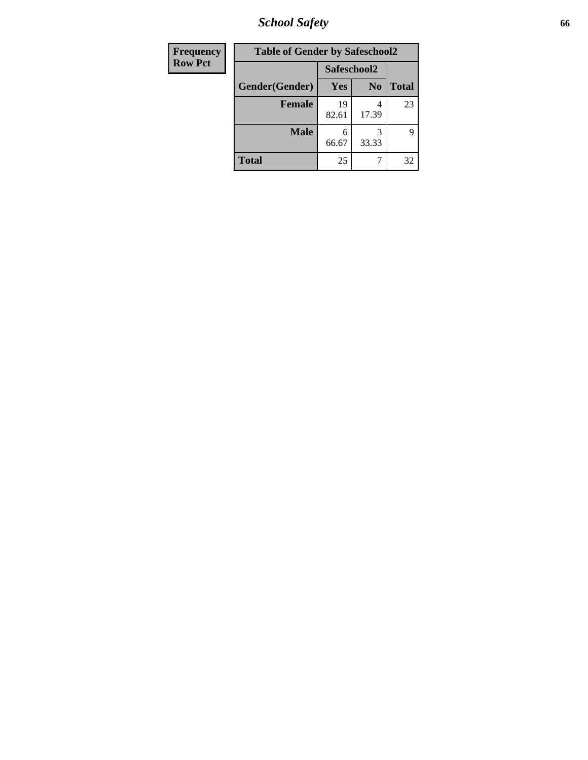# School Safety

| Frequency<br>Row Pct |
|---|

**Table of Gender by Safeschool2**

| Gender(Gender) | Safeschool2 Yes | Safeschool2 No | Total |
|---|---|---|---|
| **Female** | 19<br>82.61 | 4<br>17.39 | 23 |
| **Male** | 6<br>66.67 | 3<br>33.33 | 9 |
| **Total** | 25 | 7 | 32 |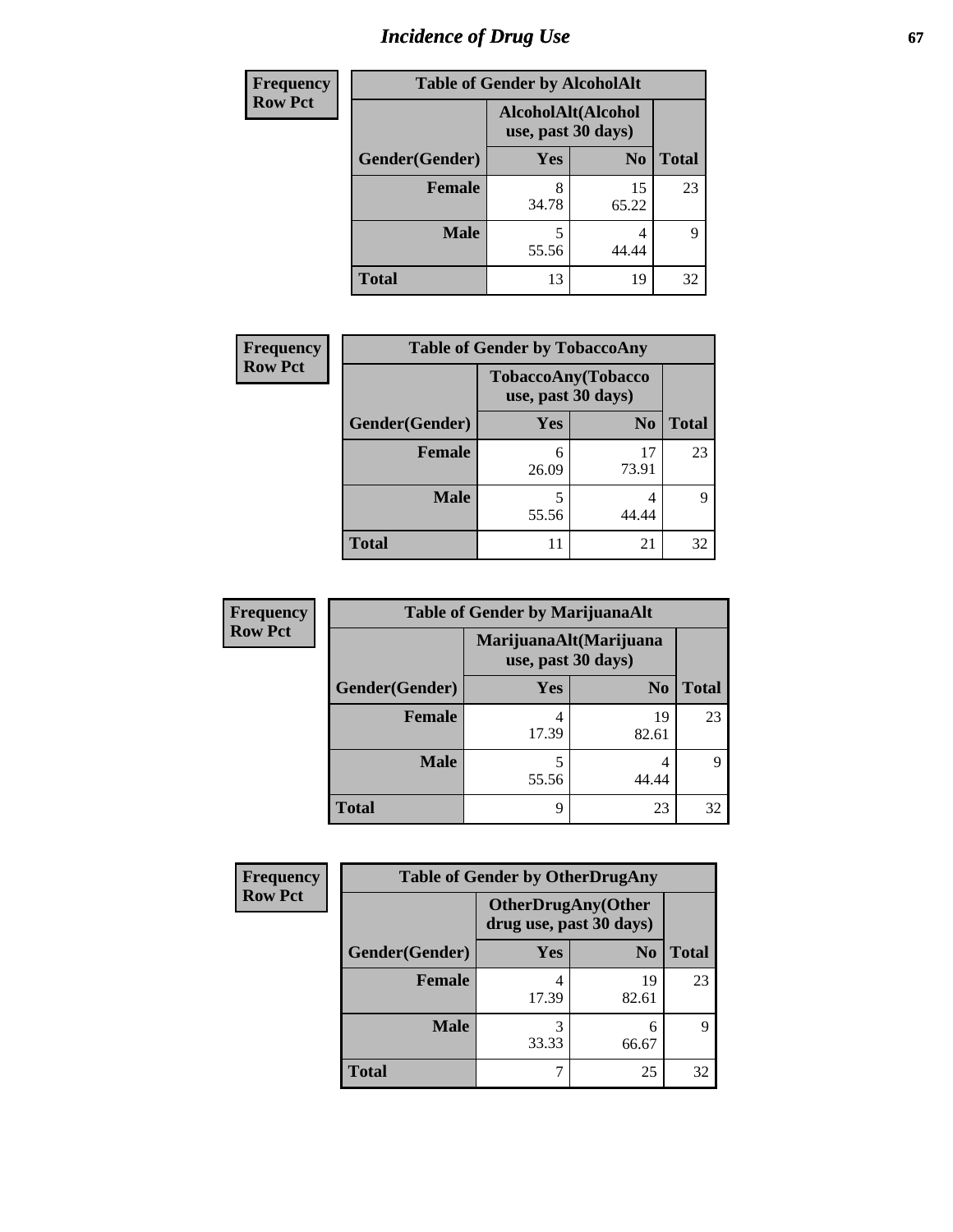# Incidence of Drug Use

**Frequency**
**Row Pct**

| Table of Gender by AlcoholAlt | | | |
|---|---|---|---|
| | AlcoholAlt(Alcohol use, past 30 days) | | |
| Gender(Gender) | Yes | No | Total |
| Female | 8<br>34.78 | 15<br>65.22 | 23 |
| Male | 5<br>55.56 | 4<br>44.44 | 9 |
| Total | 13 | 19 | 32 |

**Frequency**
**Row Pct**

| Table of Gender by TobaccoAny | | | |
|---|---|---|---|
| | TobaccoAny(Tobacco use, past 30 days) | | |
| Gender(Gender) | Yes | No | Total |
| Female | 6<br>26.09 | 17<br>73.91 | 23 |
| Male | 5<br>55.56 | 4<br>44.44 | 9 |
| Total | 11 | 21 | 32 |

**Frequency**
**Row Pct**

| Table of Gender by MarijuanaAlt | | | |
|---|---|---|---|
| | MarijuanaAlt(Marijuana use, past 30 days) | | |
| Gender(Gender) | Yes | No | Total |
| Female | 4<br>17.39 | 19<br>82.61 | 23 |
| Male | 5<br>55.56 | 4<br>44.44 | 9 |
| Total | 9 | 23 | 32 |

**Frequency**
**Row Pct**

| Table of Gender by OtherDrugAny | | | |
|---|---|---|---|
| | OtherDrugAny(Other drug use, past 30 days) | | |
| Gender(Gender) | Yes | No | Total |
| Female | 4<br>17.39 | 19<br>82.61 | 23 |
| Male | 3<br>33.33 | 6<br>66.67 | 9 |
| Total | 7 | 25 | 32 |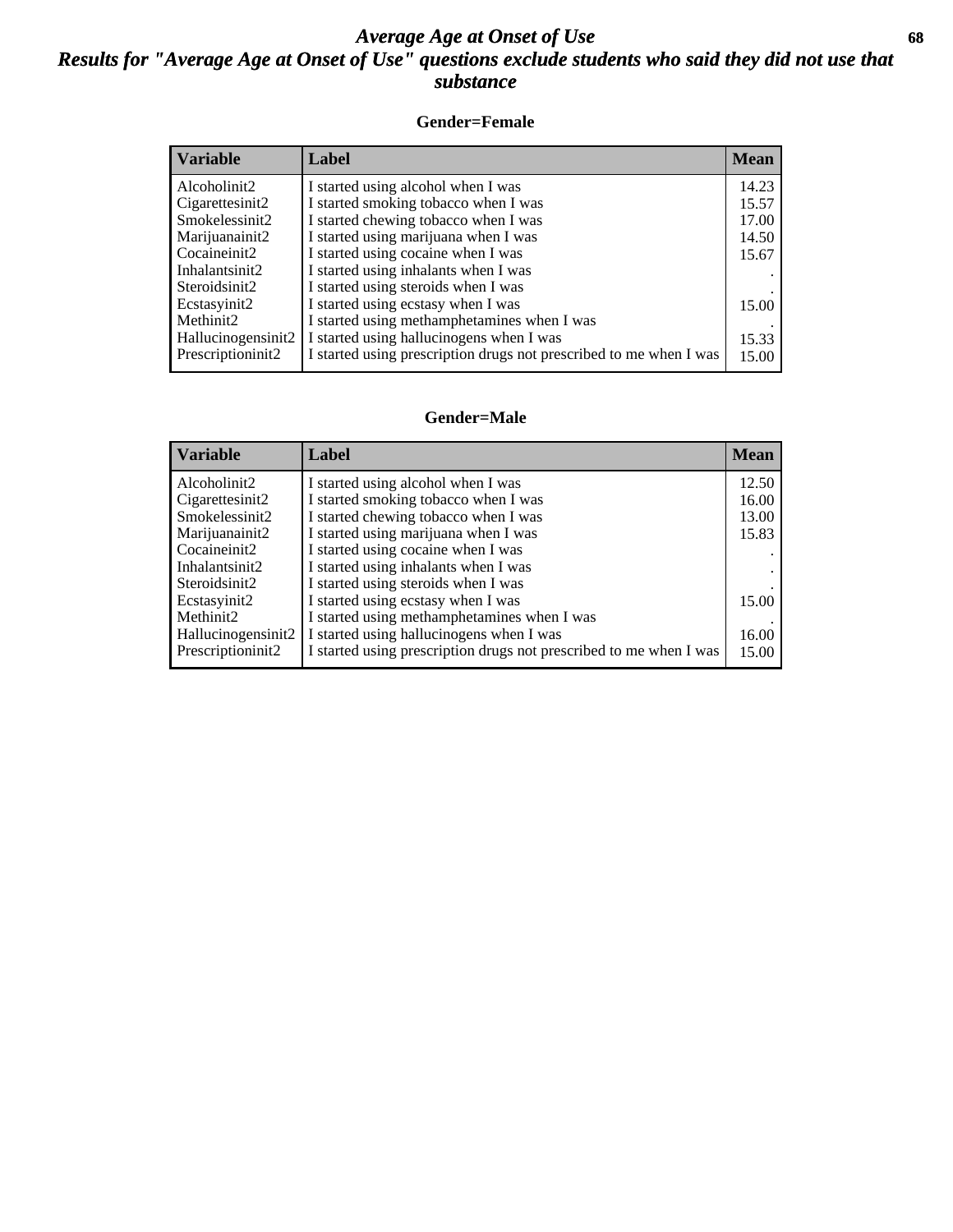# *Average Age at Onset of Use*

## *Results for "Average Age at Onset of Use" questions exclude students who said they did not use that substance*

### Gender=Female

| Variable | Label | Mean |
|---|---|---|
| Alcoholinit2 | I started using alcohol when I was | 14.23 |
| Cigarettesinit2 | I started smoking tobacco when I was | 15.57 |
| Smokelessinit2 | I started chewing tobacco when I was | 17.00 |
| Marijuanainit2 | I started using marijuana when I was | 14.50 |
| Cocaineinit2 | I started using cocaine when I was | 15.67 |
| Inhalantsinit2 | I started using inhalants when I was | . |
| Steroidsinit2 | I started using steroids when I was | . |
| Ecstasyinit2 | I started using ecstasy when I was | 15.00 |
| Methinit2 | I started using methamphetamines when I was | . |
| Hallucinogensinit2 | I started using hallucinogens when I was | 15.33 |
| Prescriptioninit2 | I started using prescription drugs not prescribed to me when I was | 15.00 |

### Gender=Male

| Variable | Label | Mean |
|---|---|---|
| Alcoholinit2 | I started using alcohol when I was | 12.50 |
| Cigarettesinit2 | I started smoking tobacco when I was | 16.00 |
| Smokelessinit2 | I started chewing tobacco when I was | 13.00 |
| Marijuanainit2 | I started using marijuana when I was | 15.83 |
| Cocaineinit2 | I started using cocaine when I was | . |
| Inhalantsinit2 | I started using inhalants when I was | . |
| Steroidsinit2 | I started using steroids when I was | . |
| Ecstasyinit2 | I started using ecstasy when I was | 15.00 |
| Methinit2 | I started using methamphetamines when I was | . |
| Hallucinogensinit2 | I started using hallucinogens when I was | 16.00 |
| Prescriptioninit2 | I started using prescription drugs not prescribed to me when I was | 15.00 |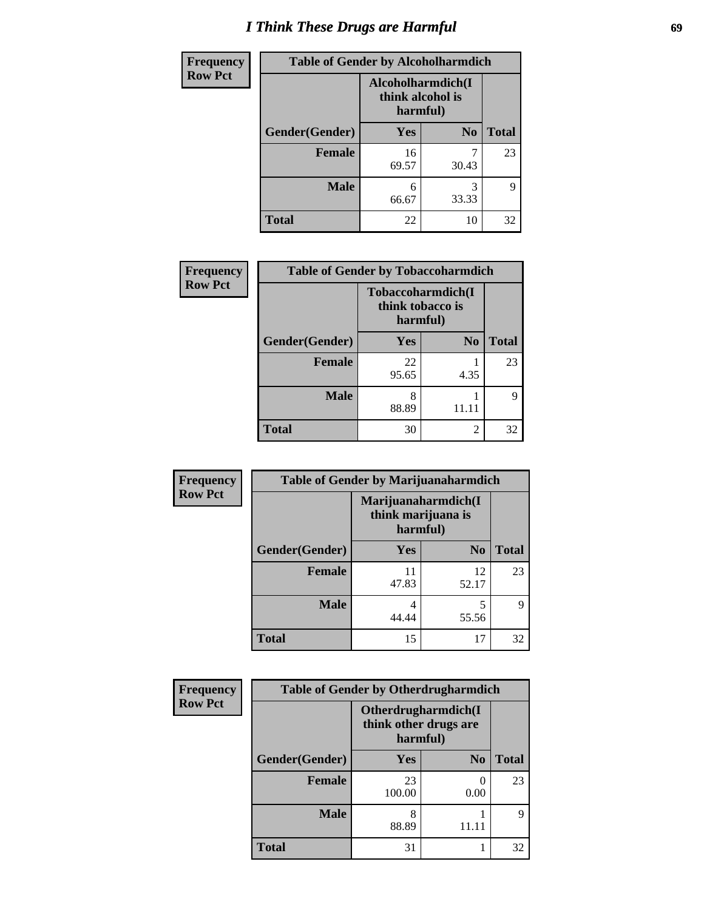# I Think These Drugs are Harmful

| Frequency Row Pct | Table of Gender by Alcoholharmdich | | |
|---|---|---|---|
| | Alcoholharmdich(I think alcohol is harmful) | | |
| Gender(Gender) | Yes | No | Total |
| Female | 16<br>69.57 | 7<br>30.43 | 23 |
| Male | 6<br>66.67 | 3<br>33.33 | 9 |
| Total | 22 | 10 | 32 |

| Frequency Row Pct | Table of Gender by Tobaccoharmdich | | |
|---|---|---|---|
| | Tobaccoharmdich(I think tobacco is harmful) | | |
| Gender(Gender) | Yes | No | Total |
| Female | 22<br>95.65 | 1<br>4.35 | 23 |
| Male | 8<br>88.89 | 1<br>11.11 | 9 |
| Total | 30 | 2 | 32 |

| Frequency Row Pct | Table of Gender by Marijuanaharmdich | | |
|---|---|---|---|
| | Marijuanaharmdich(I think marijuana is harmful) | | |
| Gender(Gender) | Yes | No | Total |
| Female | 11<br>47.83 | 12<br>52.17 | 23 |
| Male | 4<br>44.44 | 5<br>55.56 | 9 |
| Total | 15 | 17 | 32 |

| Frequency Row Pct | Table of Gender by Otherdrugharmdich | | |
|---|---|---|---|
| | Otherdrugharmdich(I think other drugs are harmful) | | |
| Gender(Gender) | Yes | No | Total |
| Female | 23<br>100.00 | 0<br>0.00 | 23 |
| Male | 8<br>88.89 | 1<br>11.11 | 9 |
| Total | 31 | 1 | 32 |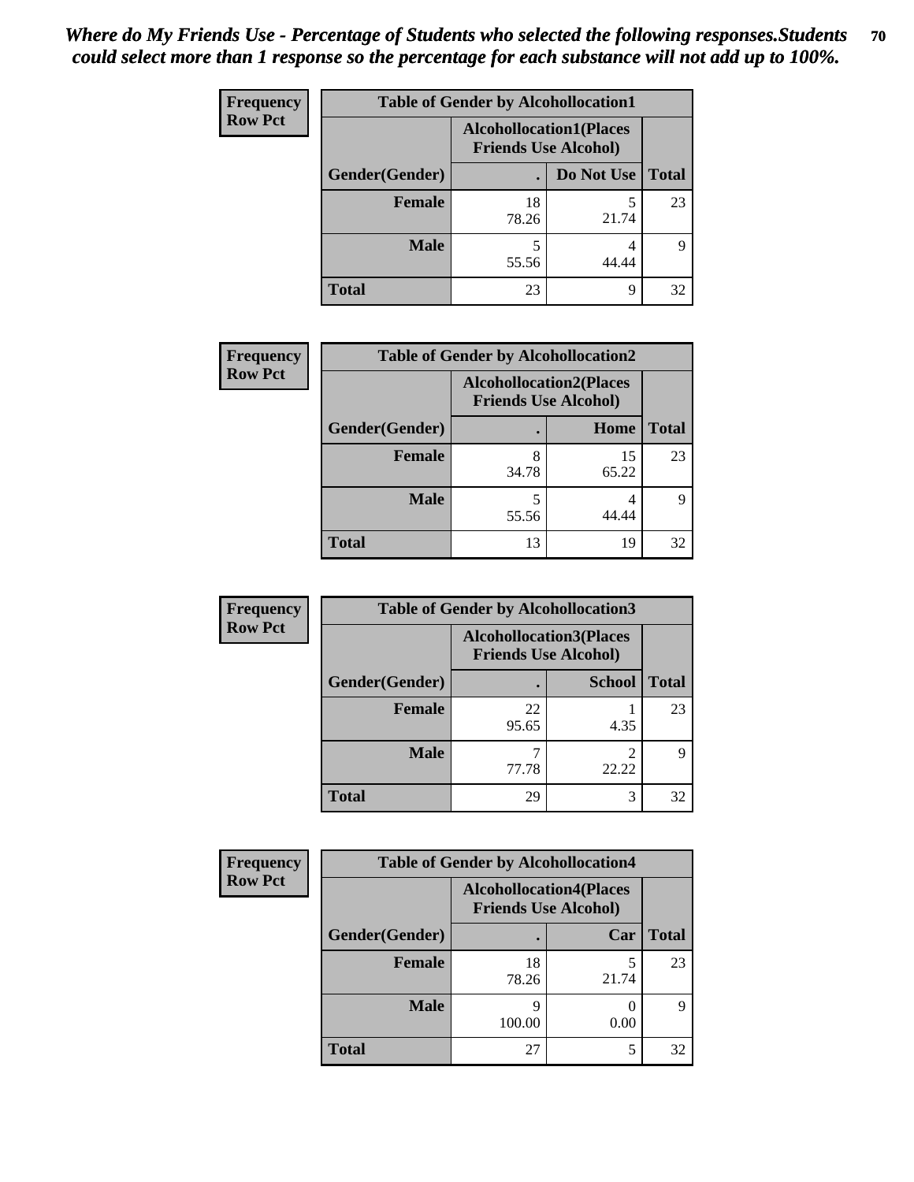*Where do My Friends Use - Percentage of Students who selected the following responses.Students could select more than 1 response so the percentage for each substance will not add up to 100%.*

**Frequency**
**Row Pct**

| Table of Gender by Alcohollocation1 | | | |
|---|---|---|---|
| | Alcohollocation1(Places Friends Use Alcohol) | | |
| Gender(Gender) | . | Do Not Use | Total |
| Female | 18<br>78.26 | 5<br>21.74 | 23 |
| Male | 5<br>55.56 | 4<br>44.44 | 9 |
| Total | 23 | 9 | 32 |

**Frequency**
**Row Pct**

| Table of Gender by Alcohollocation2 | | | |
|---|---|---|---|
| | Alcohollocation2(Places Friends Use Alcohol) | | |
| Gender(Gender) | . | Home | Total |
| Female | 8<br>34.78 | 15<br>65.22 | 23 |
| Male | 5<br>55.56 | 4<br>44.44 | 9 |
| Total | 13 | 19 | 32 |

**Frequency**
**Row Pct**

| Table of Gender by Alcohollocation3 | | | |
|---|---|---|---|
| | Alcohollocation3(Places Friends Use Alcohol) | | |
| Gender(Gender) | . | School | Total |
| Female | 22<br>95.65 | 1<br>4.35 | 23 |
| Male | 7<br>77.78 | 2<br>22.22 | 9 |
| Total | 29 | 3 | 32 |

**Frequency**
**Row Pct**

| Table of Gender by Alcohollocation4 | | | |
|---|---|---|---|
| | Alcohollocation4(Places Friends Use Alcohol) | | |
| Gender(Gender) | . | Car | Total |
| Female | 18<br>78.26 | 5<br>21.74 | 23 |
| Male | 9<br>100.00 | 0<br>0.00 | 9 |
| Total | 27 | 5 | 32 |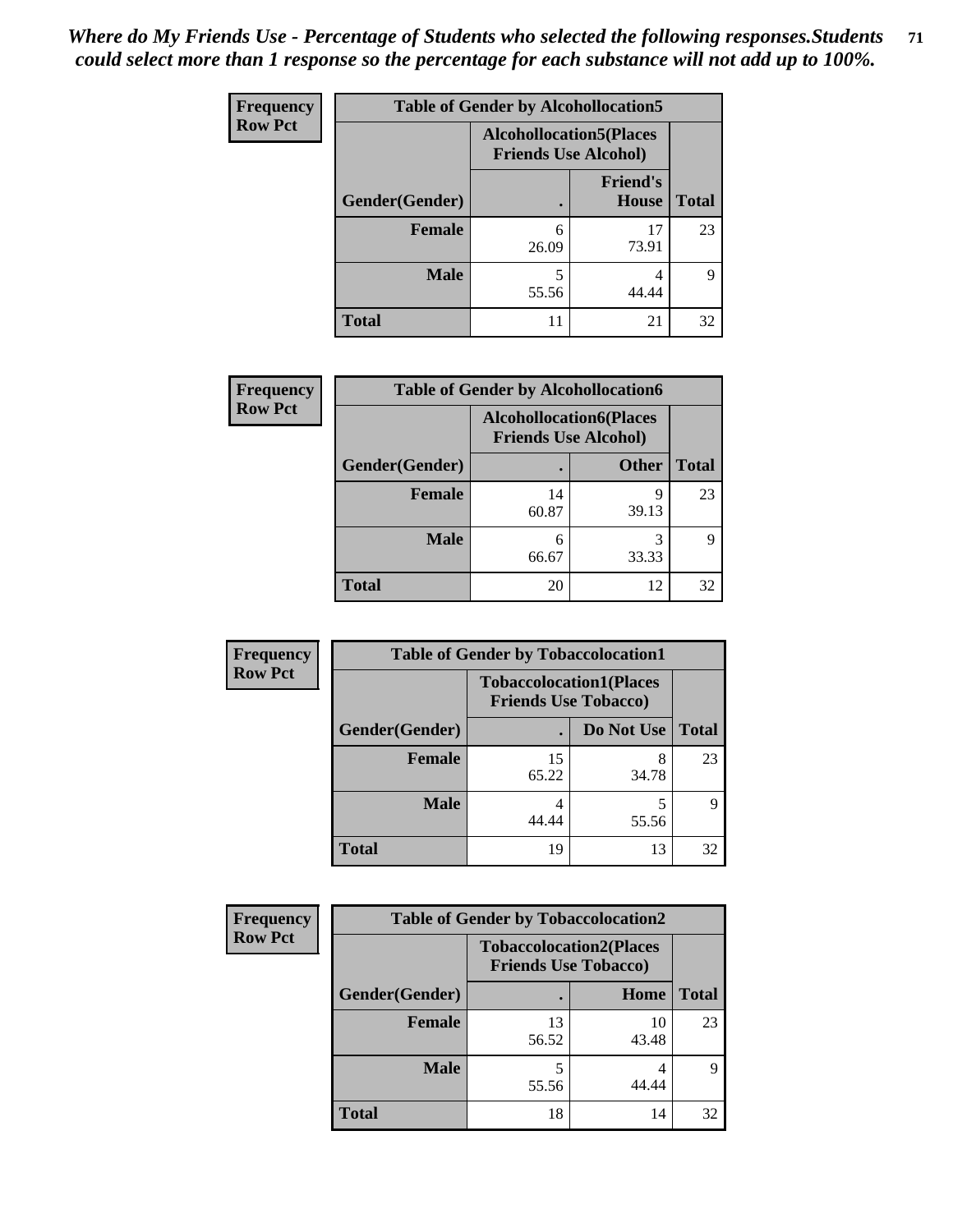*Where do My Friends Use - Percentage of Students who selected the following responses.Students could select more than 1 response so the percentage for each substance will not add up to 100%.*

**Frequency**
**Row Pct**

| Table of Gender by Alcohollocation5 | | | |
|---|---|---|---|
| | Alcohollocation5(Places Friends Use Alcohol) | | |
| Gender(Gender) | . | Friend's House | Total |
| **Female** | 6<br>26.09 | 17<br>73.91 | 23 |
| **Male** | 5<br>55.56 | 4<br>44.44 | 9 |
| **Total** | 11 | 21 | 32 |

**Frequency**
**Row Pct**

| Table of Gender by Alcohollocation6 | | | |
|---|---|---|---|
| | Alcohollocation6(Places Friends Use Alcohol) | | |
| Gender(Gender) | . | Other | Total |
| **Female** | 14<br>60.87 | 9<br>39.13 | 23 |
| **Male** | 6<br>66.67 | 3<br>33.33 | 9 |
| **Total** | 20 | 12 | 32 |

**Frequency**
**Row Pct**

| Table of Gender by Tobaccolocation1 | | | |
|---|---|---|---|
| | Tobaccolocation1(Places Friends Use Tobacco) | | |
| Gender(Gender) | . | Do Not Use | Total |
| **Female** | 15<br>65.22 | 8<br>34.78 | 23 |
| **Male** | 4<br>44.44 | 5<br>55.56 | 9 |
| **Total** | 19 | 13 | 32 |

**Frequency**
**Row Pct**

| Table of Gender by Tobaccolocation2 | | | |
|---|---|---|---|
| | Tobaccolocation2(Places Friends Use Tobacco) | | |
| Gender(Gender) | . | Home | Total |
| **Female** | 13<br>56.52 | 10<br>43.48 | 23 |
| **Male** | 5<br>55.56 | 4<br>44.44 | 9 |
| **Total** | 18 | 14 | 32 |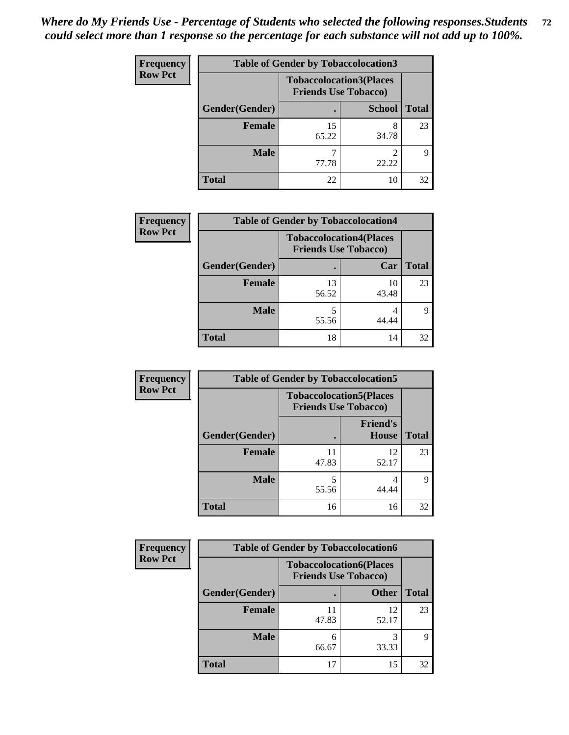*Where do My Friends Use - Percentage of Students who selected the following responses.Students could select more than 1 response so the percentage for each substance will not add up to 100%.*

**Frequency**
**Row Pct**

| Table of Gender by Tobaccolocation3 | | | |
|---|---|---|---|
| | Tobaccolocation3(Places Friends Use Tobacco) | | |
| Gender(Gender) | . | School | Total |
| Female | 15<br>65.22 | 8<br>34.78 | 23 |
| Male | 7<br>77.78 | 2<br>22.22 | 9 |
| Total | 22 | 10 | 32 |

**Frequency**
**Row Pct**

| Table of Gender by Tobaccolocation4 | | | |
|---|---|---|---|
| | Tobaccolocation4(Places Friends Use Tobacco) | | |
| Gender(Gender) | . | Car | Total |
| Female | 13<br>56.52 | 10<br>43.48 | 23 |
| Male | 5<br>55.56 | 4<br>44.44 | 9 |
| Total | 18 | 14 | 32 |

**Frequency**
**Row Pct**

| Table of Gender by Tobaccolocation5 | | | |
|---|---|---|---|
| | Tobaccolocation5(Places Friends Use Tobacco) | | |
| Gender(Gender) | . | Friend's House | Total |
| Female | 11<br>47.83 | 12<br>52.17 | 23 |
| Male | 5<br>55.56 | 4<br>44.44 | 9 |
| Total | 16 | 16 | 32 |

**Frequency**
**Row Pct**

| Table of Gender by Tobaccolocation6 | | | |
|---|---|---|---|
| | Tobaccolocation6(Places Friends Use Tobacco) | | |
| Gender(Gender) | . | Other | Total |
| Female | 11<br>47.83 | 12<br>52.17 | 23 |
| Male | 6<br>66.67 | 3<br>33.33 | 9 |
| Total | 17 | 15 | 32 |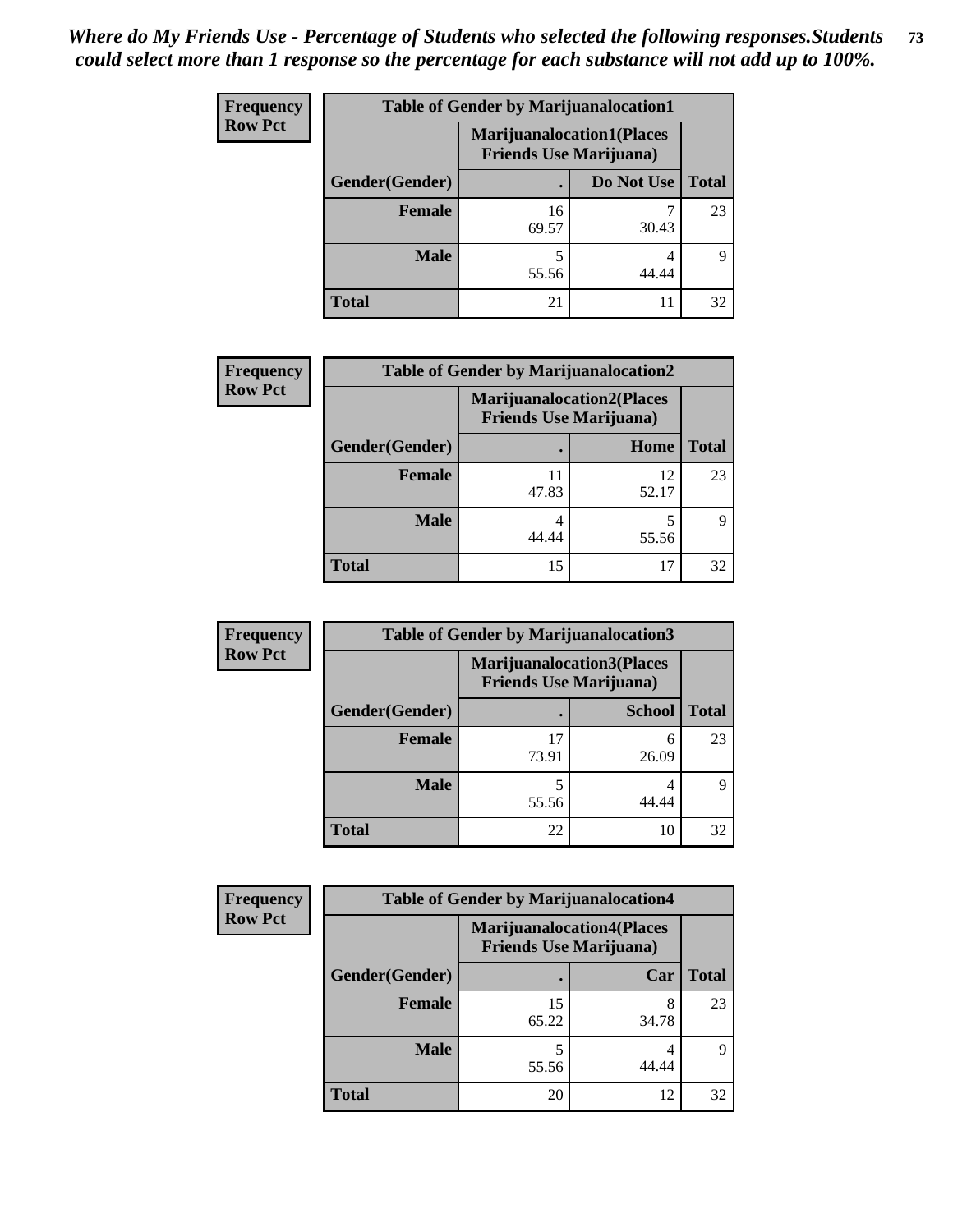*Where do My Friends Use - Percentage of Students who selected the following responses.Students could select more than 1 response so the percentage for each substance will not add up to 100%.*

**Frequency**
**Row Pct**

| Table of Gender by Marijuanalocation1 | | | |
|---|---|---|---|
| | Marijuanalocation1(Places Friends Use Marijuana) | | |
| Gender(Gender) | . | Do Not Use | Total |
| Female | 16<br>69.57 | 7<br>30.43 | 23 |
| Male | 5<br>55.56 | 4<br>44.44 | 9 |
| Total | 21 | 11 | 32 |

**Frequency**
**Row Pct**

| Table of Gender by Marijuanalocation2 | | | |
|---|---|---|---|
| | Marijuanalocation2(Places Friends Use Marijuana) | | |
| Gender(Gender) | . | Home | Total |
| Female | 11<br>47.83 | 12<br>52.17 | 23 |
| Male | 4<br>44.44 | 5<br>55.56 | 9 |
| Total | 15 | 17 | 32 |

**Frequency**
**Row Pct**

| Table of Gender by Marijuanalocation3 | | | |
|---|---|---|---|
| | Marijuanalocation3(Places Friends Use Marijuana) | | |
| Gender(Gender) | . | School | Total |
| Female | 17<br>73.91 | 6<br>26.09 | 23 |
| Male | 5<br>55.56 | 4<br>44.44 | 9 |
| Total | 22 | 10 | 32 |

**Frequency**
**Row Pct**

| Table of Gender by Marijuanalocation4 | | | |
|---|---|---|---|
| | Marijuanalocation4(Places Friends Use Marijuana) | | |
| Gender(Gender) | . | Car | Total |
| Female | 15<br>65.22 | 8<br>34.78 | 23 |
| Male | 5<br>55.56 | 4<br>44.44 | 9 |
| Total | 20 | 12 | 32 |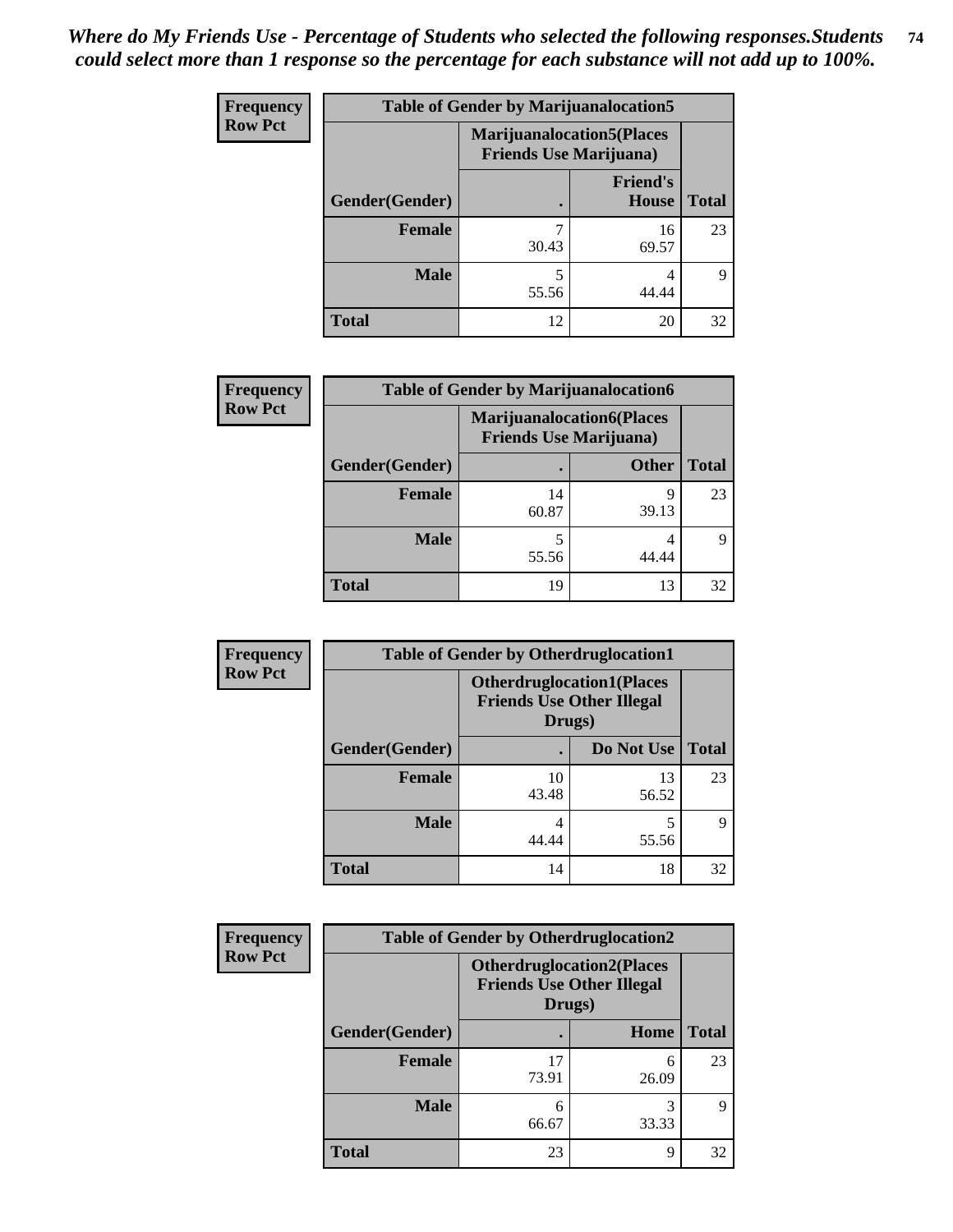*Where do My Friends Use - Percentage of Students who selected the following responses.Students could select more than 1 response so the percentage for each substance will not add up to 100%.*

**Frequency**
**Row Pct**

| Table of Gender by Marijuanalocation5 | | | |
|---|---|---|---|
| | Marijuanalocation5(Places Friends Use Marijuana) | | |
| Gender(Gender) | . | Friend's House | Total |
| **Female** | 7<br>30.43 | 16<br>69.57 | 23 |
| **Male** | 5<br>55.56 | 4<br>44.44 | 9 |
| **Total** | 12 | 20 | 32 |

**Frequency**
**Row Pct**

| Table of Gender by Marijuanalocation6 | | | |
|---|---|---|---|
| | Marijuanalocation6(Places Friends Use Marijuana) | | |
| Gender(Gender) | . | Other | Total |
| **Female** | 14<br>60.87 | 9<br>39.13 | 23 |
| **Male** | 5<br>55.56 | 4<br>44.44 | 9 |
| **Total** | 19 | 13 | 32 |

**Frequency**
**Row Pct**

| Table of Gender by Otherdruglocation1 | | | |
|---|---|---|---|
| | Otherdruglocation1(Places Friends Use Other Illegal Drugs) | | |
| Gender(Gender) | . | Do Not Use | Total |
| **Female** | 10<br>43.48 | 13<br>56.52 | 23 |
| **Male** | 4<br>44.44 | 5<br>55.56 | 9 |
| **Total** | 14 | 18 | 32 |

**Frequency**
**Row Pct**

| Table of Gender by Otherdruglocation2 | | | |
|---|---|---|---|
| | Otherdruglocation2(Places Friends Use Other Illegal Drugs) | | |
| Gender(Gender) | . | Home | Total |
| **Female** | 17<br>73.91 | 6<br>26.09 | 23 |
| **Male** | 6<br>66.67 | 3<br>33.33 | 9 |
| **Total** | 23 | 9 | 32 |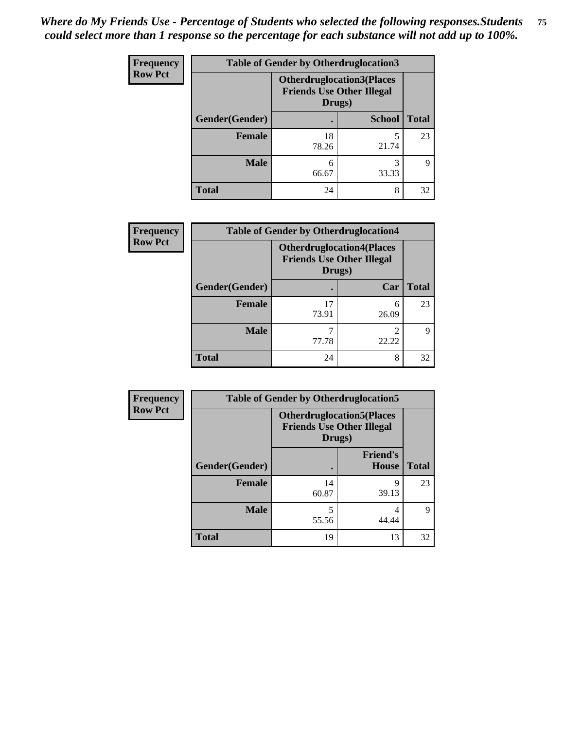*Where do My Friends Use - Percentage of Students who selected the following responses.Students could select more than 1 response so the percentage for each substance will not add up to 100%.*

**Frequency**
**Row Pct**

| Table of Gender by Otherdruglocation3 | | | |
|---|---|---|---|
| | Otherdruglocation3(Places Friends Use Other Illegal Drugs) | | |
| Gender(Gender) | . | School | Total |
| Female | 18<br>78.26 | 5<br>21.74 | 23 |
| Male | 6<br>66.67 | 3<br>33.33 | 9 |
| Total | 24 | 8 | 32 |

**Frequency**
**Row Pct**

| Table of Gender by Otherdruglocation4 | | | |
|---|---|---|---|
| | Otherdruglocation4(Places Friends Use Other Illegal Drugs) | | |
| Gender(Gender) | . | Car | Total |
| Female | 17<br>73.91 | 6<br>26.09 | 23 |
| Male | 7<br>77.78 | 2<br>22.22 | 9 |
| Total | 24 | 8 | 32 |

**Frequency**
**Row Pct**

| Table of Gender by Otherdruglocation5 | | | |
|---|---|---|---|
| | Otherdruglocation5(Places Friends Use Other Illegal Drugs) | | |
| Gender(Gender) | . | Friend's House | Total |
| Female | 14<br>60.87 | 9<br>39.13 | 23 |
| Male | 5<br>55.56 | 4<br>44.44 | 9 |
| Total | 19 | 13 | 32 |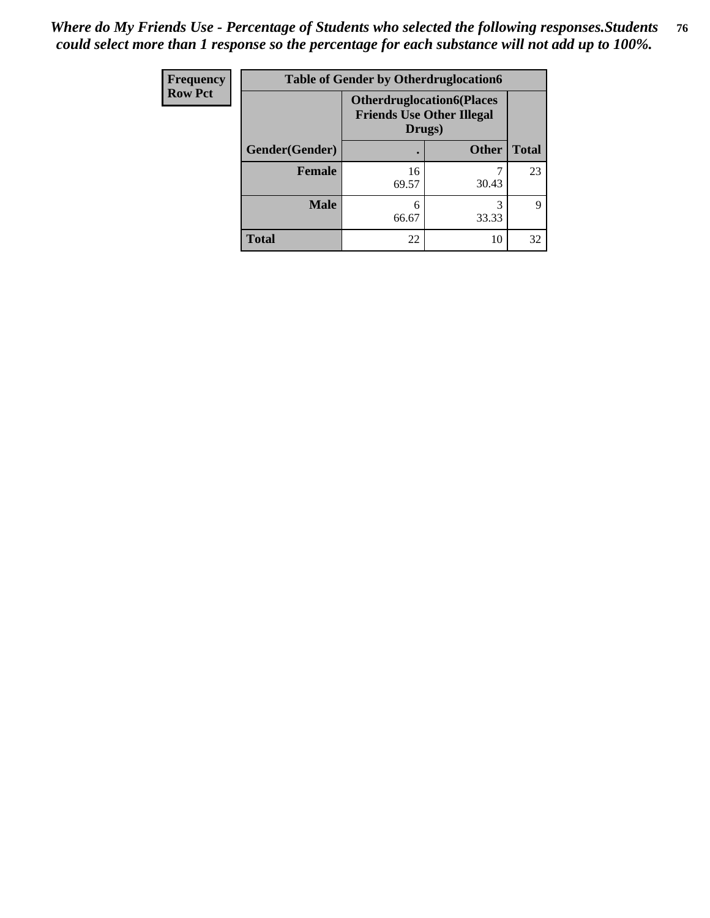*Where do My Friends Use - Percentage of Students who selected the following responses.Students could select more than 1 response so the percentage for each substance will not add up to 100%.*

| Frequency Row Pct | Table of Gender by Otherdruglocation6 | | |
|---|---|---|---|
| | Otherdruglocation6(Places Friends Use Other Illegal Drugs) | | |
| Gender(Gender) | . | Other | Total |
| Female | 16<br>69.57 | 7<br>30.43 | 23 |
| Male | 6<br>66.67 | 3<br>33.33 | 9 |
| Total | 22 | 10 | 32 |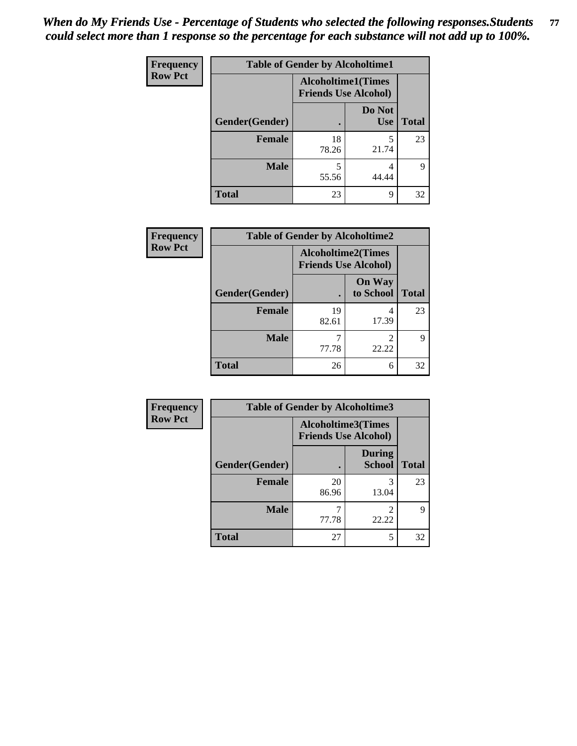*When do My Friends Use - Percentage of Students who selected the following responses.Students could select more than 1 response so the percentage for each substance will not add up to 100%.*

**Frequency**
**Row Pct**

| Table of Gender by Alcoholtime1 | | | |
|---|---|---|---|
| | Alcoholtime1(Times Friends Use Alcohol) | | |
| Gender(Gender) | . | Do Not Use | Total |
| **Female** | 18<br>78.26 | 5<br>21.74 | 23 |
| **Male** | 5<br>55.56 | 4<br>44.44 | 9 |
| **Total** | 23 | 9 | 32 |

**Frequency**
**Row Pct**

| Table of Gender by Alcoholtime2 | | | |
|---|---|---|---|
| | Alcoholtime2(Times Friends Use Alcohol) | | |
| Gender(Gender) | . | On Way to School | Total |
| **Female** | 19<br>82.61 | 4<br>17.39 | 23 |
| **Male** | 7<br>77.78 | 2<br>22.22 | 9 |
| **Total** | 26 | 6 | 32 |

**Frequency**
**Row Pct**

| Table of Gender by Alcoholtime3 | | | |
|---|---|---|---|
| | Alcoholtime3(Times Friends Use Alcohol) | | |
| Gender(Gender) | . | During School | Total |
| **Female** | 20<br>86.96 | 3<br>13.04 | 23 |
| **Male** | 7<br>77.78 | 2<br>22.22 | 9 |
| **Total** | 27 | 5 | 32 |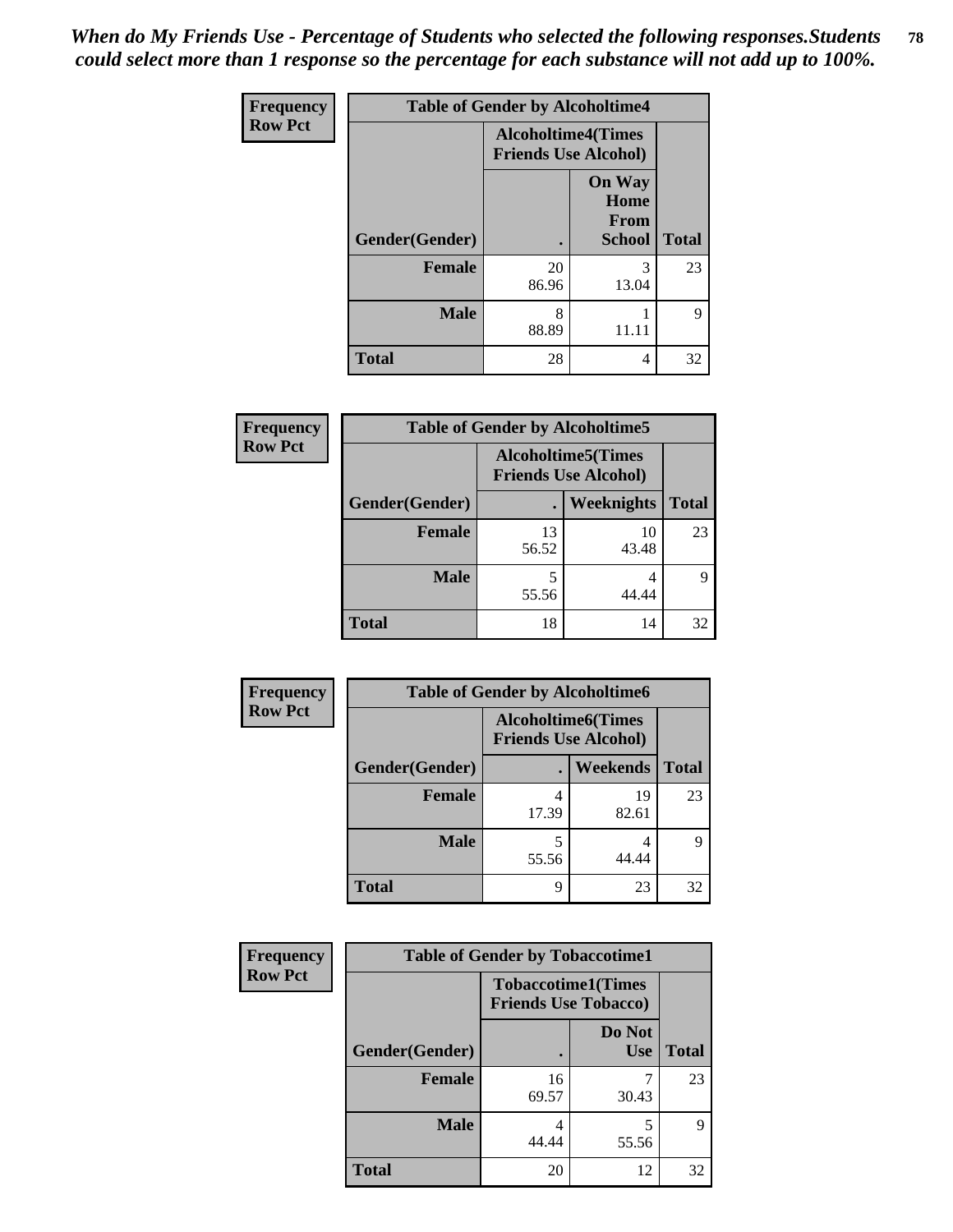*When do My Friends Use - Percentage of Students who selected the following responses.Students could select more than 1 response so the percentage for each substance will not add up to 100%.*

**Frequency**
**Row Pct**

| Table of Gender by Alcoholtime4 | | | |
|---|---|---|---|
| | Alcoholtime4(Times Friends Use Alcohol) | | |
| Gender(Gender) | . | On Way Home From School | Total |
| **Female** | 20<br>86.96 | 3<br>13.04 | 23 |
| **Male** | 8<br>88.89 | 1<br>11.11 | 9 |
| **Total** | 28 | 4 | 32 |

**Frequency**
**Row Pct**

| Table of Gender by Alcoholtime5 | | | |
|---|---|---|---|
| | Alcoholtime5(Times Friends Use Alcohol) | | |
| Gender(Gender) | . | Weeknights | Total |
| **Female** | 13<br>56.52 | 10<br>43.48 | 23 |
| **Male** | 5<br>55.56 | 4<br>44.44 | 9 |
| **Total** | 18 | 14 | 32 |

**Frequency**
**Row Pct**

| Table of Gender by Alcoholtime6 | | | |
|---|---|---|---|
| | Alcoholtime6(Times Friends Use Alcohol) | | |
| Gender(Gender) | . | Weekends | Total |
| **Female** | 4<br>17.39 | 19<br>82.61 | 23 |
| **Male** | 5<br>55.56 | 4<br>44.44 | 9 |
| **Total** | 9 | 23 | 32 |

**Frequency**
**Row Pct**

| Table of Gender by Tobaccotime1 | | | |
|---|---|---|---|
| | Tobaccotime1(Times Friends Use Tobacco) | | |
| Gender(Gender) | . | Do Not Use | Total |
| **Female** | 16<br>69.57 | 7<br>30.43 | 23 |
| **Male** | 4<br>44.44 | 5<br>55.56 | 9 |
| **Total** | 20 | 12 | 32 |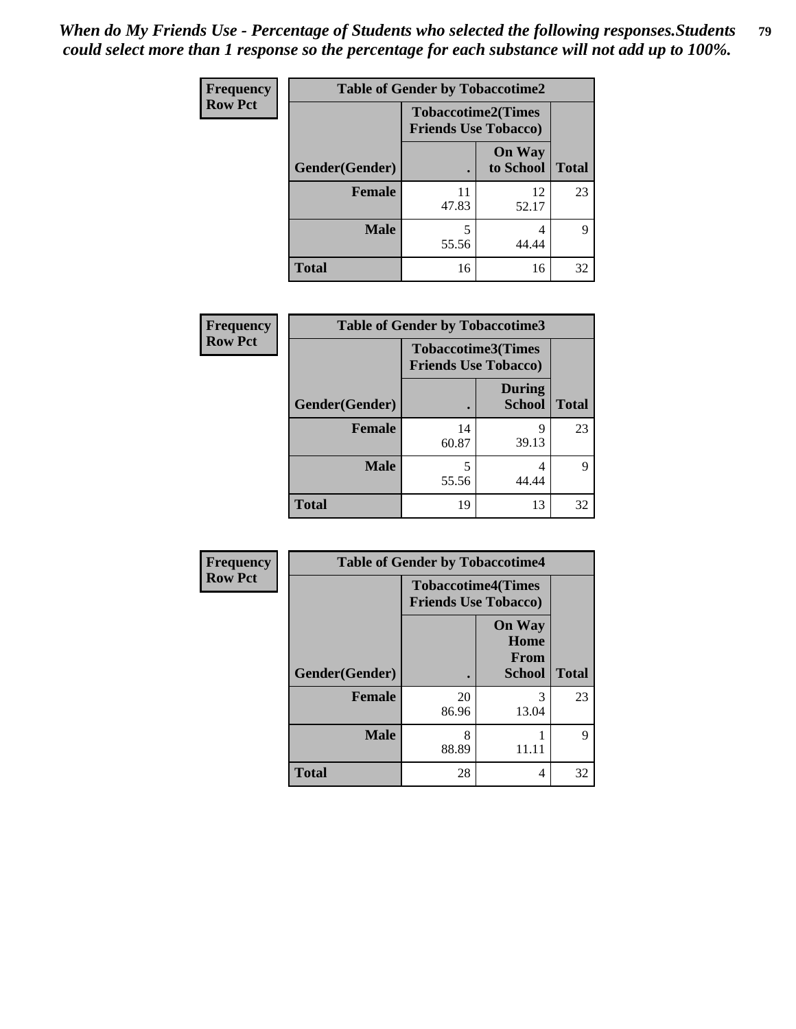*When do My Friends Use - Percentage of Students who selected the following responses.Students could select more than 1 response so the percentage for each substance will not add up to 100%.*

| Frequency Row Pct | Table of Gender by Tobaccotime2 | | |
|---|---|---|---|
| | Tobaccotime2(Times Friends Use Tobacco) | | |
| Gender(Gender) | . | On Way to School | Total |
| Female | 11<br>47.83 | 12<br>52.17 | 23 |
| Male | 5<br>55.56 | 4<br>44.44 | 9 |
| Total | 16 | 16 | 32 |

| Frequency Row Pct | Table of Gender by Tobaccotime3 | | |
|---|---|---|---|
| | Tobaccotime3(Times Friends Use Tobacco) | | |
| Gender(Gender) | . | During School | Total |
| Female | 14<br>60.87 | 9<br>39.13 | 23 |
| Male | 5<br>55.56 | 4<br>44.44 | 9 |
| Total | 19 | 13 | 32 |

| Frequency Row Pct | Table of Gender by Tobaccotime4 | | |
|---|---|---|---|
| | Tobaccotime4(Times Friends Use Tobacco) | | |
| Gender(Gender) | . | On Way Home From School | Total |
| Female | 20<br>86.96 | 3<br>13.04 | 23 |
| Male | 8<br>88.89 | 1<br>11.11 | 9 |
| Total | 28 | 4 | 32 |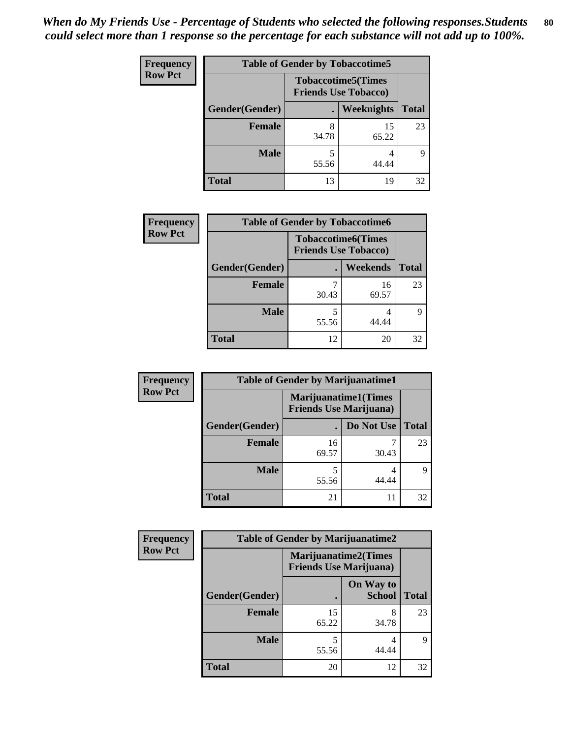*When do My Friends Use - Percentage of Students who selected the following responses.Students could select more than 1 response so the percentage for each substance will not add up to 100%.*

**Frequency**
**Row Pct**

**Table of Gender by Tobaccotime5**

| Gender(Gender) | Tobaccotime5(Times Friends Use Tobacco) . | Weeknights | Total |
|---|---|---|---|
| **Female** | 8<br>34.78 | 15<br>65.22 | 23 |
| **Male** | 5<br>55.56 | 4<br>44.44 | 9 |
| **Total** | 13 | 19 | 32 |

**Frequency**
**Row Pct**

**Table of Gender by Tobaccotime6**

| Gender(Gender) | Tobaccotime6(Times Friends Use Tobacco) . | Weekends | Total |
|---|---|---|---|
| **Female** | 7<br>30.43 | 16<br>69.57 | 23 |
| **Male** | 5<br>55.56 | 4<br>44.44 | 9 |
| **Total** | 12 | 20 | 32 |

**Frequency**
**Row Pct**

**Table of Gender by Marijuanatime1**

| Gender(Gender) | Marijuanatime1(Times Friends Use Marijuana) . | Do Not Use | Total |
|---|---|---|---|
| **Female** | 16<br>69.57 | 7<br>30.43 | 23 |
| **Male** | 5<br>55.56 | 4<br>44.44 | 9 |
| **Total** | 21 | 11 | 32 |

**Frequency**
**Row Pct**

**Table of Gender by Marijuanatime2**

| Gender(Gender) | Marijuanatime2(Times Friends Use Marijuana) . | On Way to School | Total |
|---|---|---|---|
| **Female** | 15<br>65.22 | 8<br>34.78 | 23 |
| **Male** | 5<br>55.56 | 4<br>44.44 | 9 |
| **Total** | 20 | 12 | 32 |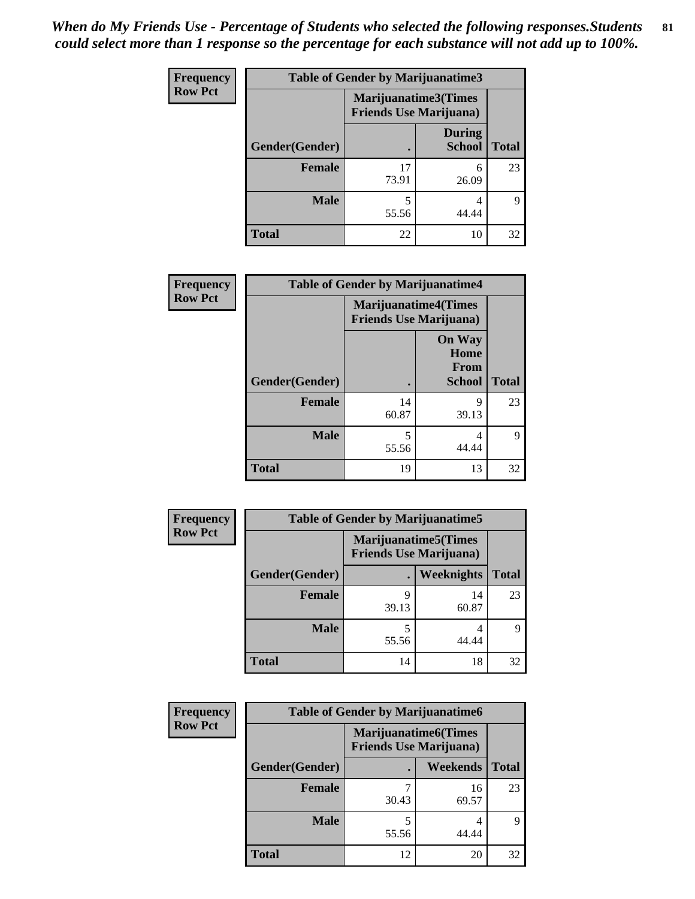*When do My Friends Use - Percentage of Students who selected the following responses.Students could select more than 1 response so the percentage for each substance will not add up to 100%.*

**Frequency**
**Row Pct**

| Table of Gender by Marijuanatime3 | | | |
|---|---|---|---|
| | Marijuanatime3(Times Friends Use Marijuana) | | |
| Gender(Gender) | . | During School | Total |
| **Female** | 17<br>73.91 | 6<br>26.09 | 23 |
| **Male** | 5<br>55.56 | 4<br>44.44 | 9 |
| **Total** | 22 | 10 | 32 |

**Frequency**
**Row Pct**

| Table of Gender by Marijuanatime4 | | | |
|---|---|---|---|
| | Marijuanatime4(Times Friends Use Marijuana) | | |
| Gender(Gender) | . | On Way Home From School | Total |
| **Female** | 14<br>60.87 | 9<br>39.13 | 23 |
| **Male** | 5<br>55.56 | 4<br>44.44 | 9 |
| **Total** | 19 | 13 | 32 |

**Frequency**
**Row Pct**

| Table of Gender by Marijuanatime5 | | | |
|---|---|---|---|
| | Marijuanatime5(Times Friends Use Marijuana) | | |
| Gender(Gender) | . | Weeknights | Total |
| **Female** | 9<br>39.13 | 14<br>60.87 | 23 |
| **Male** | 5<br>55.56 | 4<br>44.44 | 9 |
| **Total** | 14 | 18 | 32 |

**Frequency**
**Row Pct**

| Table of Gender by Marijuanatime6 | | | |
|---|---|---|---|
| | Marijuanatime6(Times Friends Use Marijuana) | | |
| Gender(Gender) | . | Weekends | Total |
| **Female** | 7<br>30.43 | 16<br>69.57 | 23 |
| **Male** | 5<br>55.56 | 4<br>44.44 | 9 |
| **Total** | 12 | 20 | 32 |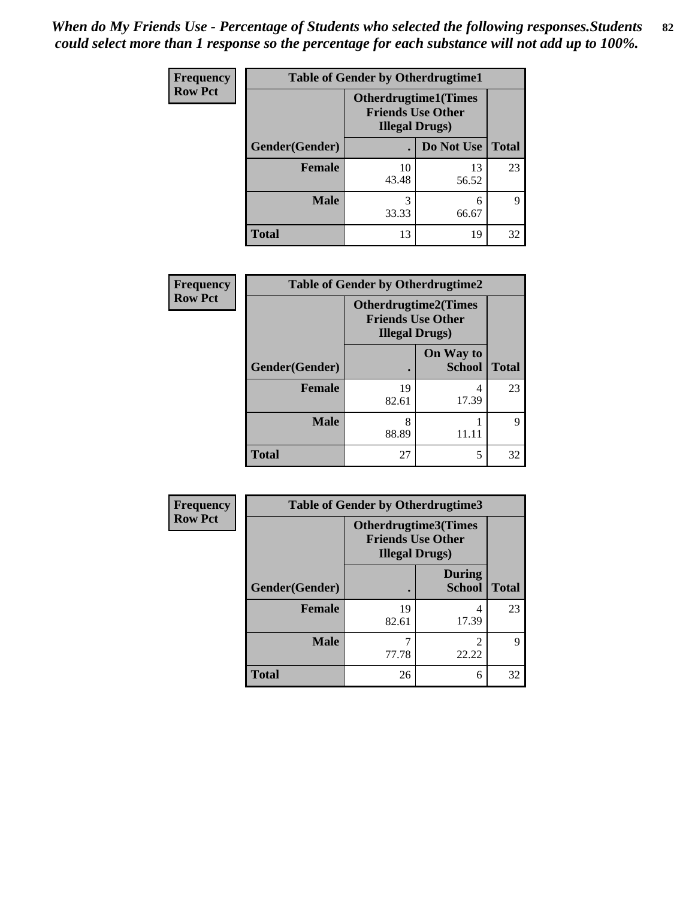*When do My Friends Use - Percentage of Students who selected the following responses.Students could select more than 1 response so the percentage for each substance will not add up to 100%.*

**Frequency**
**Row Pct**

| Table of Gender by Otherdrugtime1 | | | |
|---|---|---|---|
| | Otherdrugtime1(Times Friends Use Other Illegal Drugs) | | |
| Gender(Gender) | . | Do Not Use | Total |
| Female | 10<br>43.48 | 13<br>56.52 | 23 |
| Male | 3<br>33.33 | 6<br>66.67 | 9 |
| Total | 13 | 19 | 32 |

**Frequency**
**Row Pct**

| Table of Gender by Otherdrugtime2 | | | |
|---|---|---|---|
| | Otherdrugtime2(Times Friends Use Other Illegal Drugs) | | |
| Gender(Gender) | . | On Way to School | Total |
| Female | 19<br>82.61 | 4<br>17.39 | 23 |
| Male | 8<br>88.89 | 1<br>11.11 | 9 |
| Total | 27 | 5 | 32 |

**Frequency**
**Row Pct**

| Table of Gender by Otherdrugtime3 | | | |
|---|---|---|---|
| | Otherdrugtime3(Times Friends Use Other Illegal Drugs) | | |
| Gender(Gender) | . | During School | Total |
| Female | 19<br>82.61 | 4<br>17.39 | 23 |
| Male | 7<br>77.78 | 2<br>22.22 | 9 |
| Total | 26 | 6 | 32 |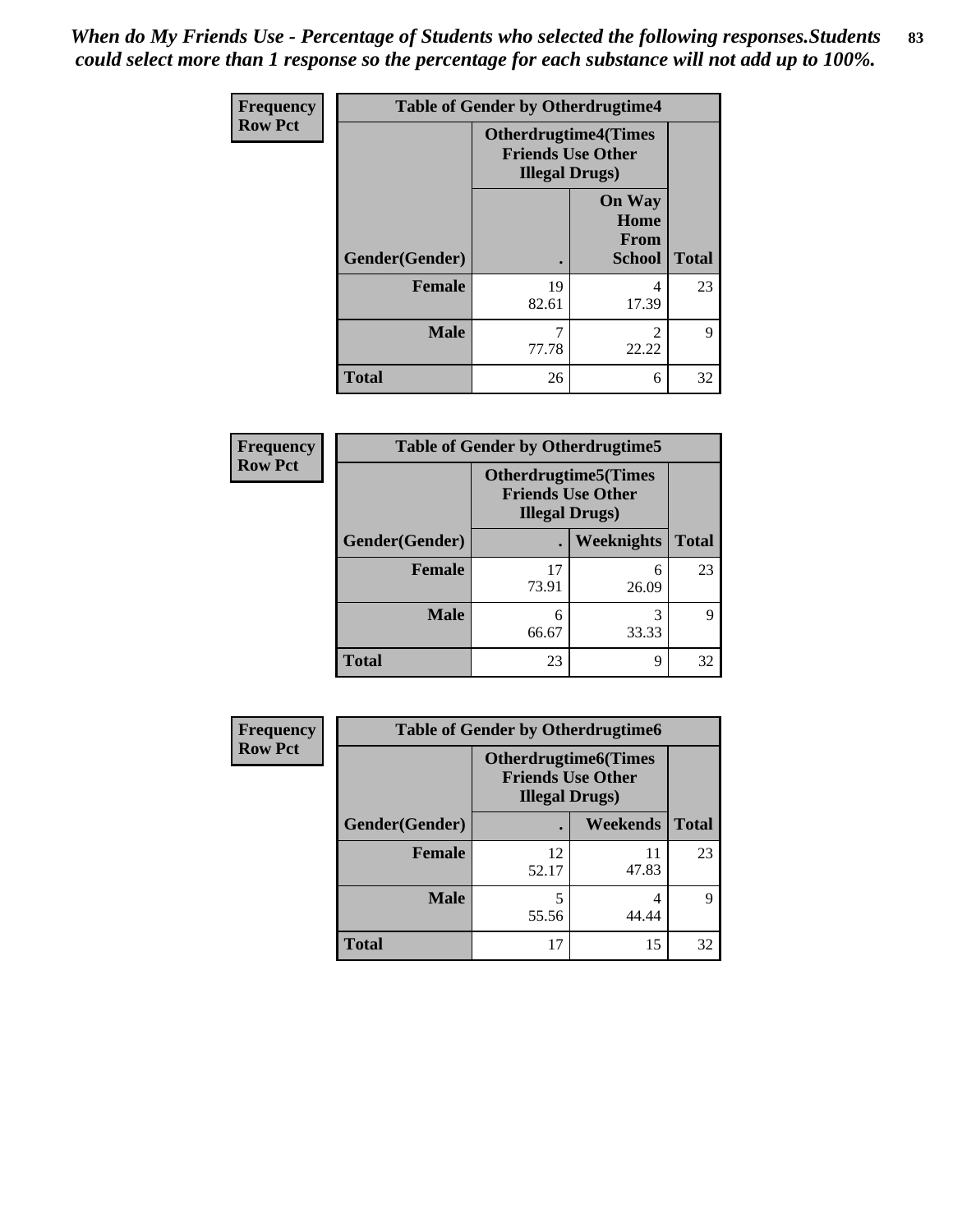*When do My Friends Use - Percentage of Students who selected the following responses.Students could select more than 1 response so the percentage for each substance will not add up to 100%.*

**Frequency**
**Row Pct**

| Table of Gender by Otherdrugtime4 | | | |
|---|---|---|---|
| | Otherdrugtime4(Times Friends Use Other Illegal Drugs) | | |
| Gender(Gender) | . | On Way Home From School | Total |
| **Female** | 19<br>82.61 | 4<br>17.39 | 23 |
| **Male** | 7<br>77.78 | 2<br>22.22 | 9 |
| **Total** | 26 | 6 | 32 |

**Frequency**
**Row Pct**

| Table of Gender by Otherdrugtime5 | | | |
|---|---|---|---|
| | Otherdrugtime5(Times Friends Use Other Illegal Drugs) | | |
| Gender(Gender) | . | Weeknights | Total |
| **Female** | 17<br>73.91 | 6<br>26.09 | 23 |
| **Male** | 6<br>66.67 | 3<br>33.33 | 9 |
| **Total** | 23 | 9 | 32 |

**Frequency**
**Row Pct**

| Table of Gender by Otherdrugtime6 | | | |
|---|---|---|---|
| | Otherdrugtime6(Times Friends Use Other Illegal Drugs) | | |
| Gender(Gender) | . | Weekends | Total |
| **Female** | 12<br>52.17 | 11<br>47.83 | 23 |
| **Male** | 5<br>55.56 | 4<br>44.44 | 9 |
| **Total** | 17 | 15 | 32 |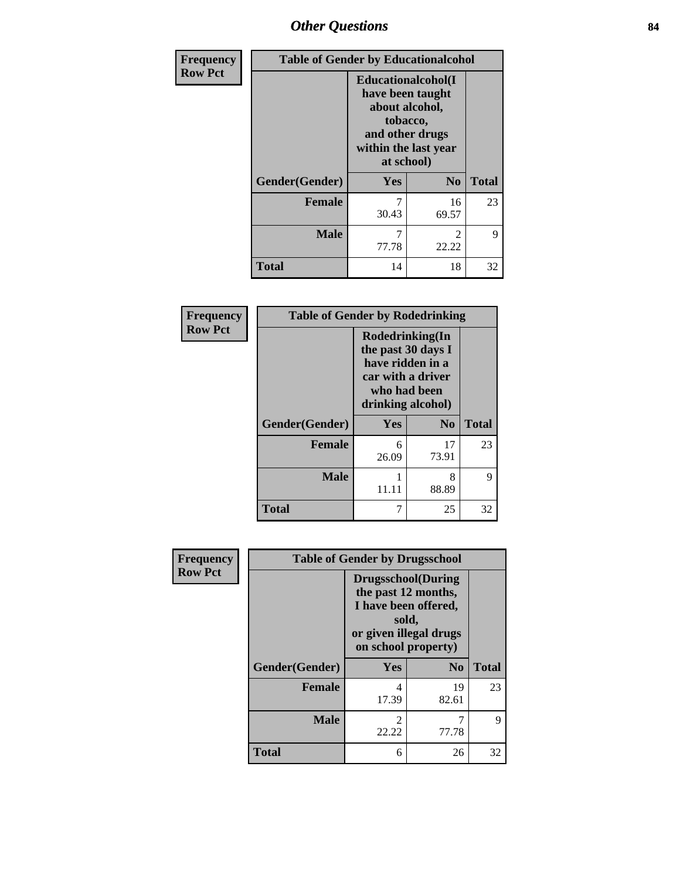| Frequency<br>Row Pct | Table of Gender by Educationalcohol | | |
|---|---|---|---|
| | Educationalcohol(I have been taught about alcohol, tobacco, and other drugs within the last year at school) | | |
| Gender(Gender) | Yes | No | Total |
| Female | 7<br>30.43 | 16<br>69.57 | 23 |
| Male | 7<br>77.78 | 2<br>22.22 | 9 |
| Total | 14 | 18 | 32 |

| Frequency<br>Row Pct | Table of Gender by Rodedrinking | | |
|---|---|---|---|
| | Rodedrinking(In the past 30 days I have ridden in a car with a driver who had been drinking alcohol) | | |
| Gender(Gender) | Yes | No | Total |
| Female | 6<br>26.09 | 17<br>73.91 | 23 |
| Male | 1<br>11.11 | 8<br>88.89 | 9 |
| Total | 7 | 25 | 32 |

| Frequency<br>Row Pct | Table of Gender by Drugsschool | | |
|---|---|---|---|
| | Drugsschool(During the past 12 months, I have been offered, sold, or given illegal drugs on school property) | | |
| Gender(Gender) | Yes | No | Total |
| Female | 4<br>17.39 | 19<br>82.61 | 23 |
| Male | 2<br>22.22 | 7<br>77.78 | 9 |
| Total | 6 | 26 | 32 |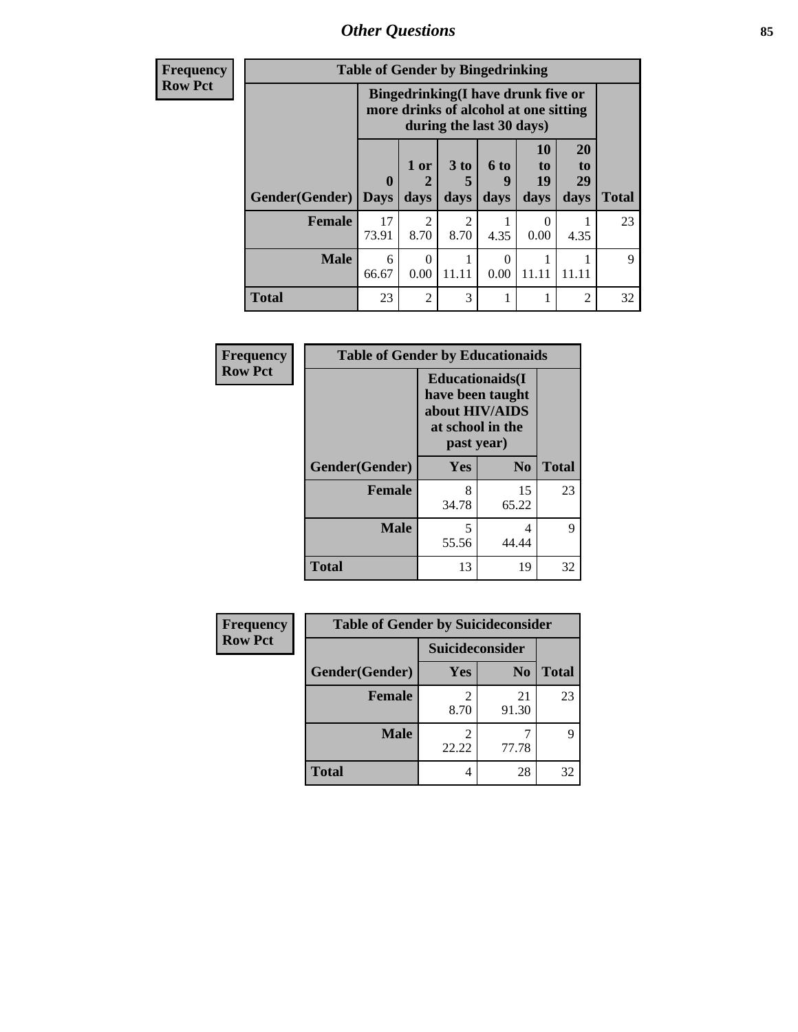| Frequency<br>Row Pct | Table of Gender by Bingedrinking | | | | | | |
|---|---|---|---|---|---|---|---|
| | Bingedrinking(I have drunk five or more drinks of alcohol at one sitting during the last 30 days) | | | | | | |
| Gender(Gender) | 0 Days | 1 or 2 days | 3 to 5 days | 6 to 9 days | 10 to 19 days | 20 to 29 days | Total |
| Female | 17<br>73.91 | 2<br>8.70 | 2<br>8.70 | 1<br>4.35 | 0<br>0.00 | 1<br>4.35 | 23 |
| Male | 6<br>66.67 | 0<br>0.00 | 1<br>11.11 | 0<br>0.00 | 1<br>11.11 | 1<br>11.11 | 9 |
| Total | 23 | 2 | 3 | 1 | 1 | 2 | 32 |

| Frequency<br>Row Pct | Table of Gender by Educationaids | | |
|---|---|---|---|
| | Educationaids(I have been taught about HIV/AIDS at school in the past year) | | |
| Gender(Gender) | Yes | No | Total |
| Female | 8<br>34.78 | 15<br>65.22 | 23 |
| Male | 5<br>55.56 | 4<br>44.44 | 9 |
| Total | 13 | 19 | 32 |

| Frequency<br>Row Pct | Table of Gender by Suicideconsider | | |
|---|---|---|---|
| | Suicideconsider | | |
| Gender(Gender) | Yes | No | Total |
| Female | 2<br>8.70 | 21<br>91.30 | 23 |
| Male | 2<br>22.22 | 7<br>77.78 | 9 |
| Total | 4 | 28 | 32 |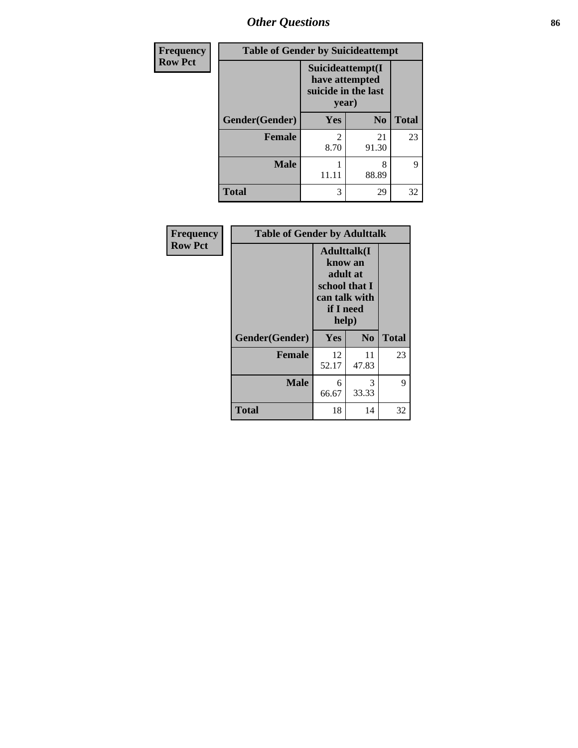## Other Questions

| Frequency<br>Row Pct |
|---|

**Table of Gender by Suicideattempt**

| Gender(Gender) | Suicideattempt(I have attempted suicide in the last year) Yes | No | Total |
|---|---|---|---|
| **Female** | 2<br>8.70 | 21<br>91.30 | 23 |
| **Male** | 1<br>11.11 | 8<br>88.89 | 9 |
| **Total** | 3 | 29 | 32 |

| Frequency<br>Row Pct |
|---|

**Table of Gender by Adulttalk**

| Gender(Gender) | Adulttalk(I know an adult at school that I can talk with if I need help) Yes | No | Total |
|---|---|---|---|
| **Female** | 12<br>52.17 | 11<br>47.83 | 23 |
| **Male** | 6<br>66.67 | 3<br>33.33 | 9 |
| **Total** | 18 | 14 | 32 |